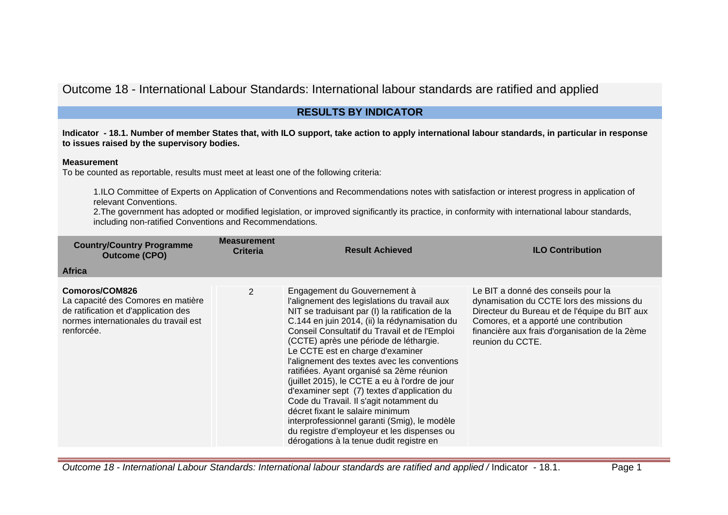# Outcome 18 - International Labour Standards: International labour standards are ratified and applied

## RESULTS BY INDICATOR

**Indicator - 18.1. Number of member States that, with ILO support, take action to apply international labour standards, in particular in response to issues raised by the supervisory bodies.**

**Measurement**
To be counted as reportable, results must meet at least one of the following criteria:

1. ILO Committee of Experts on Application of Conventions and Recommendations notes with satisfaction or interest progress in application of relevant Conventions.
2. The government has adopted or modified legislation, or improved significantly its practice, in conformity with international labour standards, including non-ratified Conventions and Recommendations.

| Country/Country Programme Outcome (CPO) | Measurement Criteria | Result Achieved | ILO Contribution |
|---|---|---|---|
| **Africa** | | | |
| **Comoros/COM826**<br>La capacité des Comores en matière de ratification et d'application des normes internationales du travail est renforcée. | 2 | Engagement du Gouvernement à l'alignement des legislations du travail aux NIT se traduisant par (I) la ratification de la C.144 en juin 2014, (ii) la rédynamisation du Conseil Consultatif du Travail et de l'Emploi (CCTE) après une période de léthargie.<br>Le CCTE est en charge d'examiner l'alignement des textes avec les conventions ratifiées. Ayant organisé sa 2ème réunion (juillet 2015), le CCTE a eu à l'ordre de jour d'examiner sept (7) textes d'application du Code du Travail. Il s'agit notamment du décret fixant le salaire minimum interprofessionnel garanti (Smig), le modèle du registre d'employeur et les dispenses ou dérogations à la tenue dudit registre en | Le BIT a donné des conseils pour la dynamisation du CCTE lors des missions du Directeur du Bureau et de l'équipe du BIT aux Comores, et a apporté une contribution financière aux frais d'organisation de la 2ème reunion du CCTE. |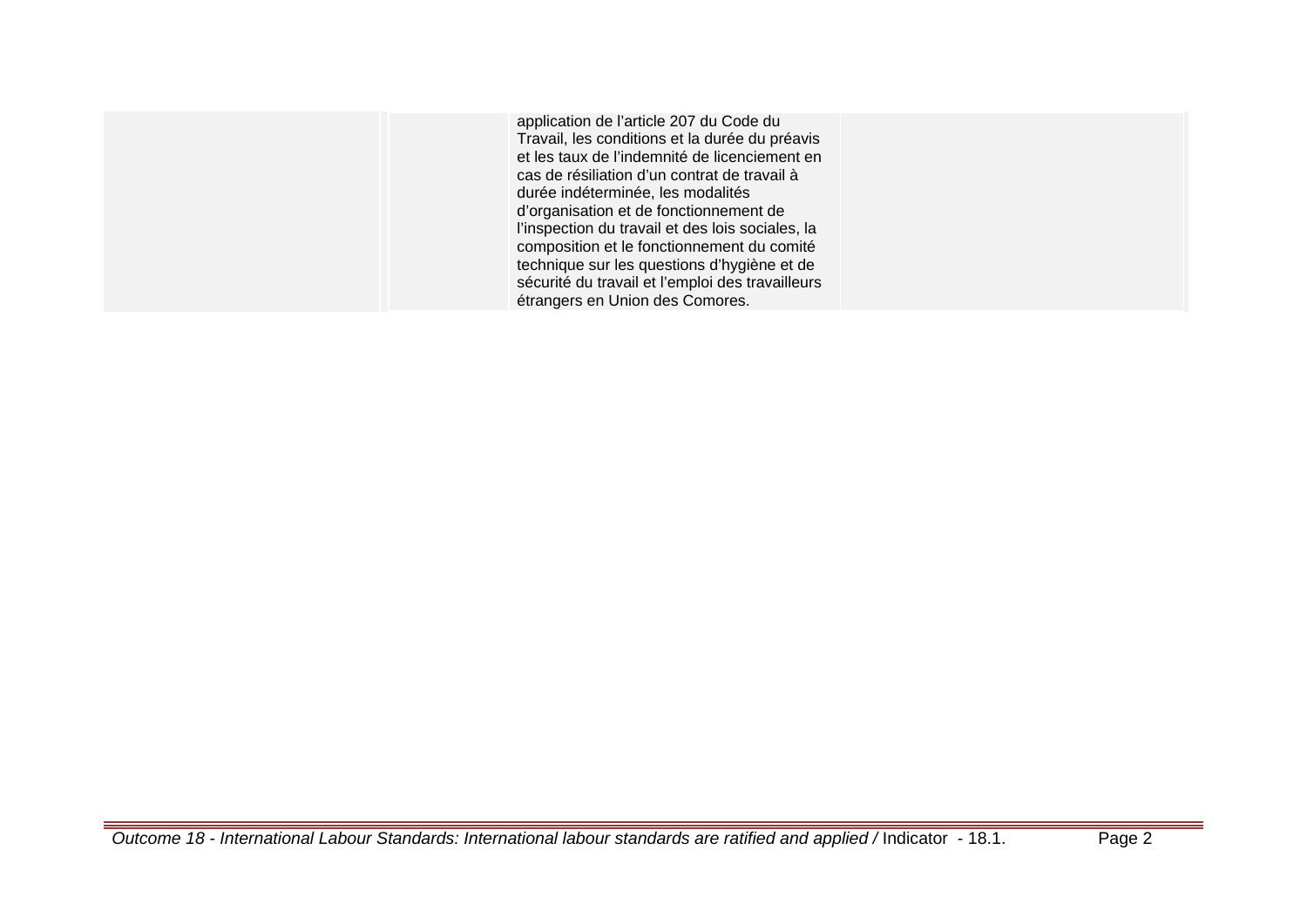| | | | |
|---|---|---|---|
| | | application de l'article 207 du Code du Travail, les conditions et la durée du préavis et les taux de l'indemnité de licenciement en cas de résiliation d'un contrat de travail à durée indéterminée, les modalités d'organisation et de fonctionnement de l'inspection du travail et des lois sociales, la composition et le fonctionnement du comité technique sur les questions d'hygiène et de sécurité du travail et l'emploi des travailleurs étrangers en Union des Comores. | |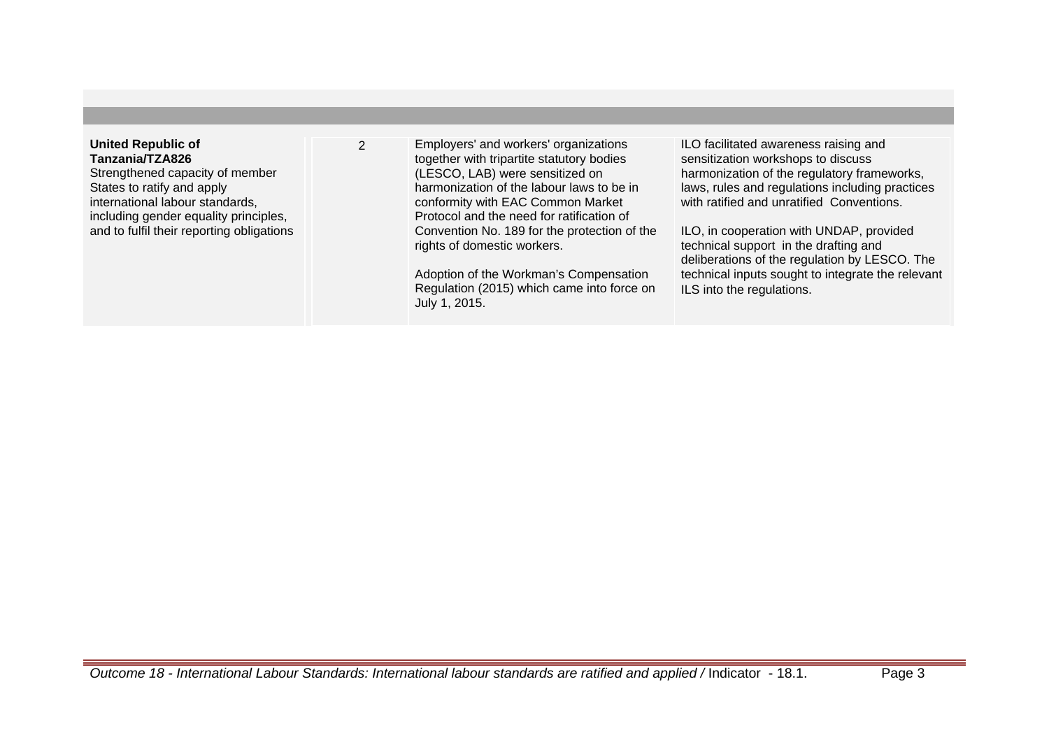| | | | |
|---|---|---|---|
| **United Republic of Tanzania/TZA826**<br>Strengthened capacity of member States to ratify and apply international labour standards, including gender equality principles, and to fulfil their reporting obligations | 2 | Employers' and workers' organizations together with tripartite statutory bodies (LESCO, LAB) were sensitized on harmonization of the labour laws to be in conformity with EAC Common Market Protocol and the need for ratification of Convention No. 189 for the protection of the rights of domestic workers.<br><br>Adoption of the Workman's Compensation Regulation (2015) which came into force on July 1, 2015. | ILO facilitated awareness raising and sensitization workshops to discuss harmonization of the regulatory frameworks, laws, rules and regulations including practices with ratified and unratified Conventions.<br><br>ILO, in cooperation with UNDAP, provided technical support in the drafting and deliberations of the regulation by LESCO. The technical inputs sought to integrate the relevant ILS into the regulations. |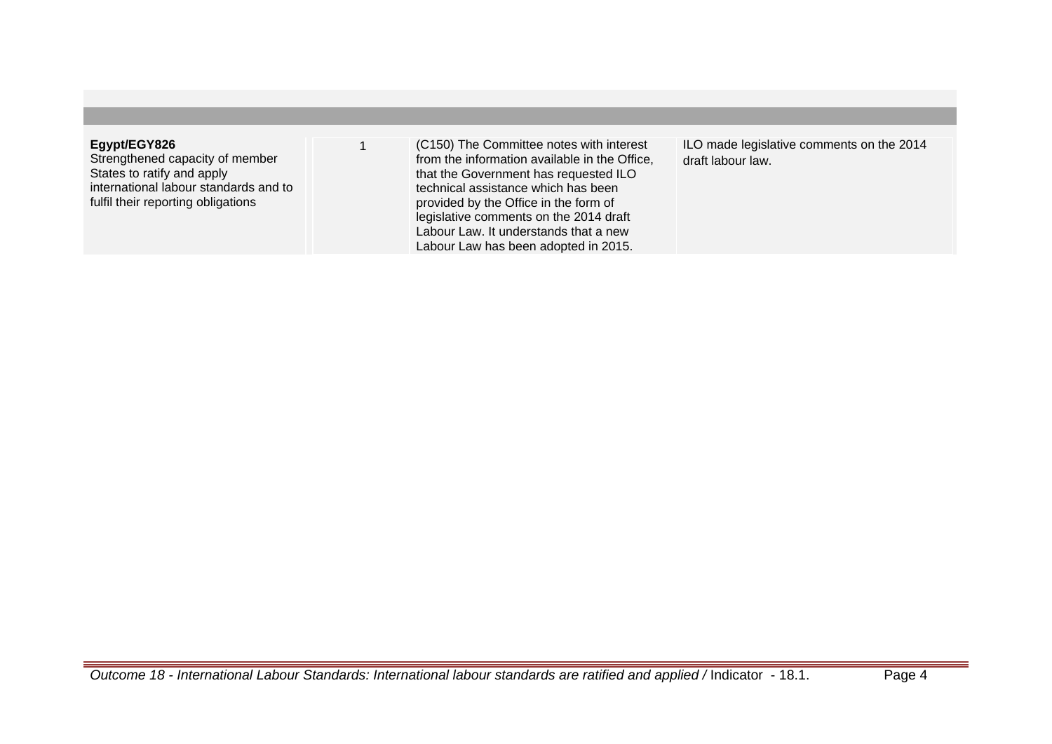| | | | |
|---|---|---|---|
| **Egypt/EGY826**<br>Strengthened capacity of member States to ratify and apply international labour standards and to fulfil their reporting obligations | 1 | (C150) The Committee notes with interest from the information available in the Office, that the Government has requested ILO technical assistance which has been provided by the Office in the form of legislative comments on the 2014 draft Labour Law. It understands that a new Labour Law has been adopted in 2015. | ILO made legislative comments on the 2014 draft labour law. |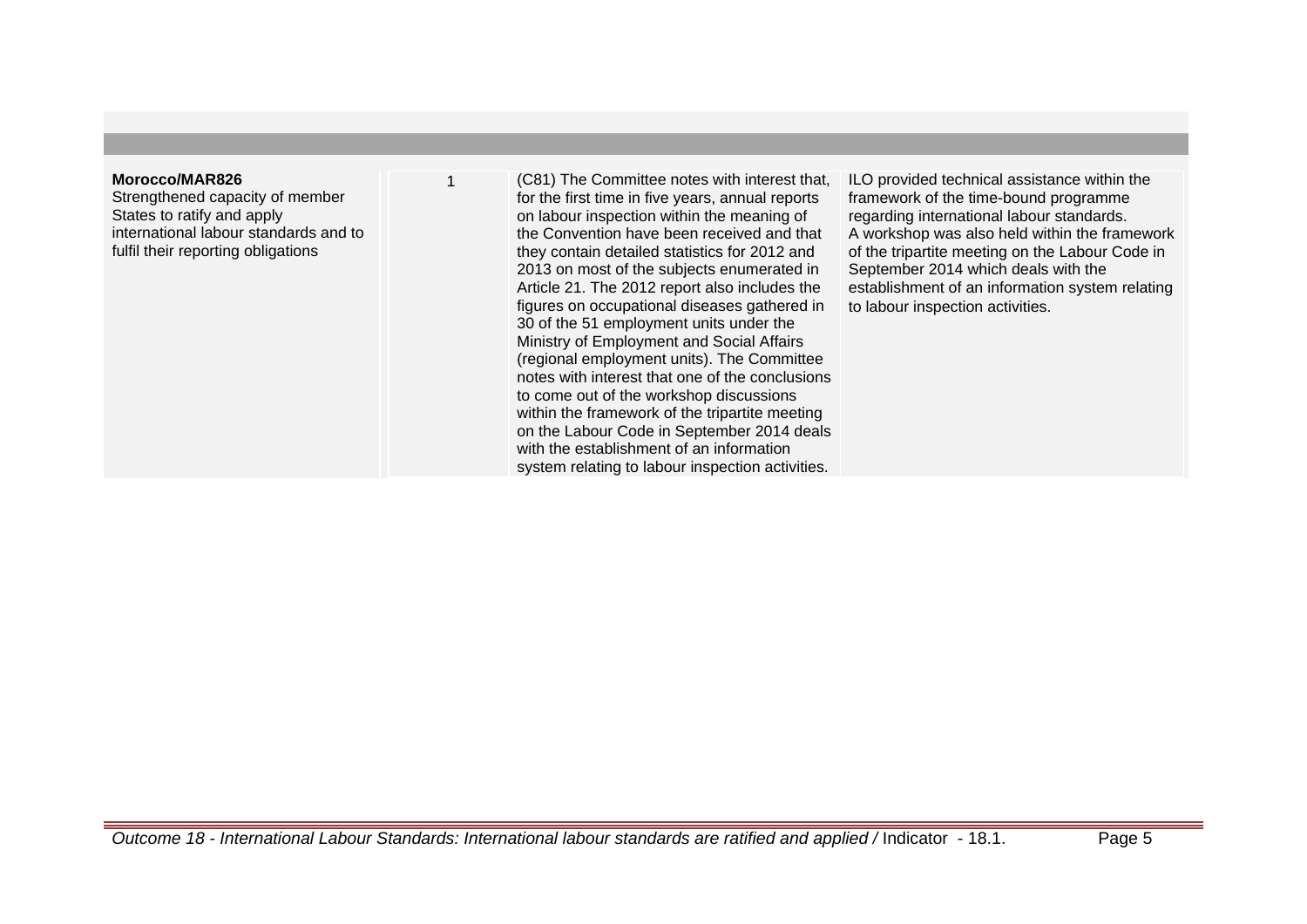| | | | |
|---|---|---|---|
| **Morocco/MAR826**<br>Strengthened capacity of member States to ratify and apply international labour standards and to fulfil their reporting obligations | 1 | (C81) The Committee notes with interest that, for the first time in five years, annual reports on labour inspection within the meaning of the Convention have been received and that they contain detailed statistics for 2012 and 2013 on most of the subjects enumerated in Article 21. The 2012 report also includes the figures on occupational diseases gathered in 30 of the 51 employment units under the Ministry of Employment and Social Affairs (regional employment units). The Committee notes with interest that one of the conclusions to come out of the workshop discussions within the framework of the tripartite meeting on the Labour Code in September 2014 deals with the establishment of an information system relating to labour inspection activities. | ILO provided technical assistance within the framework of the time-bound programme regarding international labour standards.<br>A workshop was also held within the framework of the tripartite meeting on the Labour Code in September 2014 which deals with the establishment of an information system relating to labour inspection activities. |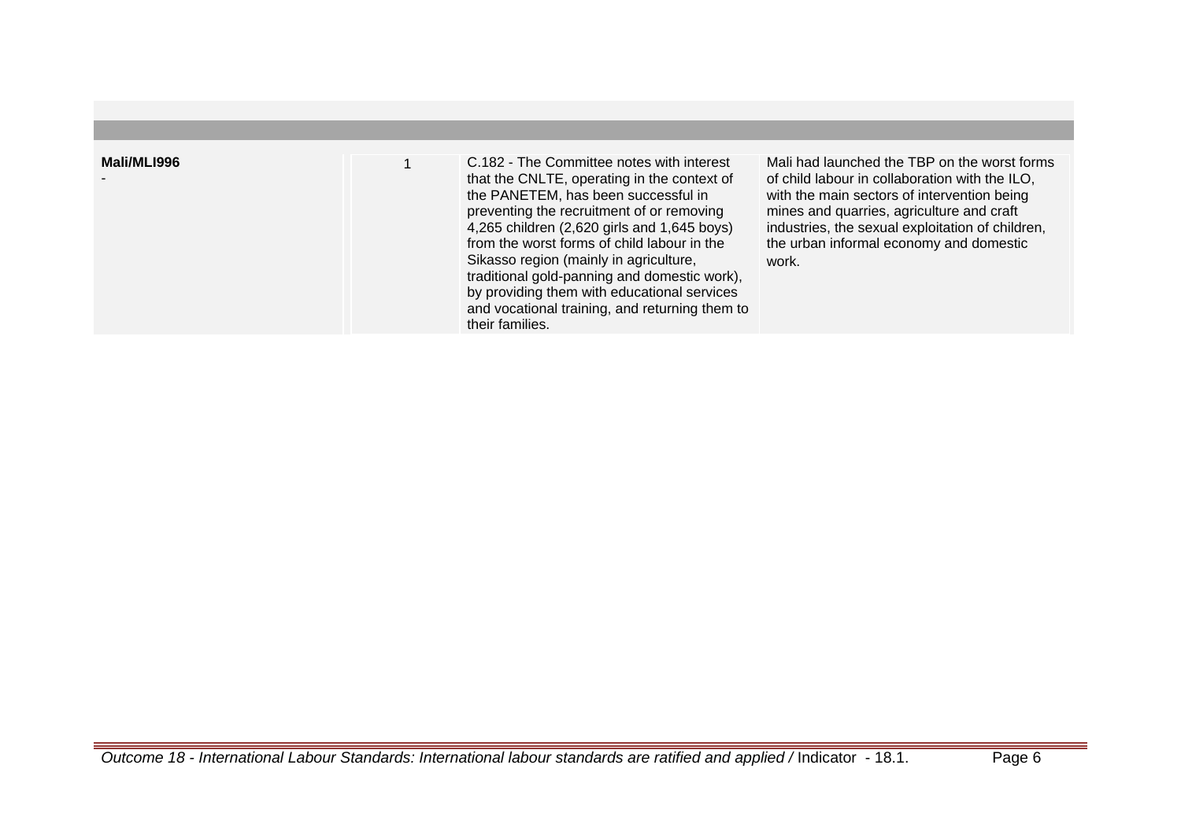| | | | |
|---|---|---|---|
| **Mali/MLI996**<br>- | 1 | C.182 - The Committee notes with interest that the CNLTE, operating in the context of the PANETEM, has been successful in preventing the recruitment of or removing 4,265 children (2,620 girls and 1,645 boys) from the worst forms of child labour in the Sikasso region (mainly in agriculture, traditional gold-panning and domestic work), by providing them with educational services and vocational training, and returning them to their families. | Mali had launched the TBP on the worst forms of child labour in collaboration with the ILO, with the main sectors of intervention being mines and quarries, agriculture and craft industries, the sexual exploitation of children, the urban informal economy and domestic work. |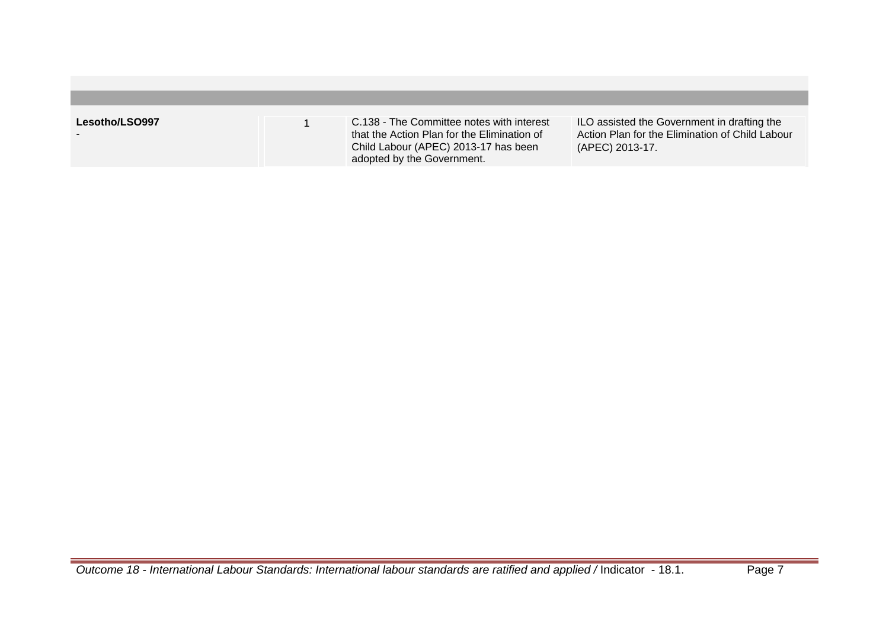| | | | |
|---|---|---|---|
| **Lesotho/LSO997**<br>- | 1 | C.138 - The Committee notes with interest that the Action Plan for the Elimination of Child Labour (APEC) 2013-17 has been adopted by the Government. | ILO assisted the Government in drafting the Action Plan for the Elimination of Child Labour (APEC) 2013-17. |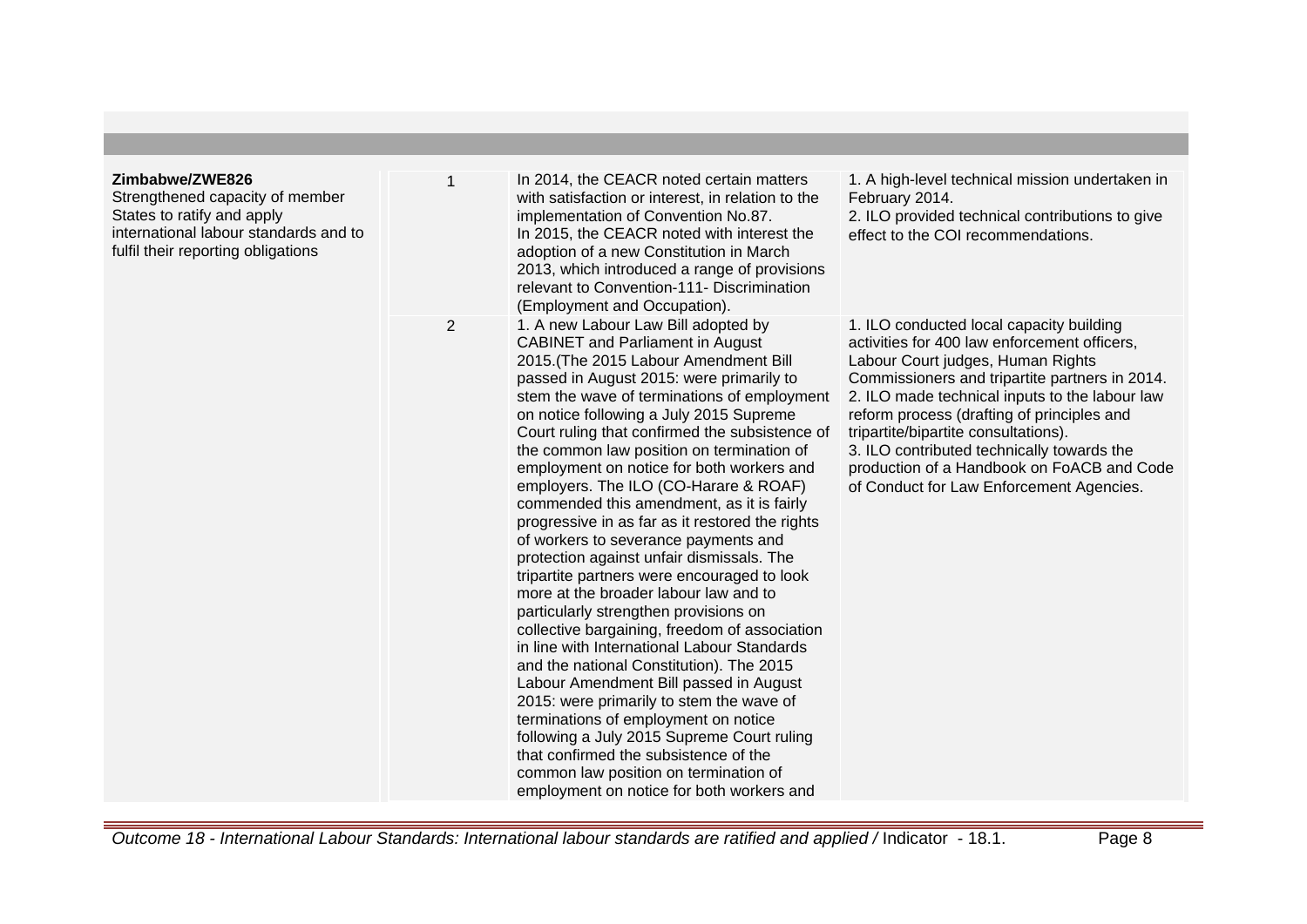| | | | |
|---|---|---|---|
| **Zimbabwe/ZWE826**<br>Strengthened capacity of member States to ratify and apply international labour standards and to fulfil their reporting obligations | 1 | In 2014, the CEACR noted certain matters with satisfaction or interest, in relation to the implementation of Convention No.87.<br>In 2015, the CEACR noted with interest the adoption of a new Constitution in March 2013, which introduced a range of provisions relevant to Convention-111- Discrimination (Employment and Occupation). | 1. A high-level technical mission undertaken in February 2014.<br>2. ILO provided technical contributions to give effect to the COI recommendations. |
| | 2 | 1. A new Labour Law Bill adopted by CABINET and Parliament in August 2015.(The 2015 Labour Amendment Bill passed in August 2015: were primarily to stem the wave of terminations of employment on notice following a July 2015 Supreme Court ruling that confirmed the subsistence of the common law position on termination of employment on notice for both workers and employers. The ILO (CO-Harare & ROAF) commended this amendment, as it is fairly progressive in as far as it restored the rights of workers to severance payments and protection against unfair dismissals. The tripartite partners were encouraged to look more at the broader labour law and to particularly strengthen provisions on collective bargaining, freedom of association in line with International Labour Standards and the national Constitution). The 2015 Labour Amendment Bill passed in August 2015: were primarily to stem the wave of terminations of employment on notice following a July 2015 Supreme Court ruling that confirmed the subsistence of the common law position on termination of employment on notice for both workers and | 1. ILO conducted local capacity building activities for 400 law enforcement officers, Labour Court judges, Human Rights Commissioners and tripartite partners in 2014.<br>2. ILO made technical inputs to the labour law reform process (drafting of principles and tripartite/bipartite consultations).<br>3. ILO contributed technically towards the production of a Handbook on FoACB and Code of Conduct for Law Enforcement Agencies. |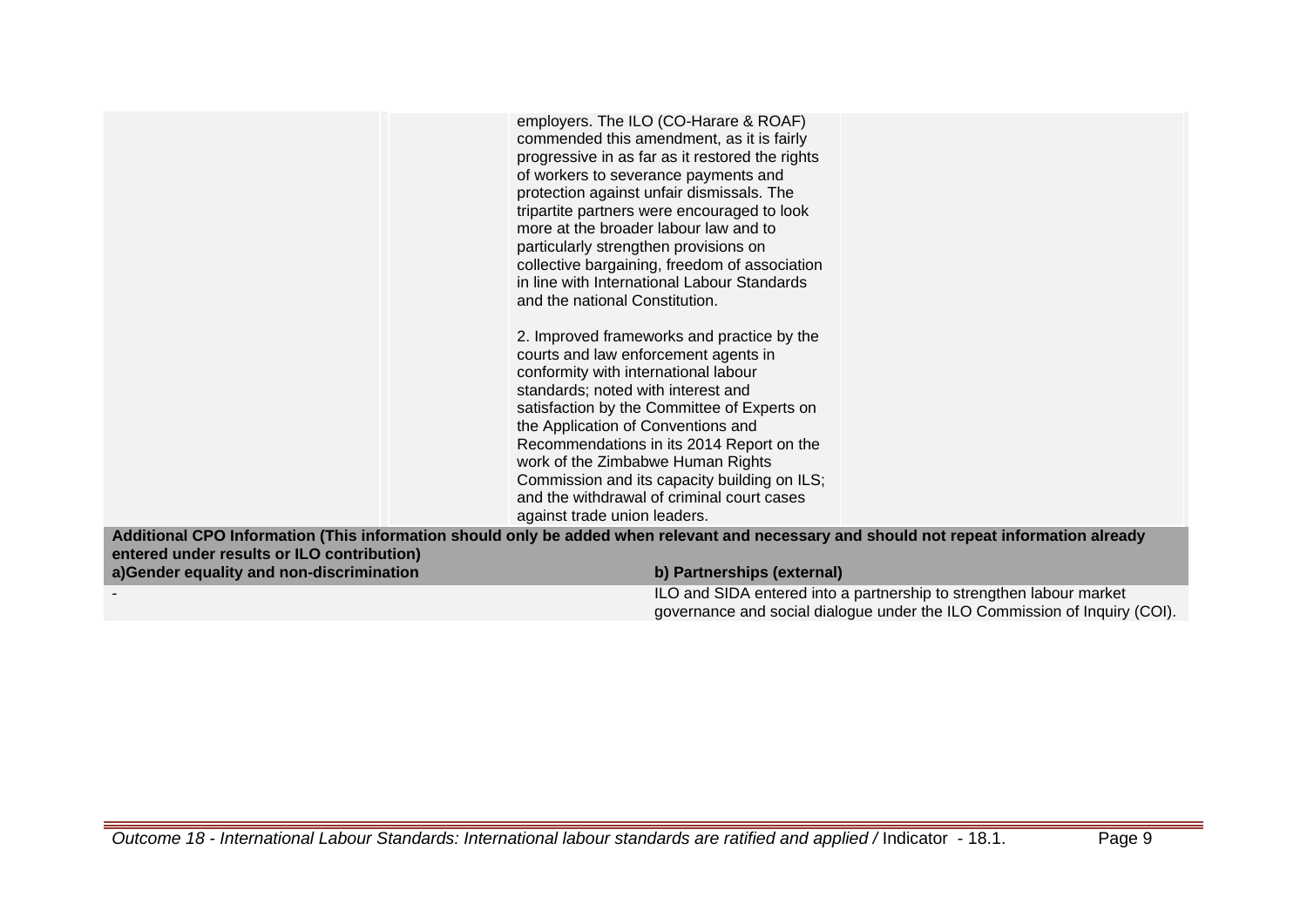| | | | |
|---|---|---|---|
| | | employers. The ILO (CO-Harare & ROAF) commended this amendment, as it is fairly progressive in as far as it restored the rights of workers to severance payments and protection against unfair dismissals. The tripartite partners were encouraged to look more at the broader labour law and to particularly strengthen provisions on collective bargaining, freedom of association in line with International Labour Standards and the national Constitution.<br><br>2. Improved frameworks and practice by the courts and law enforcement agents in conformity with international labour standards; noted with interest and satisfaction by the Committee of Experts on the Application of Conventions and Recommendations in its 2014 Report on the work of the Zimbabwe Human Rights Commission and its capacity building on ILS; and the withdrawal of criminal court cases against trade union leaders. | |

**Additional CPO Information (This information should only be added when relevant and necessary and should not repeat information already entered under results or ILO contribution)**

| a)Gender equality and non-discrimination | b) Partnerships (external) |
|---|---|
| - | ILO and SIDA entered into a partnership to strengthen labour market governance and social dialogue under the ILO Commission of Inquiry (COI). |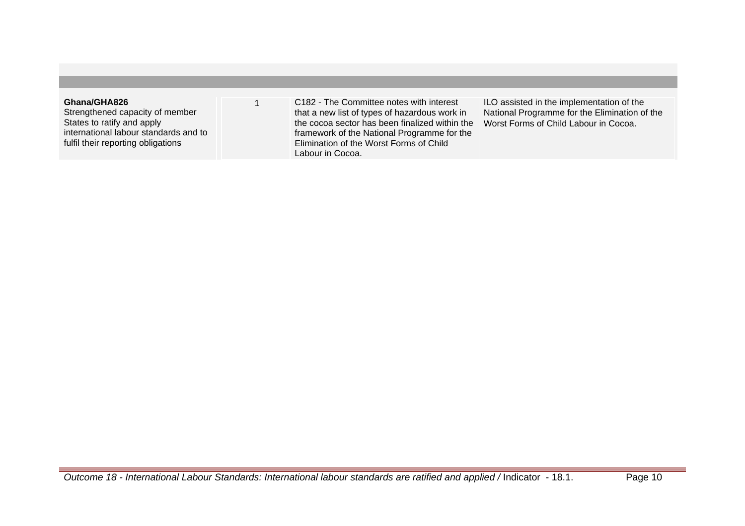| | | | |
|---|---|---|---|
| **Ghana/GHA826**<br>Strengthened capacity of member States to ratify and apply international labour standards and to fulfil their reporting obligations | 1 | C182 - The Committee notes with interest that a new list of types of hazardous work in the cocoa sector has been finalized within the framework of the National Programme for the Elimination of the Worst Forms of Child Labour in Cocoa. | ILO assisted in the implementation of the National Programme for the Elimination of the Worst Forms of Child Labour in Cocoa. |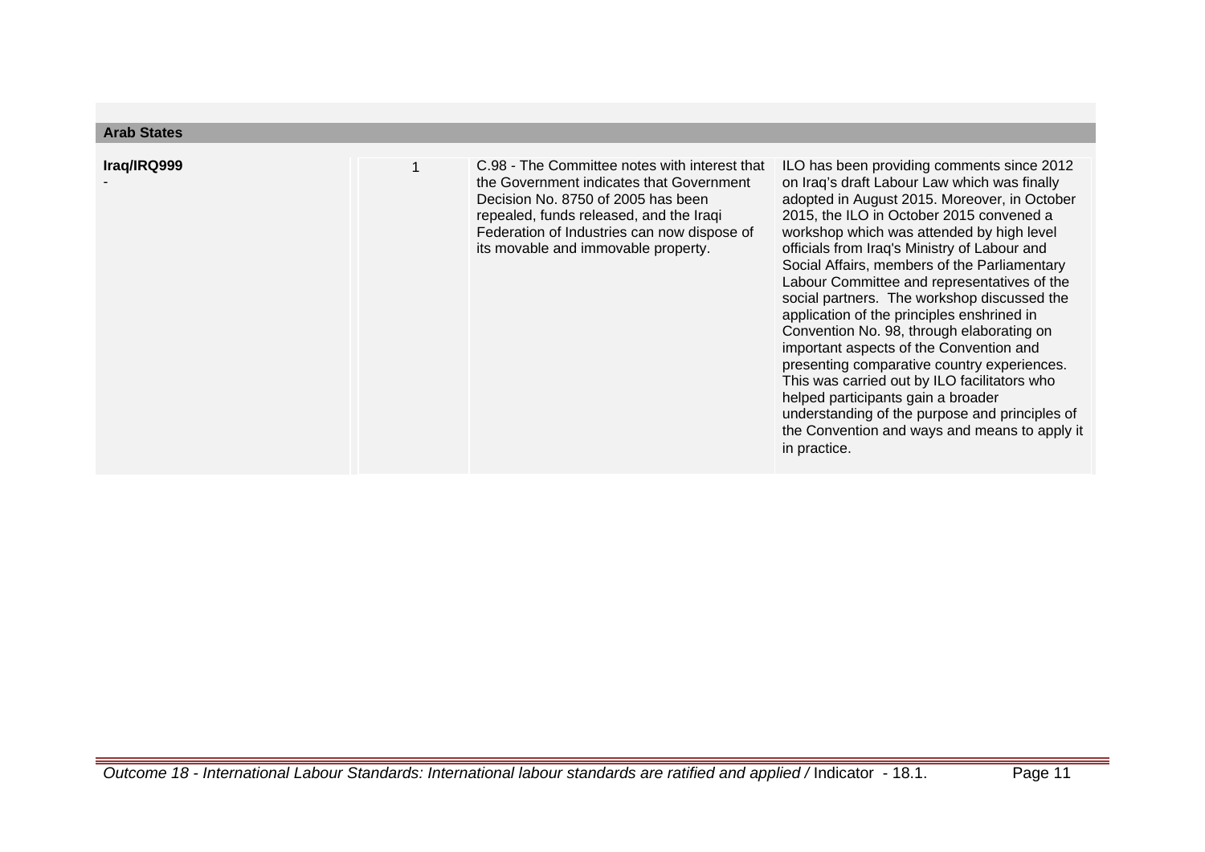| Arab States | | | |
|---|---|---|---|
| **Iraq/IRQ999**<br>- | 1 | C.98 - The Committee notes with interest that the Government indicates that Government Decision No. 8750 of 2005 has been repealed, funds released, and the Iraqi Federation of Industries can now dispose of its movable and immovable property. | ILO has been providing comments since 2012 on Iraq's draft Labour Law which was finally adopted in August 2015. Moreover, in October 2015, the ILO in October 2015 convened a workshop which was attended by high level officials from Iraq's Ministry of Labour and Social Affairs, members of the Parliamentary Labour Committee and representatives of the social partners. The workshop discussed the application of the principles enshrined in Convention No. 98, through elaborating on important aspects of the Convention and presenting comparative country experiences. This was carried out by ILO facilitators who helped participants gain a broader understanding of the purpose and principles of the Convention and ways and means to apply it in practice. |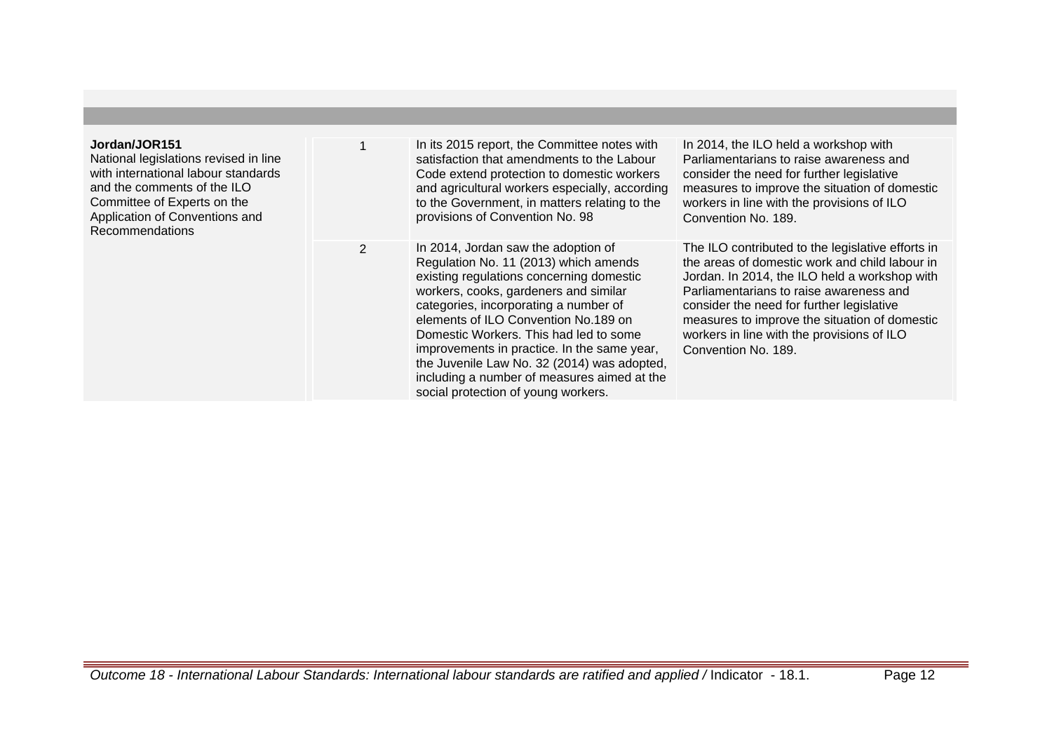| | | | |
|---|---|---|---|
| **Jordan/JOR151**<br>National legislations revised in line with international labour standards and the comments of the ILO Committee of Experts on the Application of Conventions and Recommendations | 1 | In its 2015 report, the Committee notes with satisfaction that amendments to the Labour Code extend protection to domestic workers and agricultural workers especially, according to the Government, in matters relating to the provisions of Convention No. 98 | In 2014, the ILO held a workshop with Parliamentarians to raise awareness and consider the need for further legislative measures to improve the situation of domestic workers in line with the provisions of ILO Convention No. 189. |
| | 2 | In 2014, Jordan saw the adoption of Regulation No. 11 (2013) which amends existing regulations concerning domestic workers, cooks, gardeners and similar categories, incorporating a number of elements of ILO Convention No.189 on Domestic Workers. This had led to some improvements in practice. In the same year, the Juvenile Law No. 32 (2014) was adopted, including a number of measures aimed at the social protection of young workers. | The ILO contributed to the legislative efforts in the areas of domestic work and child labour in Jordan. In 2014, the ILO held a workshop with Parliamentarians to raise awareness and consider the need for further legislative measures to improve the situation of domestic workers in line with the provisions of ILO Convention No. 189. |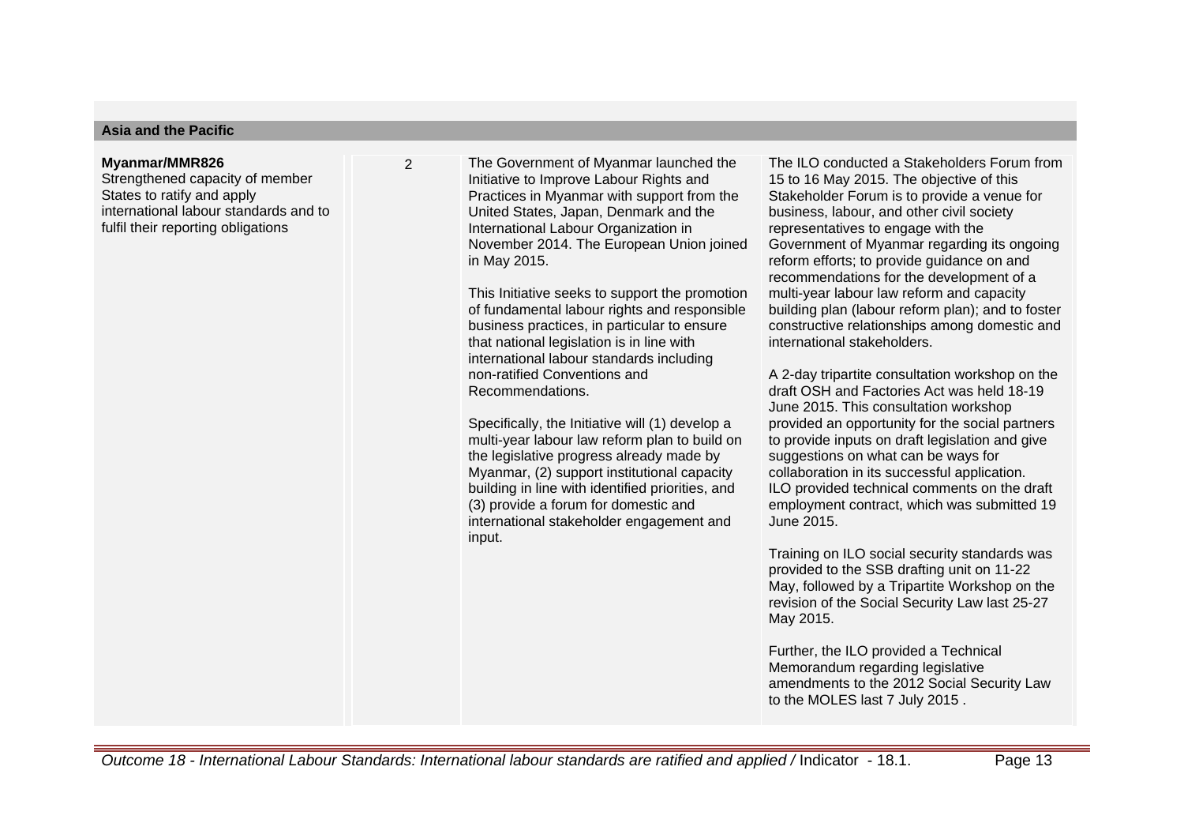| Asia and the Pacific | | | |
|---|---|---|---|
| **Myanmar/MMR826**<br>Strengthened capacity of member States to ratify and apply international labour standards and to fulfil their reporting obligations | 2 | The Government of Myanmar launched the Initiative to Improve Labour Rights and Practices in Myanmar with support from the United States, Japan, Denmark and the International Labour Organization in November 2014. The European Union joined in May 2015.<br><br>This Initiative seeks to support the promotion of fundamental labour rights and responsible business practices, in particular to ensure that national legislation is in line with international labour standards including non-ratified Conventions and Recommendations.<br><br>Specifically, the Initiative will (1) develop a multi-year labour law reform plan to build on the legislative progress already made by Myanmar, (2) support institutional capacity building in line with identified priorities, and (3) provide a forum for domestic and international stakeholder engagement and input. | The ILO conducted a Stakeholders Forum from 15 to 16 May 2015. The objective of this Stakeholder Forum is to provide a venue for business, labour, and other civil society representatives to engage with the Government of Myanmar regarding its ongoing reform efforts; to provide guidance on and recommendations for the development of a multi-year labour law reform and capacity building plan (labour reform plan); and to foster constructive relationships among domestic and international stakeholders.<br><br>A 2-day tripartite consultation workshop on the draft OSH and Factories Act was held 18-19 June 2015. This consultation workshop provided an opportunity for the social partners to provide inputs on draft legislation and give suggestions on what can be ways for collaboration in its successful application. ILO provided technical comments on the draft employment contract, which was submitted 19 June 2015.<br><br>Training on ILO social security standards was provided to the SSB drafting unit on 11-22 May, followed by a Tripartite Workshop on the revision of the Social Security Law last 25-27 May 2015.<br><br>Further, the ILO provided a Technical Memorandum regarding legislative amendments to the 2012 Social Security Law to the MOLES last 7 July 2015 . |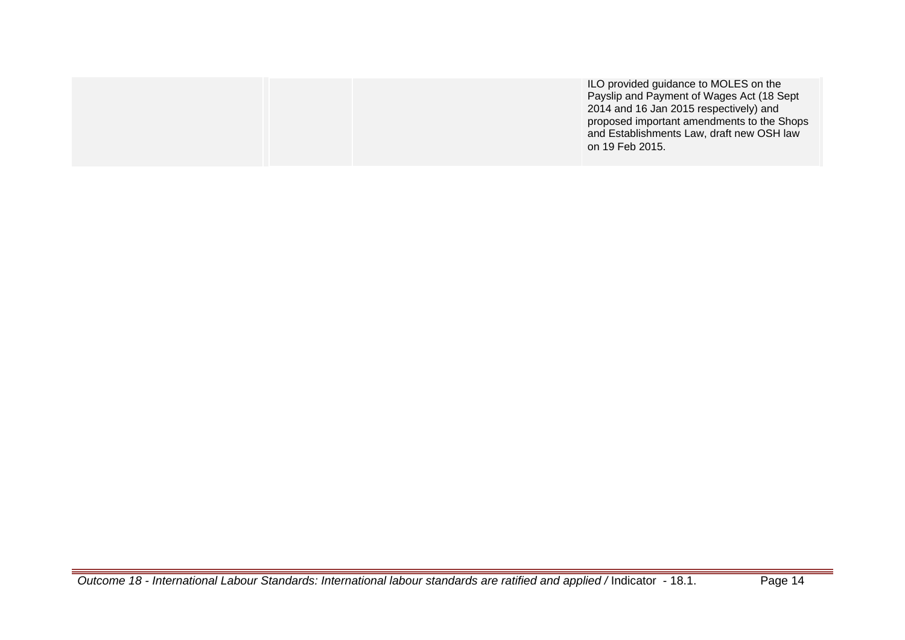| | | | |
|---|---|---|---|
| | | | ILO provided guidance to MOLES on the Payslip and Payment of Wages Act (18 Sept 2014 and 16 Jan 2015 respectively) and proposed important amendments to the Shops and Establishments Law, draft new OSH law on 19 Feb 2015. |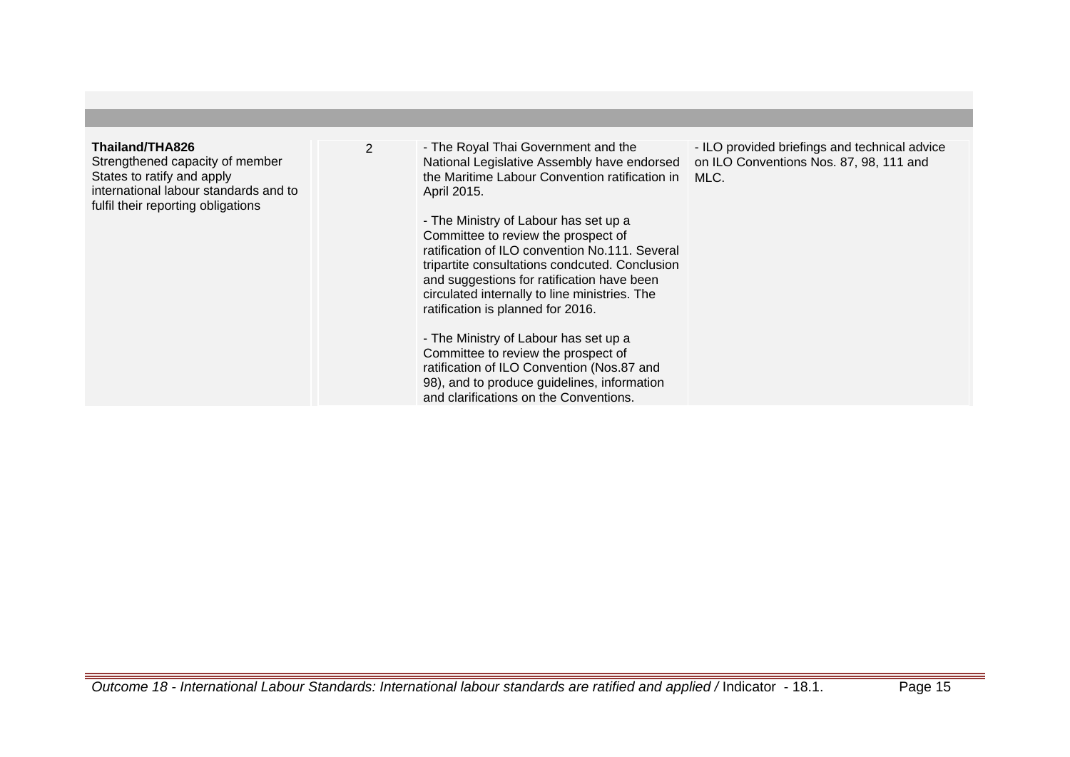| | | | |
|---|---|---|---|
| **Thailand/THA826**<br>Strengthened capacity of member States to ratify and apply international labour standards and to fulfil their reporting obligations | 2 | - The Royal Thai Government and the National Legislative Assembly have endorsed the Maritime Labour Convention ratification in April 2015.<br><br>- The Ministry of Labour has set up a Committee to review the prospect of ratification of ILO convention No.111. Several tripartite consultations condcuted. Conclusion and suggestions for ratification have been circulated internally to line ministries. The ratification is planned for 2016.<br><br>- The Ministry of Labour has set up a Committee to review the prospect of ratification of ILO Convention (Nos.87 and 98), and to produce guidelines, information and clarifications on the Conventions. | - ILO provided briefings and technical advice on ILO Conventions Nos. 87, 98, 111 and MLC. |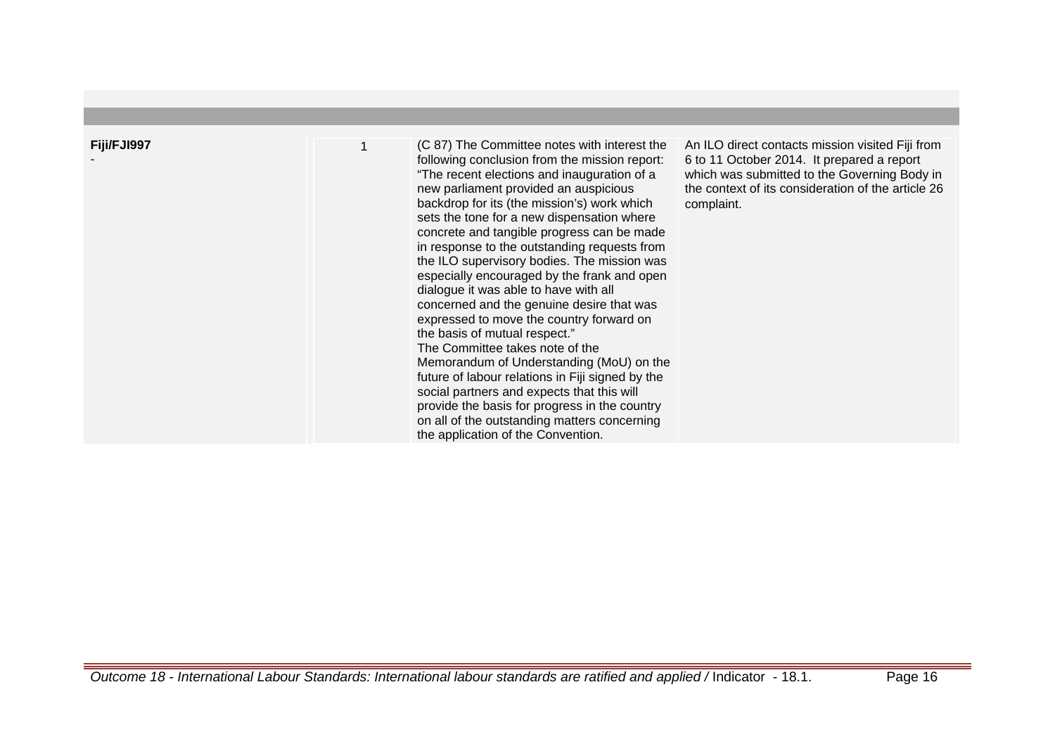| | | | |
|---|---|---|---|
| **Fiji/FJI997**<br>- | 1 | (C 87) The Committee notes with interest the following conclusion from the mission report: "The recent elections and inauguration of a new parliament provided an auspicious backdrop for its (the mission's) work which sets the tone for a new dispensation where concrete and tangible progress can be made in response to the outstanding requests from the ILO supervisory bodies. The mission was especially encouraged by the frank and open dialogue it was able to have with all concerned and the genuine desire that was expressed to move the country forward on the basis of mutual respect."<br>The Committee takes note of the Memorandum of Understanding (MoU) on the future of labour relations in Fiji signed by the social partners and expects that this will provide the basis for progress in the country on all of the outstanding matters concerning the application of the Convention. | An ILO direct contacts mission visited Fiji from 6 to 11 October 2014. It prepared a report which was submitted to the Governing Body in the context of its consideration of the article 26 complaint. |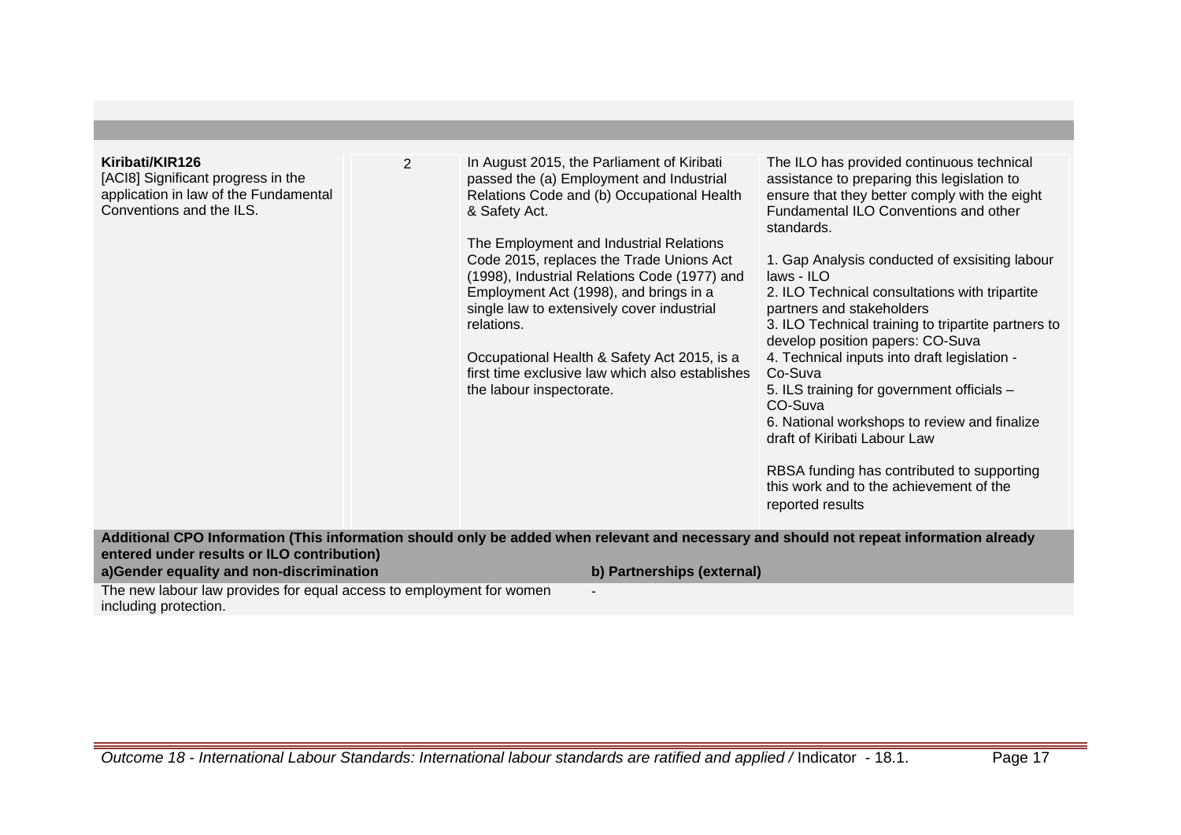| | | | |
|---|---|---|---|
| **Kiribati/KIR126**<br>[ACI8] Significant progress in the application in law of the Fundamental Conventions and the ILS. | 2 | In August 2015, the Parliament of Kiribati passed the (a) Employment and Industrial Relations Code and (b) Occupational Health & Safety Act.<br><br>The Employment and Industrial Relations Code 2015, replaces the Trade Unions Act (1998), Industrial Relations Code (1977) and Employment Act (1998), and brings in a single law to extensively cover industrial relations.<br><br>Occupational Health & Safety Act 2015, is a first time exclusive law which also establishes the labour inspectorate. | The ILO has provided continuous technical assistance to preparing this legislation to ensure that they better comply with the eight Fundamental ILO Conventions and other standards.<br><br>1. Gap Analysis conducted of exsisiting labour laws - ILO<br>2. ILO Technical consultations with tripartite partners and stakeholders<br>3. ILO Technical training to tripartite partners to develop position papers: CO-Suva<br>4. Technical inputs into draft legislation - Co-Suva<br>5. ILS training for government officials – CO-Suva<br>6. National workshops to review and finalize draft of Kiribati Labour Law<br><br>RBSA funding has contributed to supporting this work and to the achievement of the reported results |

**Additional CPO Information (This information should only be added when relevant and necessary and should not repeat information already entered under results or ILO contribution)**

| a)Gender equality and non-discrimination | b) Partnerships (external) |
|---|---|
| The new labour law provides for equal access to employment for women including protection. | - |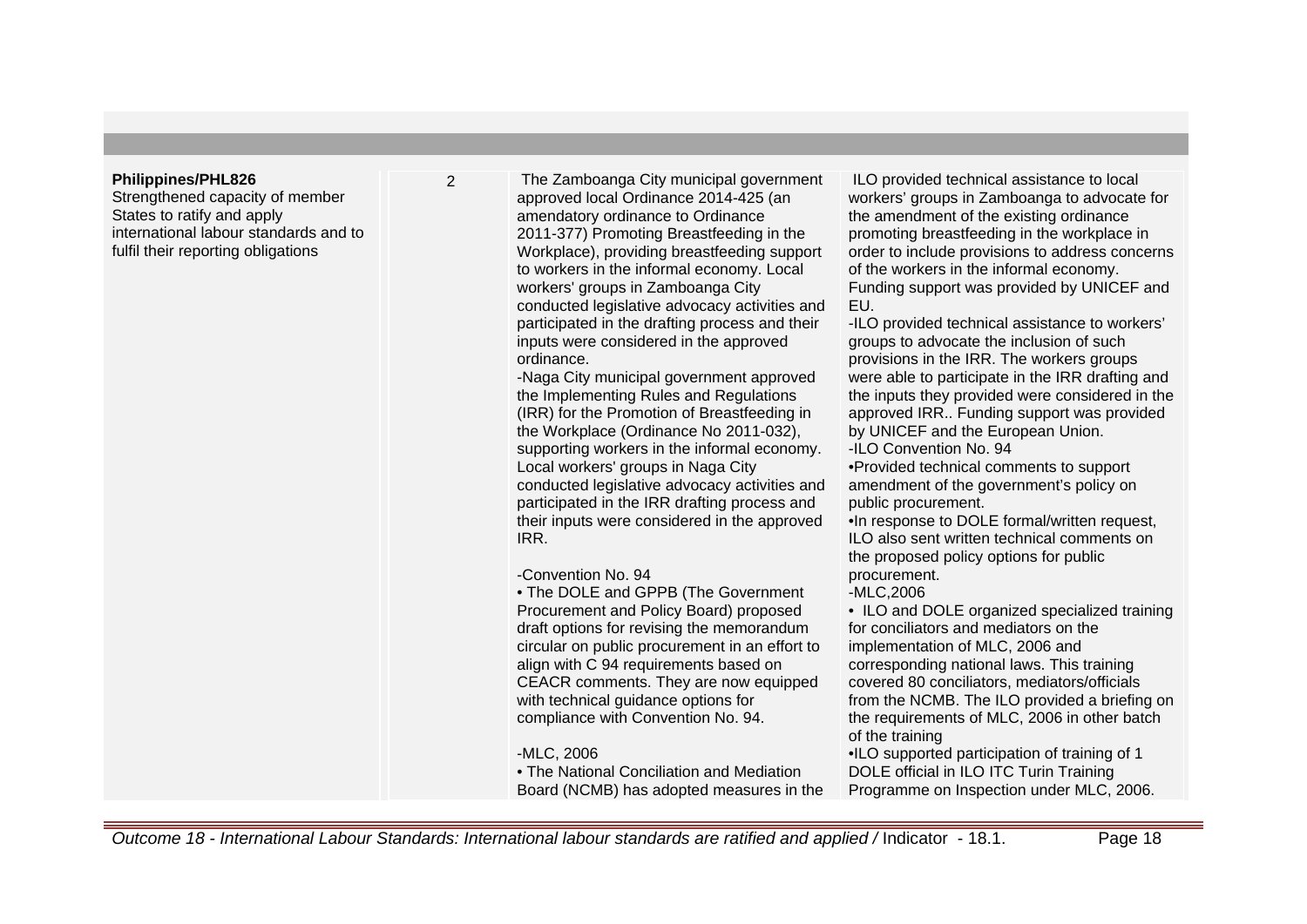| | | | |
|---|---|---|---|
| **Philippines/PHL826**<br>Strengthened capacity of member States to ratify and apply international labour standards and to fulfil their reporting obligations | 2 | The Zamboanga City municipal government approved local Ordinance 2014-425 (an amendatory ordinance to Ordinance 2011-377) Promoting Breastfeeding in the Workplace), providing breastfeeding support to workers in the informal economy. Local workers' groups in Zamboanga City conducted legislative advocacy activities and participated in the drafting process and their inputs were considered in the approved ordinance.<br>-Naga City municipal government approved the Implementing Rules and Regulations (IRR) for the Promotion of Breastfeeding in the Workplace (Ordinance No 2011-032), supporting workers in the informal economy. Local workers' groups in Naga City conducted legislative advocacy activities and participated in the IRR drafting process and their inputs were considered in the approved IRR.<br><br>-Convention No. 94<br>• The DOLE and GPPB (The Government Procurement and Policy Board) proposed draft options for revising the memorandum circular on public procurement in an effort to align with C 94 requirements based on CEACR comments. They are now equipped with technical guidance options for compliance with Convention No. 94.<br><br>-MLC, 2006<br>• The National Conciliation and Mediation Board (NCMB) has adopted measures in the | ILO provided technical assistance to local workers' groups in Zamboanga to advocate for the amendment of the existing ordinance promoting breastfeeding in the workplace in order to include provisions to address concerns of the workers in the informal economy. Funding support was provided by UNICEF and EU.<br>-ILO provided technical assistance to workers' groups to advocate the inclusion of such provisions in the IRR. The workers groups were able to participate in the IRR drafting and the inputs they provided were considered in the approved IRR.. Funding support was provided by UNICEF and the European Union.<br>-ILO Convention No. 94<br>•Provided technical comments to support amendment of the government's policy on public procurement.<br>•In response to DOLE formal/written request, ILO also sent written technical comments on the proposed policy options for public procurement.<br>-MLC,2006<br>• ILO and DOLE organized specialized training for conciliators and mediators on the implementation of MLC, 2006 and corresponding national laws. This training covered 80 conciliators, mediators/officials from the NCMB. The ILO provided a briefing on the requirements of MLC, 2006 in other batch of the training<br>•ILO supported participation of training of 1 DOLE official in ILO ITC Turin Training Programme on Inspection under MLC, 2006. |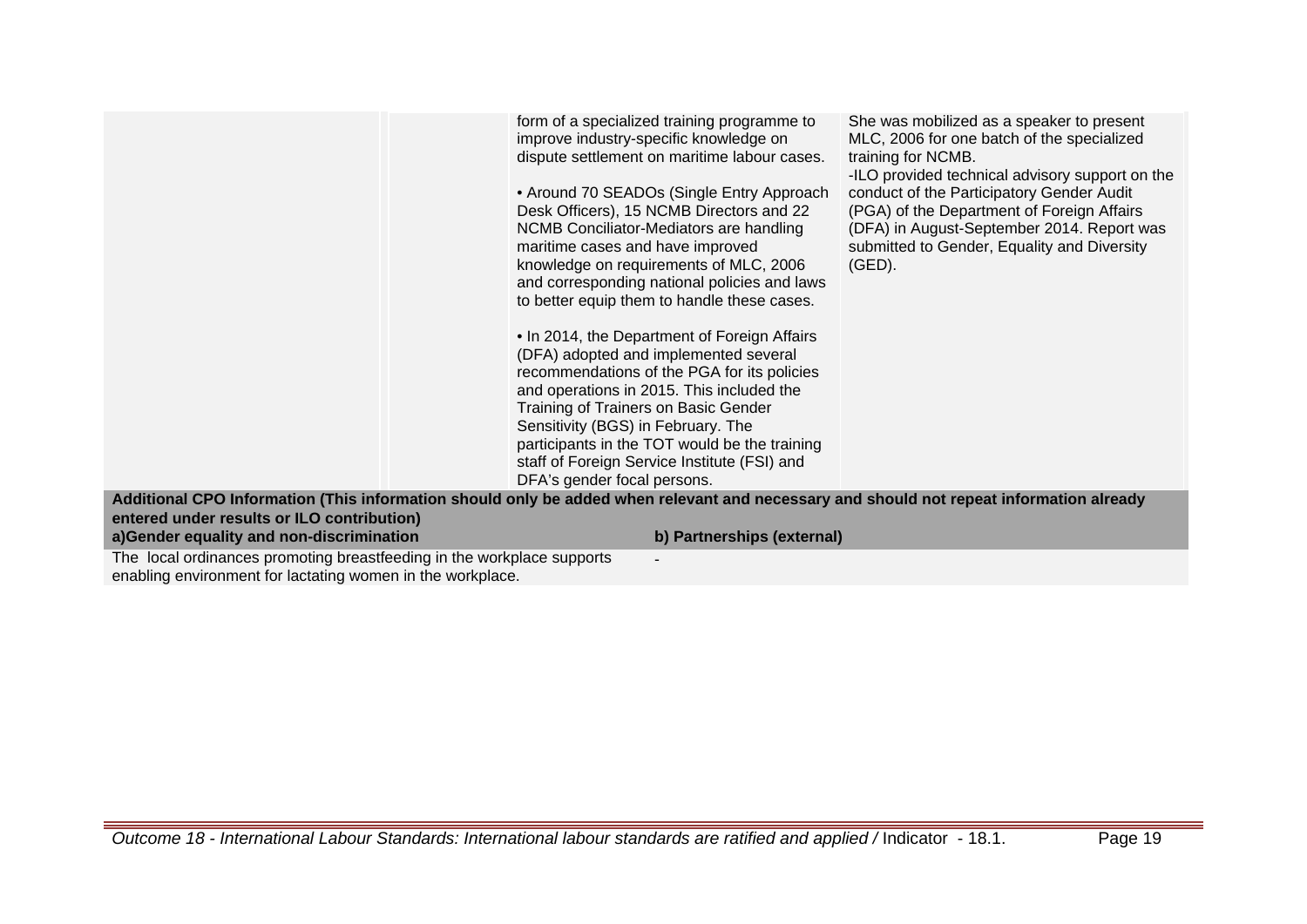| | | | |
|---|---|---|---|
| | | form of a specialized training programme to improve industry-specific knowledge on dispute settlement on maritime labour cases.<br><br>• Around 70 SEADOs (Single Entry Approach Desk Officers), 15 NCMB Directors and 22 NCMB Conciliator-Mediators are handling maritime cases and have improved knowledge on requirements of MLC, 2006 and corresponding national policies and laws to better equip them to handle these cases.<br><br>• In 2014, the Department of Foreign Affairs (DFA) adopted and implemented several recommendations of the PGA for its policies and operations in 2015. This included the Training of Trainers on Basic Gender Sensitivity (BGS) in February. The participants in the TOT would be the training staff of Foreign Service Institute (FSI) and DFA's gender focal persons. | She was mobilized as a speaker to present MLC, 2006 for one batch of the specialized training for NCMB.<br>-ILO provided technical advisory support on the conduct of the Participatory Gender Audit (PGA) of the Department of Foreign Affairs (DFA) in August-September 2014. Report was submitted to Gender, Equality and Diversity (GED). |

**Additional CPO Information (This information should only be added when relevant and necessary and should not repeat information already entered under results or ILO contribution)**

| a)Gender equality and non-discrimination | b) Partnerships (external) |
|---|---|
| The local ordinances promoting breastfeeding in the workplace supports enabling environment for lactating women in the workplace. | - |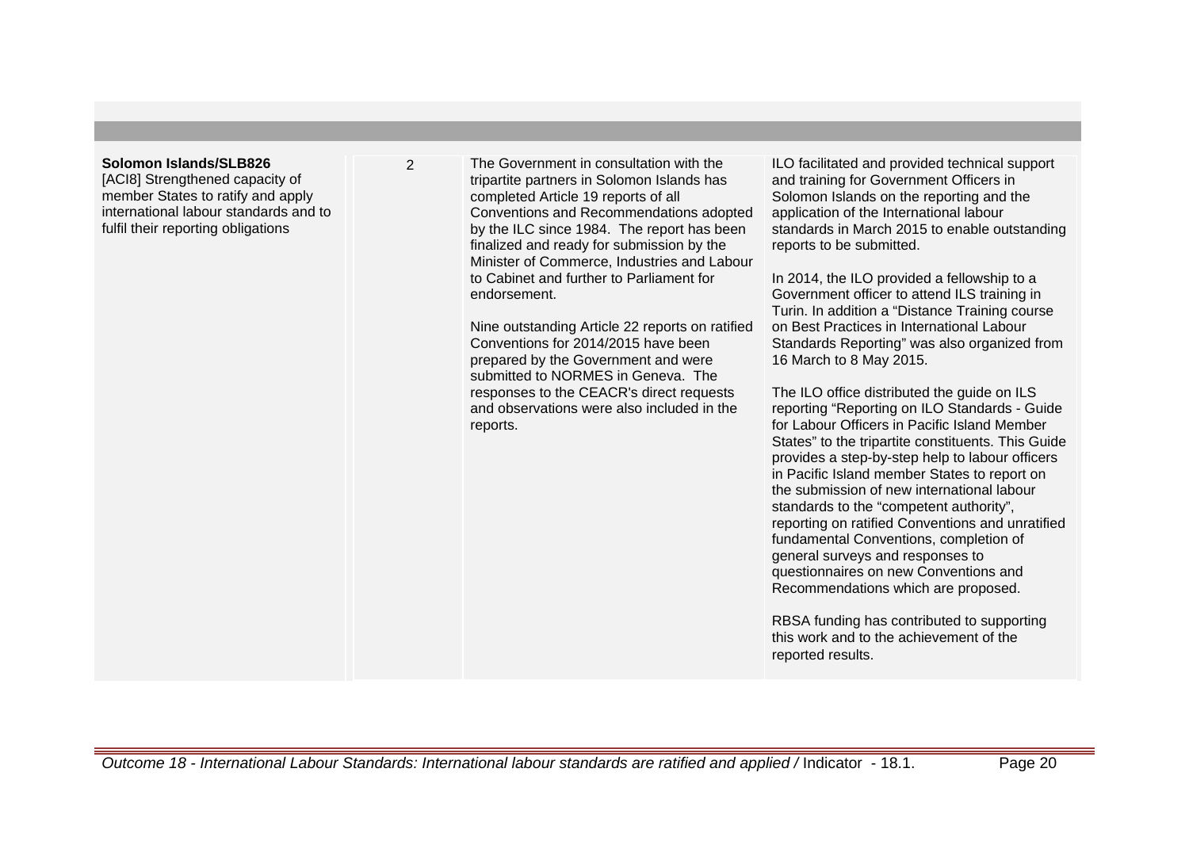| | | | |
|---|---|---|---|
| **Solomon Islands/SLB826**<br>[ACI8] Strengthened capacity of member States to ratify and apply international labour standards and to fulfil their reporting obligations | 2 | The Government in consultation with the tripartite partners in Solomon Islands has completed Article 19 reports of all Conventions and Recommendations adopted by the ILC since 1984. The report has been finalized and ready for submission by the Minister of Commerce, Industries and Labour to Cabinet and further to Parliament for endorsement.<br><br>Nine outstanding Article 22 reports on ratified Conventions for 2014/2015 have been prepared by the Government and were submitted to NORMES in Geneva. The responses to the CEACR's direct requests and observations were also included in the reports. | ILO facilitated and provided technical support and training for Government Officers in Solomon Islands on the reporting and the application of the International labour standards in March 2015 to enable outstanding reports to be submitted.<br><br>In 2014, the ILO provided a fellowship to a Government officer to attend ILS training in Turin. In addition a "Distance Training course on Best Practices in International Labour Standards Reporting" was also organized from 16 March to 8 May 2015.<br><br>The ILO office distributed the guide on ILS reporting "Reporting on ILO Standards - Guide for Labour Officers in Pacific Island Member States" to the tripartite constituents. This Guide provides a step-by-step help to labour officers in Pacific Island member States to report on the submission of new international labour standards to the "competent authority", reporting on ratified Conventions and unratified fundamental Conventions, completion of general surveys and responses to questionnaires on new Conventions and Recommendations which are proposed.<br><br>RBSA funding has contributed to supporting this work and to the achievement of the reported results. |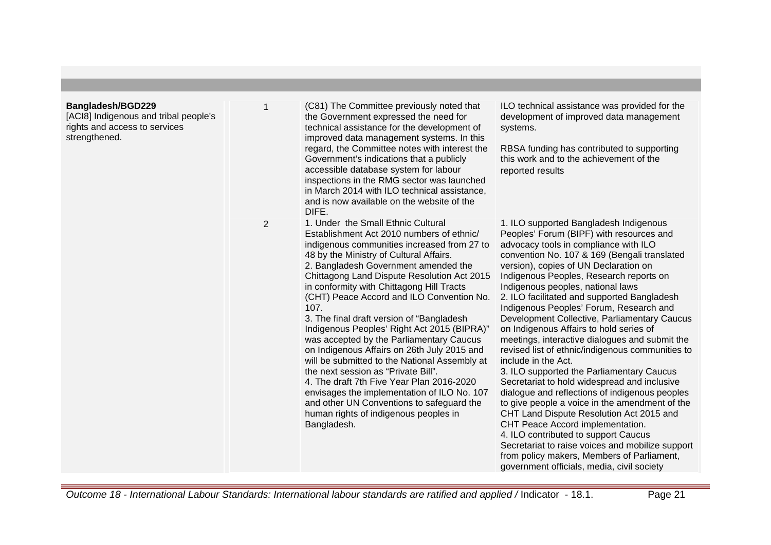| | | | |
|---|---|---|---|
| **Bangladesh/BGD229**<br>[ACI8] Indigenous and tribal people's rights and access to services strengthened. | 1 | (C81) The Committee previously noted that the Government expressed the need for technical assistance for the development of improved data management systems. In this regard, the Committee notes with interest the Government's indications that a publicly accessible database system for labour inspections in the RMG sector was launched in March 2014 with ILO technical assistance, and is now available on the website of the DIFE. | ILO technical assistance was provided for the development of improved data management systems.<br><br>RBSA funding has contributed to supporting this work and to the achievement of the reported results |
| | 2 | 1. Under the Small Ethnic Cultural Establishment Act 2010 numbers of ethnic/ indigenous communities increased from 27 to 48 by the Ministry of Cultural Affairs.<br>2. Bangladesh Government amended the Chittagong Land Dispute Resolution Act 2015 in conformity with Chittagong Hill Tracts (CHT) Peace Accord and ILO Convention No. 107.<br>3. The final draft version of "Bangladesh Indigenous Peoples' Right Act 2015 (BIPRA)" was accepted by the Parliamentary Caucus on Indigenous Affairs on 26th July 2015 and will be submitted to the National Assembly at the next session as "Private Bill".<br>4. The draft 7th Five Year Plan 2016-2020 envisages the implementation of ILO No. 107 and other UN Conventions to safeguard the human rights of indigenous peoples in Bangladesh. | 1. ILO supported Bangladesh Indigenous Peoples' Forum (BIPF) with resources and advocacy tools in compliance with ILO convention No. 107 & 169 (Bengali translated version), copies of UN Declaration on Indigenous Peoples, Research reports on Indigenous peoples, national laws<br>2. ILO facilitated and supported Bangladesh Indigenous Peoples' Forum, Research and Development Collective, Parliamentary Caucus on Indigenous Affairs to hold series of meetings, interactive dialogues and submit the revised list of ethnic/indigenous communities to include in the Act.<br>3. ILO supported the Parliamentary Caucus Secretariat to hold widespread and inclusive dialogue and reflections of indigenous peoples to give people a voice in the amendment of the CHT Land Dispute Resolution Act 2015 and CHT Peace Accord implementation.<br>4. ILO contributed to support Caucus Secretariat to raise voices and mobilize support from policy makers, Members of Parliament, government officials, media, civil society |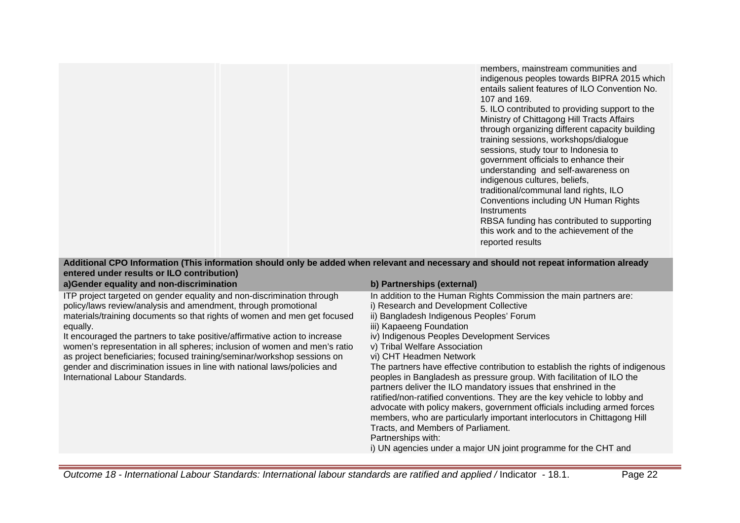| | | | |
|---|---|---|---|
| | | | members, mainstream communities and indigenous peoples towards BIPRA 2015 which entails salient features of ILO Convention No. 107 and 169.<br>5. ILO contributed to providing support to the Ministry of Chittagong Hill Tracts Affairs through organizing different capacity building training sessions, workshops/dialogue sessions, study tour to Indonesia to government officials to enhance their understanding and self-awareness on indigenous cultures, beliefs, traditional/communal land rights, ILO Conventions including UN Human Rights Instruments<br>RBSA funding has contributed to supporting this work and to the achievement of the reported results |

**Additional CPO Information (This information should only be added when relevant and necessary and should not repeat information already entered under results or ILO contribution)**

| a)Gender equality and non-discrimination | b) Partnerships (external) |
|---|---|
| ITP project targeted on gender equality and non-discrimination through policy/laws review/analysis and amendment, through promotional materials/training documents so that rights of women and men get focused equally.<br>It encouraged the partners to take positive/affirmative action to increase women's representation in all spheres; inclusion of women and men's ratio as project beneficiaries; focused training/seminar/workshop sessions on gender and discrimination issues in line with national laws/policies and International Labour Standards. | In addition to the Human Rights Commission the main partners are:<br>i) Research and Development Collective<br>ii) Bangladesh Indigenous Peoples' Forum<br>iii) Kapaeeng Foundation<br>iv) Indigenous Peoples Development Services<br>v) Tribal Welfare Association<br>vi) CHT Headmen Network<br>The partners have effective contribution to establish the rights of indigenous peoples in Bangladesh as pressure group. With facilitation of ILO the partners deliver the ILO mandatory issues that enshrined in the ratified/non-ratified conventions. They are the key vehicle to lobby and advocate with policy makers, government officials including armed forces members, who are particularly important interlocutors in Chittagong Hill Tracts, and Members of Parliament.<br>Partnerships with:<br>i) UN agencies under a major UN joint programme for the CHT and |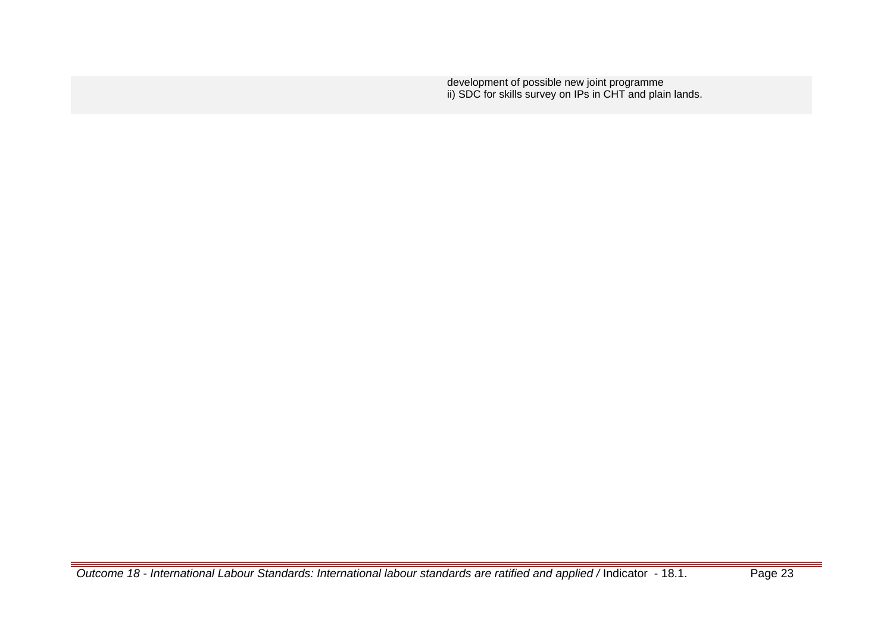development of possible new joint programme
ii) SDC for skills survey on IPs in CHT and plain lands.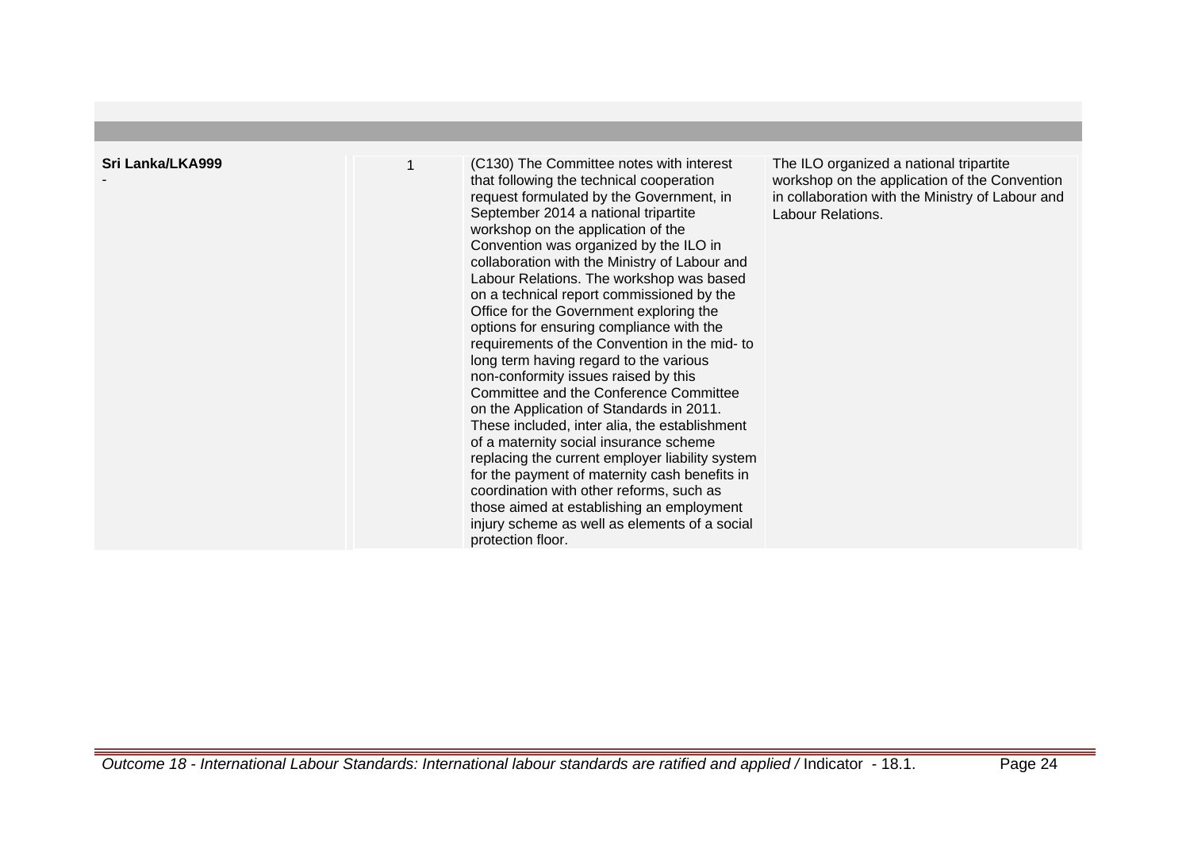| | | | |
|---|---|---|---|
| **Sri Lanka/LKA999**<br>- | 1 | (C130) The Committee notes with interest that following the technical cooperation request formulated by the Government, in September 2014 a national tripartite workshop on the application of the Convention was organized by the ILO in collaboration with the Ministry of Labour and Labour Relations. The workshop was based on a technical report commissioned by the Office for the Government exploring the options for ensuring compliance with the requirements of the Convention in the mid- to long term having regard to the various non-conformity issues raised by this Committee and the Conference Committee on the Application of Standards in 2011. These included, inter alia, the establishment of a maternity social insurance scheme replacing the current employer liability system for the payment of maternity cash benefits in coordination with other reforms, such as those aimed at establishing an employment injury scheme as well as elements of a social protection floor. | The ILO organized a national tripartite workshop on the application of the Convention in collaboration with the Ministry of Labour and Labour Relations. |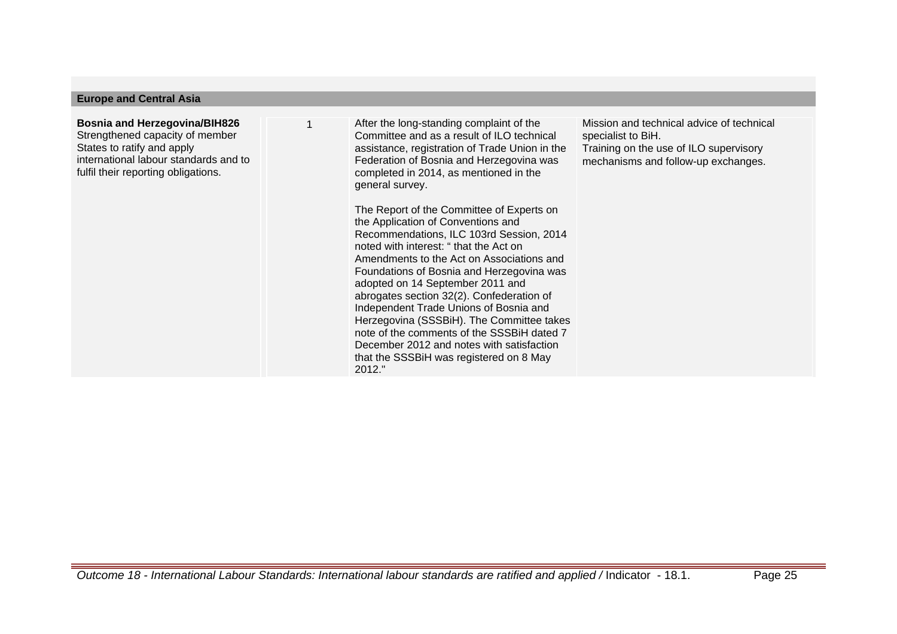| Europe and Central Asia | | | |
|---|---|---|---|
| **Bosnia and Herzegovina/BIH826** Strengthened capacity of member States to ratify and apply international labour standards and to fulfil their reporting obligations. | 1 | After the long-standing complaint of the Committee and as a result of ILO technical assistance, registration of Trade Union in the Federation of Bosnia and Herzegovina was completed in 2014, as mentioned in the general survey.<br><br>The Report of the Committee of Experts on the Application of Conventions and Recommendations, ILC 103rd Session, 2014 noted with interest: " that the Act on Amendments to the Act on Associations and Foundations of Bosnia and Herzegovina was adopted on 14 September 2011 and abrogates section 32(2). Confederation of Independent Trade Unions of Bosnia and Herzegovina (SSSBiH). The Committee takes note of the comments of the SSSBiH dated 7 December 2012 and notes with satisfaction that the SSSBiH was registered on 8 May 2012." | Mission and technical advice of technical specialist to BiH.<br>Training on the use of ILO supervisory mechanisms and follow-up exchanges. |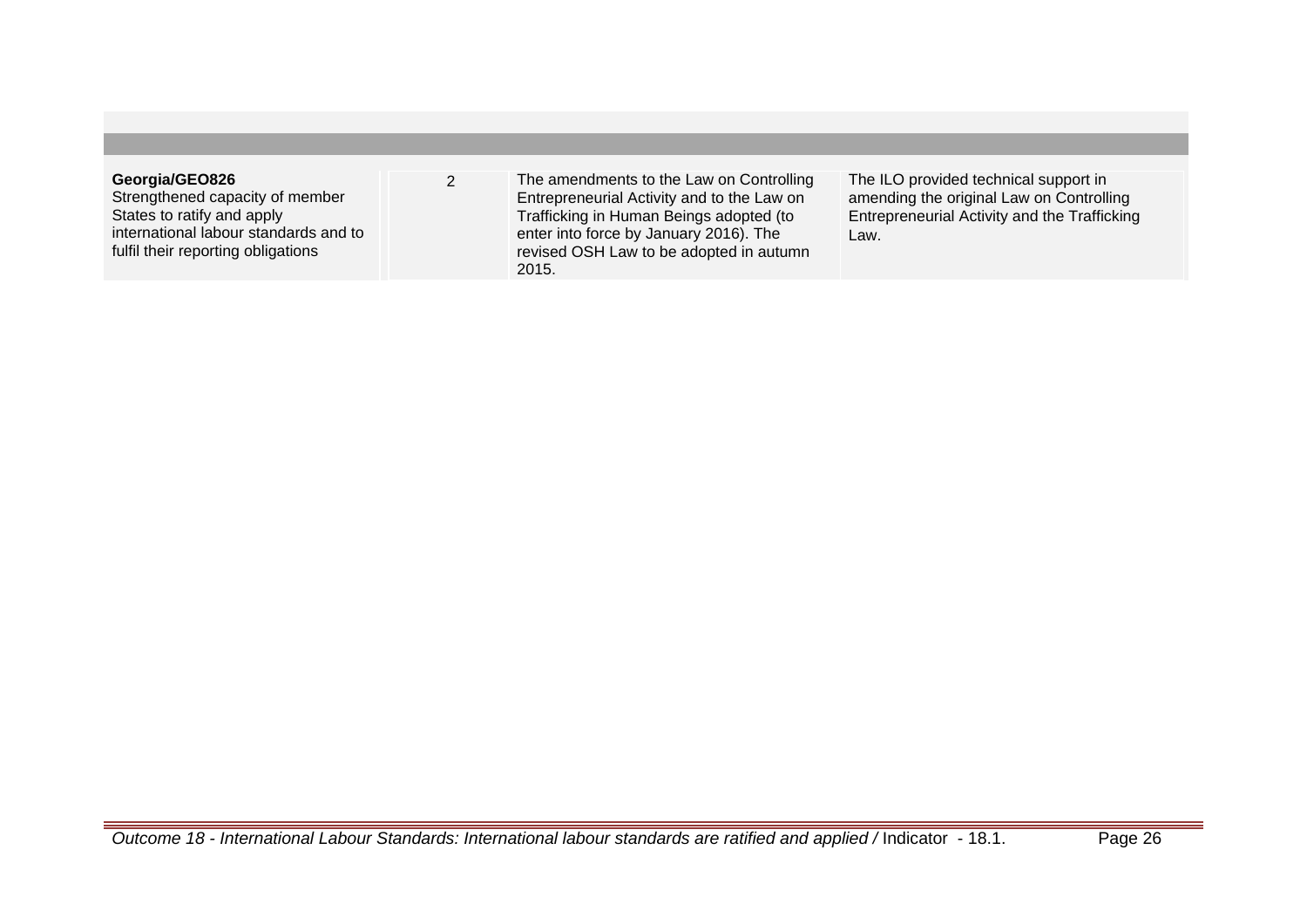| | | | |
|---|---|---|---|
| **Georgia/GEO826**<br>Strengthened capacity of member States to ratify and apply international labour standards and to fulfil their reporting obligations | 2 | The amendments to the Law on Controlling Entrepreneurial Activity and to the Law on Trafficking in Human Beings adopted (to enter into force by January 2016). The revised OSH Law to be adopted in autumn 2015. | The ILO provided technical support in amending the original Law on Controlling Entrepreneurial Activity and the Trafficking Law. |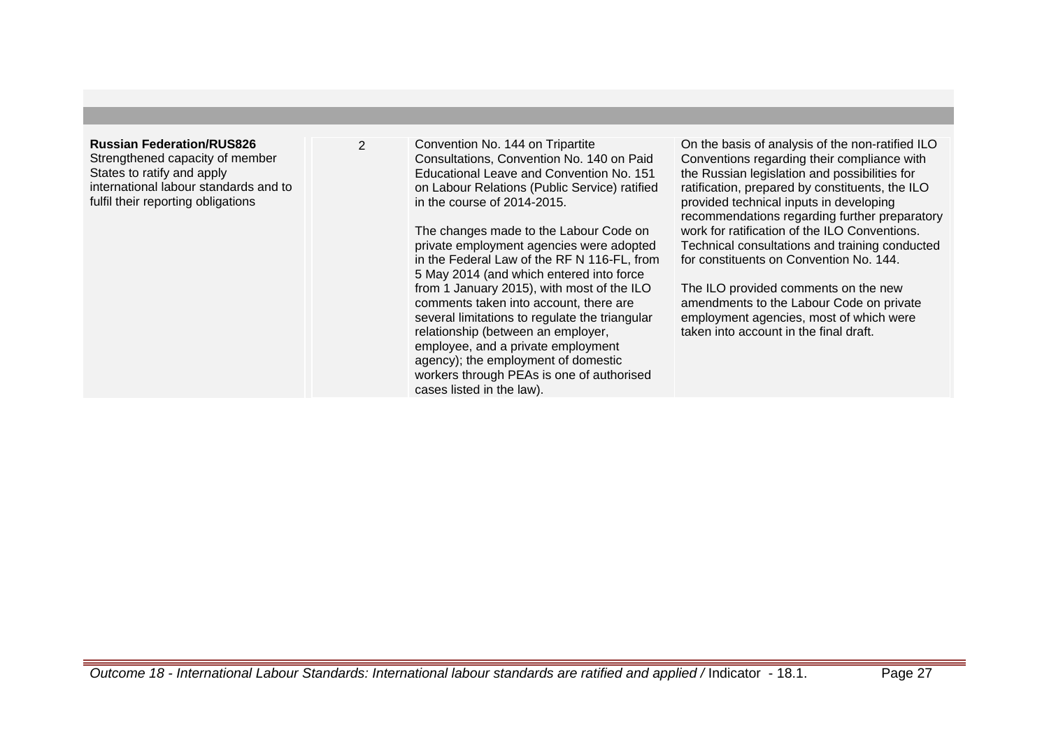| | | | |
|---|---|---|---|
| **Russian Federation/RUS826**<br>Strengthened capacity of member States to ratify and apply international labour standards and to fulfil their reporting obligations | 2 | Convention No. 144 on Tripartite Consultations, Convention No. 140 on Paid Educational Leave and Convention No. 151 on Labour Relations (Public Service) ratified in the course of 2014-2015.<br><br>The changes made to the Labour Code on private employment agencies were adopted in the Federal Law of the RF N 116-FL, from 5 May 2014 (and which entered into force from 1 January 2015), with most of the ILO comments taken into account, there are several limitations to regulate the triangular relationship (between an employer, employee, and a private employment agency); the employment of domestic workers through PEAs is one of authorised cases listed in the law). | On the basis of analysis of the non-ratified ILO Conventions regarding their compliance with the Russian legislation and possibilities for ratification, prepared by constituents, the ILO provided technical inputs in developing recommendations regarding further preparatory work for ratification of the ILO Conventions. Technical consultations and training conducted for constituents on Convention No. 144.<br><br>The ILO provided comments on the new amendments to the Labour Code on private employment agencies, most of which were taken into account in the final draft. |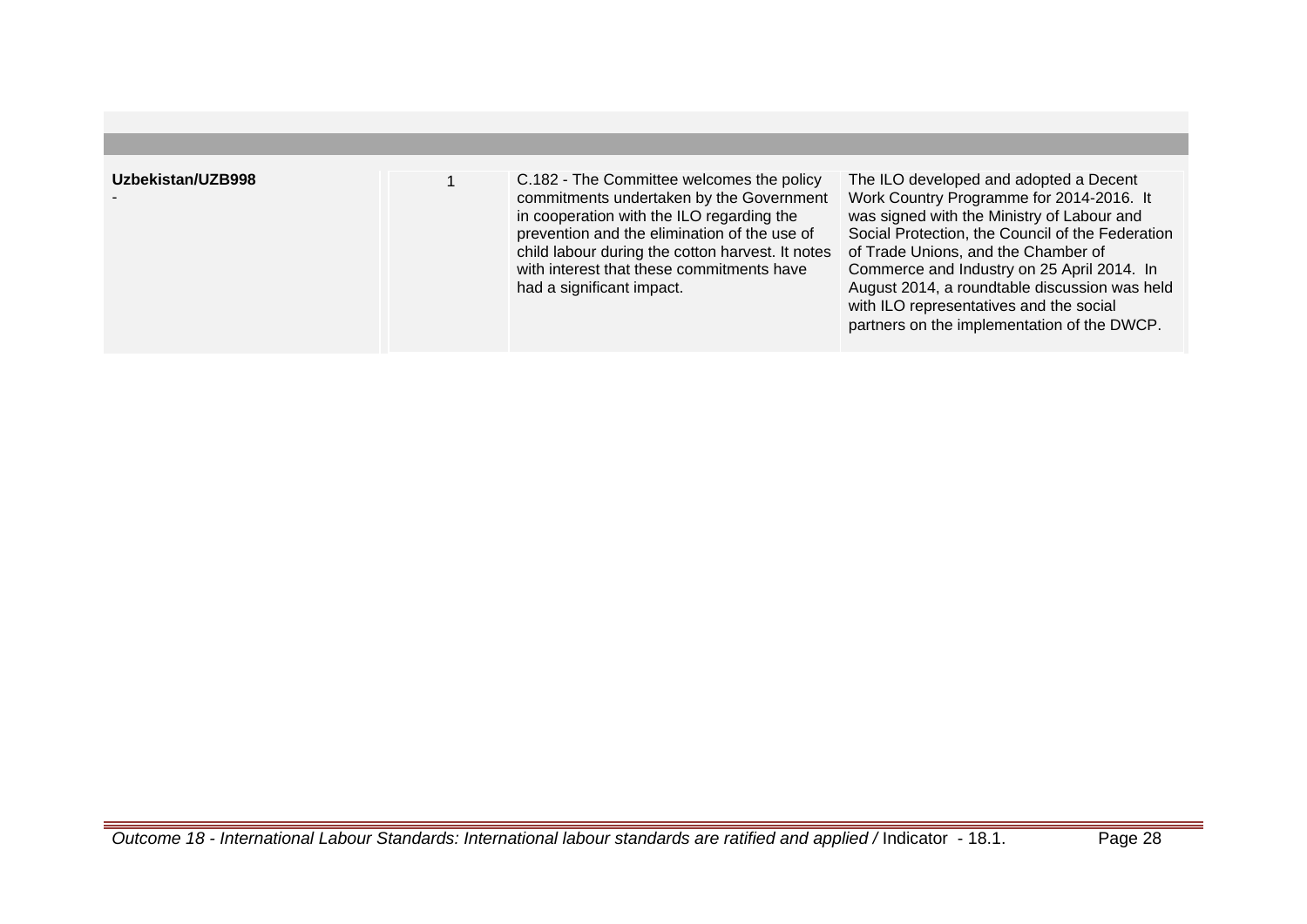| | | | |
|---|---|---|---|
| **Uzbekistan/UZB998**<br>- | 1 | C.182 - The Committee welcomes the policy commitments undertaken by the Government in cooperation with the ILO regarding the prevention and the elimination of the use of child labour during the cotton harvest. It notes with interest that these commitments have had a significant impact. | The ILO developed and adopted a Decent Work Country Programme for 2014-2016. It was signed with the Ministry of Labour and Social Protection, the Council of the Federation of Trade Unions, and the Chamber of Commerce and Industry on 25 April 2014. In August 2014, a roundtable discussion was held with ILO representatives and the social partners on the implementation of the DWCP. |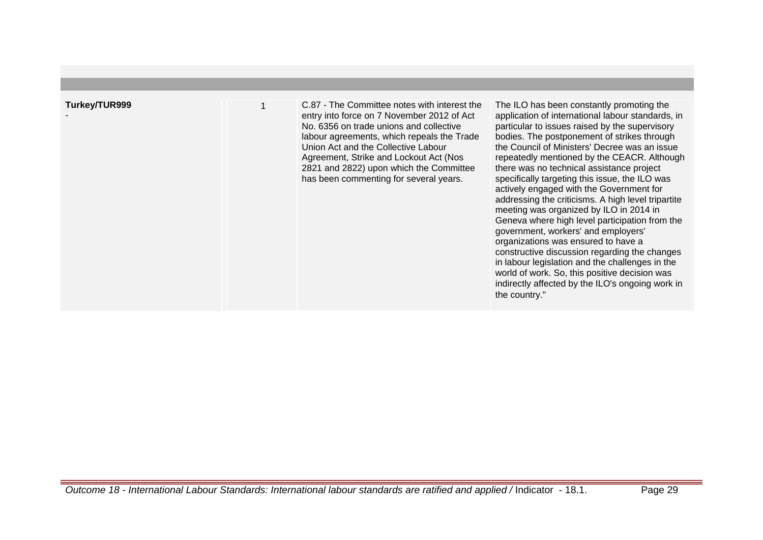| | | | |
|---|---|---|---|
| **Turkey/TUR999**<br>- | 1 | C.87 - The Committee notes with interest the entry into force on 7 November 2012 of Act No. 6356 on trade unions and collective labour agreements, which repeals the Trade Union Act and the Collective Labour Agreement, Strike and Lockout Act (Nos 2821 and 2822) upon which the Committee has been commenting for several years. | The ILO has been constantly promoting the application of international labour standards, in particular to issues raised by the supervisory bodies. The postponement of strikes through the Council of Ministers' Decree was an issue repeatedly mentioned by the CEACR. Although there was no technical assistance project specifically targeting this issue, the ILO was actively engaged with the Government for addressing the criticisms. A high level tripartite meeting was organized by ILO in 2014 in Geneva where high level participation from the government, workers' and employers' organizations was ensured to have a constructive discussion regarding the changes in labour legislation and the challenges in the world of work. So, this positive decision was indirectly affected by the ILO's ongoing work in the country." |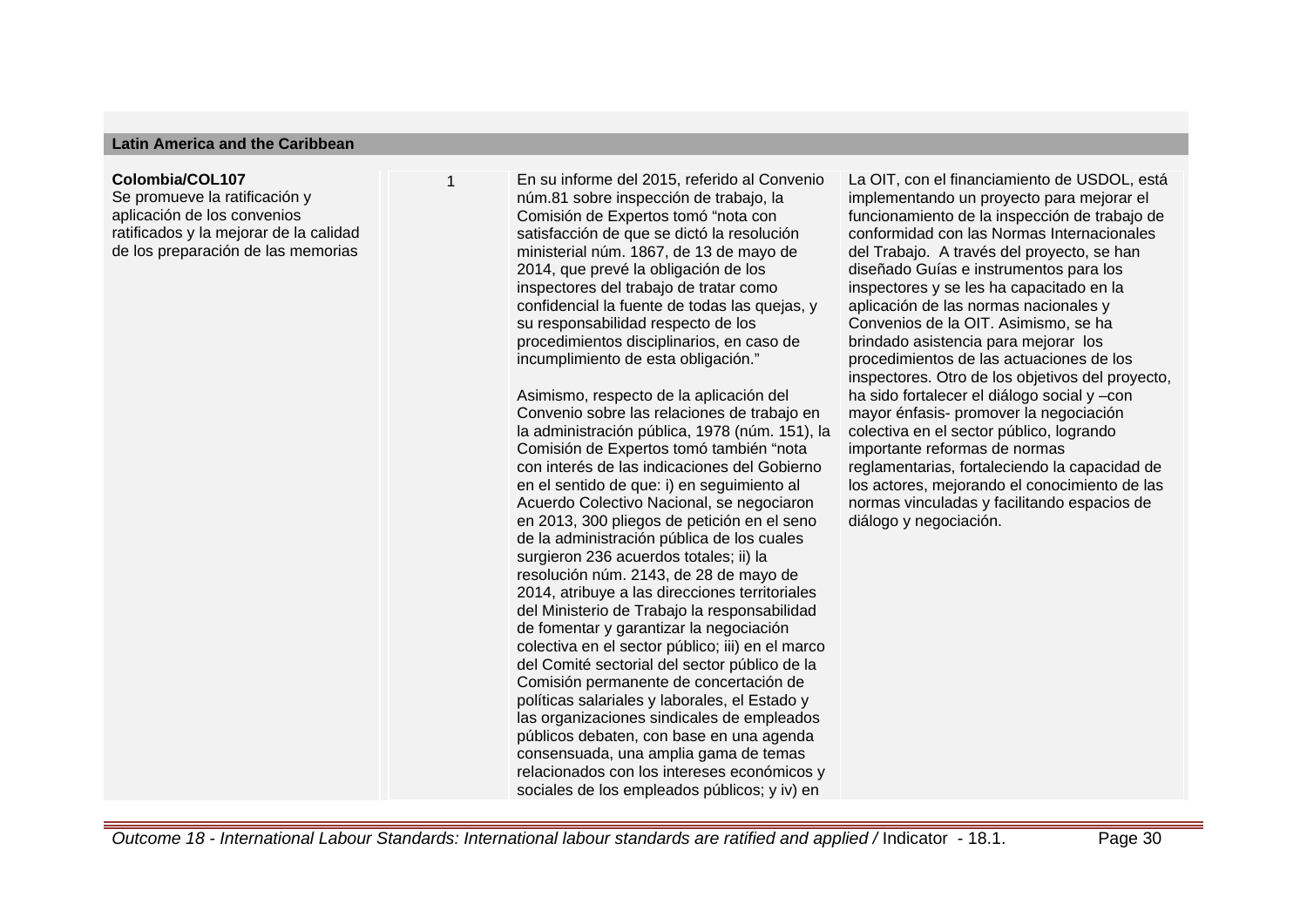| Latin America and the Caribbean | | | |
|---|---|---|---|
| **Colombia/COL107**<br>Se promueve la ratificación y aplicación de los convenios ratificados y la mejorar de la calidad de los preparación de las memorias | 1 | En su informe del 2015, referido al Convenio núm.81 sobre inspección de trabajo, la Comisión de Expertos tomó "nota con satisfacción de que se dictó la resolución ministerial núm. 1867, de 13 de mayo de 2014, que prevé la obligación de los inspectores del trabajo de tratar como confidencial la fuente de todas las quejas, y su responsabilidad respecto de los procedimientos disciplinarios, en caso de incumplimiento de esta obligación."<br><br>Asimismo, respecto de la aplicación del Convenio sobre las relaciones de trabajo en la administración pública, 1978 (núm. 151), la Comisión de Expertos tomó también "nota con interés de las indicaciones del Gobierno en el sentido de que: i) en seguimiento al Acuerdo Colectivo Nacional, se negociaron en 2013, 300 pliegos de petición en el seno de la administración pública de los cuales surgieron 236 acuerdos totales; ii) la resolución núm. 2143, de 28 de mayo de 2014, atribuye a las direcciones territoriales del Ministerio de Trabajo la responsabilidad de fomentar y garantizar la negociación colectiva en el sector público; iii) en el marco del Comité sectorial del sector público de la Comisión permanente de concertación de políticas salariales y laborales, el Estado y las organizaciones sindicales de empleados públicos debaten, con base en una agenda consensuada, una amplia gama de temas relacionados con los intereses económicos y sociales de los empleados públicos; y iv) en | La OIT, con el financiamiento de USDOL, está implementando un proyecto para mejorar el funcionamiento de la inspección de trabajo de conformidad con las Normas Internacionales del Trabajo. A través del proyecto, se han diseñado Guías e instrumentos para los inspectores y se les ha capacitado en la aplicación de las normas nacionales y Convenios de la OIT. Asimismo, se ha brindado asistencia para mejorar los procedimientos de las actuaciones de los inspectores. Otro de los objetivos del proyecto, ha sido fortalecer el diálogo social y –con mayor énfasis- promover la negociación colectiva en el sector público, logrando importante reformas de normas reglamentarias, fortaleciendo la capacidad de los actores, mejorando el conocimiento de las normas vinculadas y facilitando espacios de diálogo y negociación. |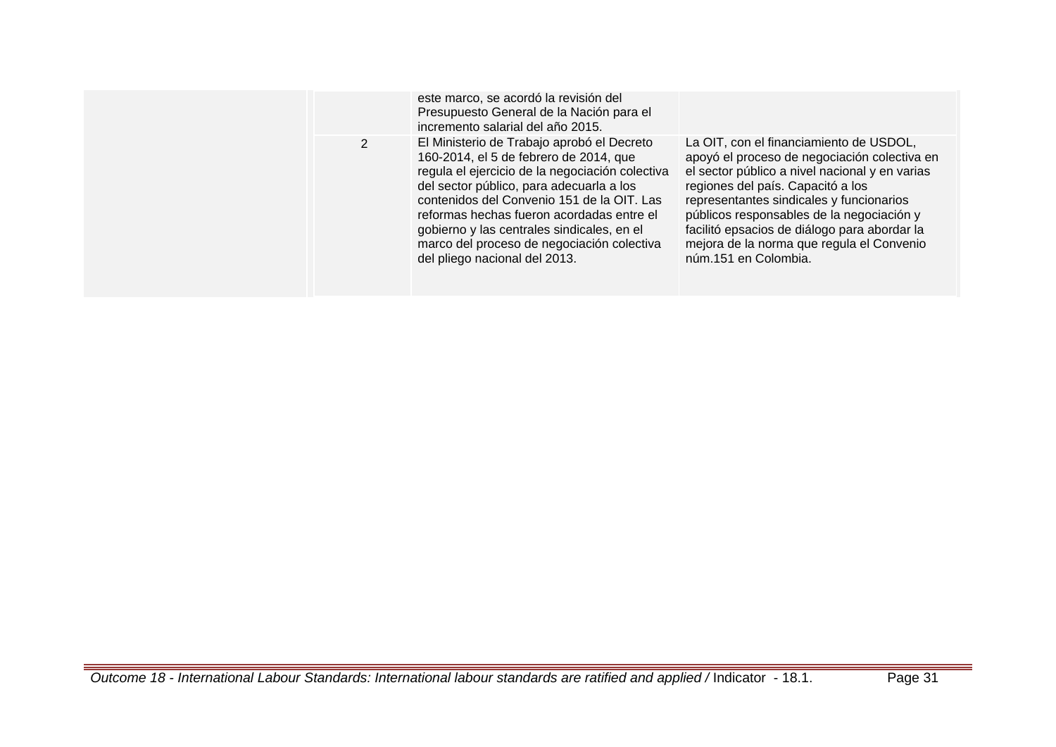| | | | |
|---|---|---|---|
| | | este marco, se acordó la revisión del Presupuesto General de la Nación para el incremento salarial del año 2015. | |
| | 2 | El Ministerio de Trabajo aprobó el Decreto 160-2014, el 5 de febrero de 2014, que regula el ejercicio de la negociación colectiva del sector público, para adecuarla a los contenidos del Convenio 151 de la OIT. Las reformas hechas fueron acordadas entre el gobierno y las centrales sindicales, en el marco del proceso de negociación colectiva del pliego nacional del 2013. | La OIT, con el financiamiento de USDOL, apoyó el proceso de negociación colectiva en el sector público a nivel nacional y en varias regiones del país. Capacitó a los representantes sindicales y funcionarios públicos responsables de la negociación y facilitó epsacios de diálogo para abordar la mejora de la norma que regula el Convenio núm.151 en Colombia. |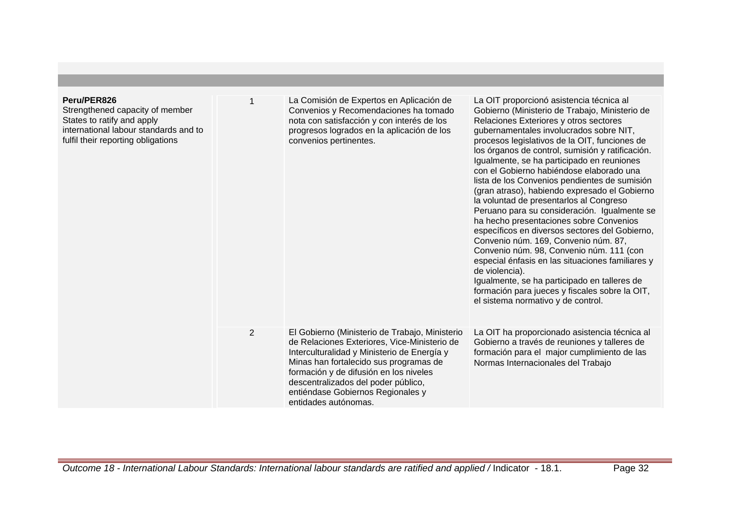| | | | |
|---|---|---|---|
| **Peru/PER826**<br>Strengthened capacity of member States to ratify and apply international labour standards and to fulfil their reporting obligations | 1 | La Comisión de Expertos en Aplicación de Convenios y Recomendaciones ha tomado nota con satisfacción y con interés de los progresos logrados en la aplicación de los convenios pertinentes. | La OIT proporcionó asistencia técnica al Gobierno (Ministerio de Trabajo, Ministerio de Relaciones Exteriores y otros sectores gubernamentales involucrados sobre NIT, procesos legislativos de la OIT, funciones de los órganos de control, sumisión y ratificación. Igualmente, se ha participado en reuniones con el Gobierno habiéndose elaborado una lista de los Convenios pendientes de sumisión (gran atraso), habiendo expresado el Gobierno la voluntad de presentarlos al Congreso Peruano para su consideración. Igualmente se ha hecho presentaciones sobre Convenios específicos en diversos sectores del Gobierno, Convenio núm. 169, Convenio núm. 87, Convenio núm. 98, Convenio núm. 111 (con especial énfasis en las situaciones familiares y de violencia).<br>Igualmente, se ha participado en talleres de formación para jueces y fiscales sobre la OIT, el sistema normativo y de control. |
| | 2 | El Gobierno (Ministerio de Trabajo, Ministerio de Relaciones Exteriores, Vice-Ministerio de Interculturalidad y Ministerio de Energía y Minas han fortalecido sus programas de formación y de difusión en los niveles descentralizados del poder público, entiéndase Gobiernos Regionales y entidades autónomas. | La OIT ha proporcionado asistencia técnica al Gobierno a través de reuniones y talleres de formación para el major cumplimiento de las Normas Internacionales del Trabajo |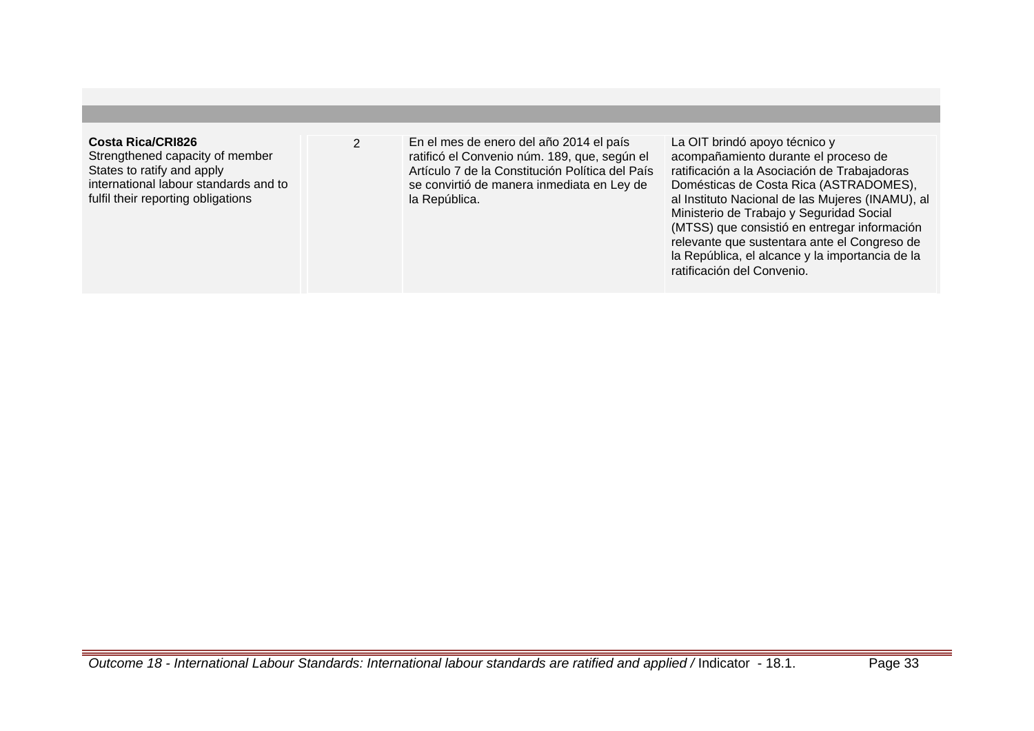| | | | |
|---|---|---|---|
| **Costa Rica/CRI826**<br>Strengthened capacity of member States to ratify and apply international labour standards and to fulfil their reporting obligations | 2 | En el mes de enero del año 2014 el país ratificó el Convenio núm. 189, que, según el Artículo 7 de la Constitución Política del País se convirtió de manera inmediata en Ley de la República. | La OIT brindó apoyo técnico y acompañamiento durante el proceso de ratificación a la Asociación de Trabajadoras Domésticas de Costa Rica (ASTRADOMES), al Instituto Nacional de las Mujeres (INAMU), al Ministerio de Trabajo y Seguridad Social (MTSS) que consistió en entregar información relevante que sustentara ante el Congreso de la República, el alcance y la importancia de la ratificación del Convenio. |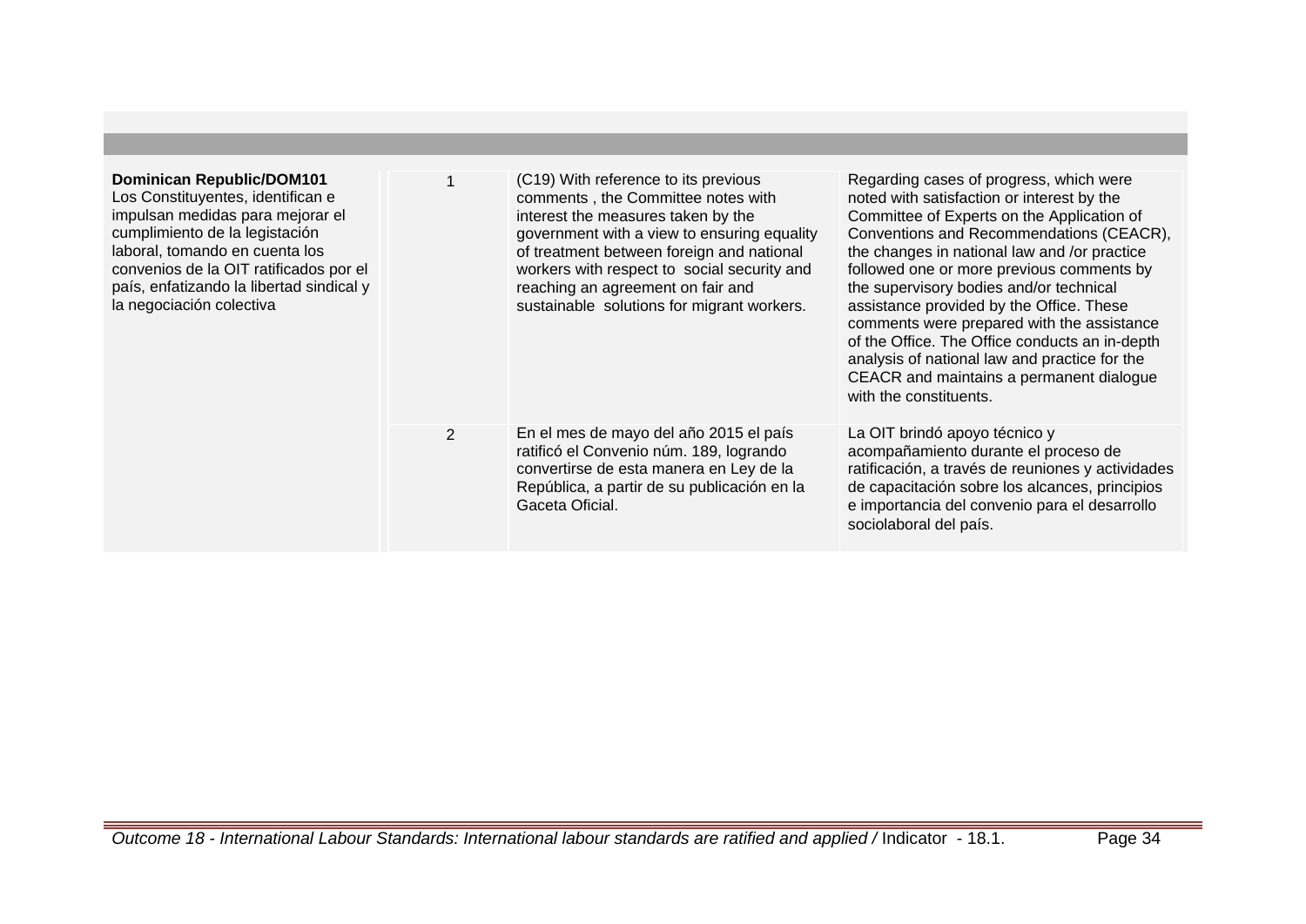| | | | |
|---|---|---|---|
| **Dominican Republic/DOM101**<br>Los Constituyentes, identifican e impulsan medidas para mejorar el cumplimiento de la legistación laboral, tomando en cuenta los convenios de la OIT ratificados por el país, enfatizando la libertad sindical y la negociación colectiva | 1 | (C19) With reference to its previous comments , the Committee notes with interest the measures taken by the government with a view to ensuring equality of treatment between foreign and national workers with respect to social security and reaching an agreement on fair and sustainable solutions for migrant workers. | Regarding cases of progress, which were noted with satisfaction or interest by the Committee of Experts on the Application of Conventions and Recommendations (CEACR), the changes in national law and /or practice followed one or more previous comments by the supervisory bodies and/or technical assistance provided by the Office. These comments were prepared with the assistance of the Office. The Office conducts an in-depth analysis of national law and practice for the CEACR and maintains a permanent dialogue with the constituents. |
| | 2 | En el mes de mayo del año 2015 el país ratificó el Convenio núm. 189, logrando convertirse de esta manera en Ley de la República, a partir de su publicación en la Gaceta Oficial. | La OIT brindó apoyo técnico y acompañamiento durante el proceso de ratificación, a través de reuniones y actividades de capacitación sobre los alcances, principios e importancia del convenio para el desarrollo sociolaboral del país. |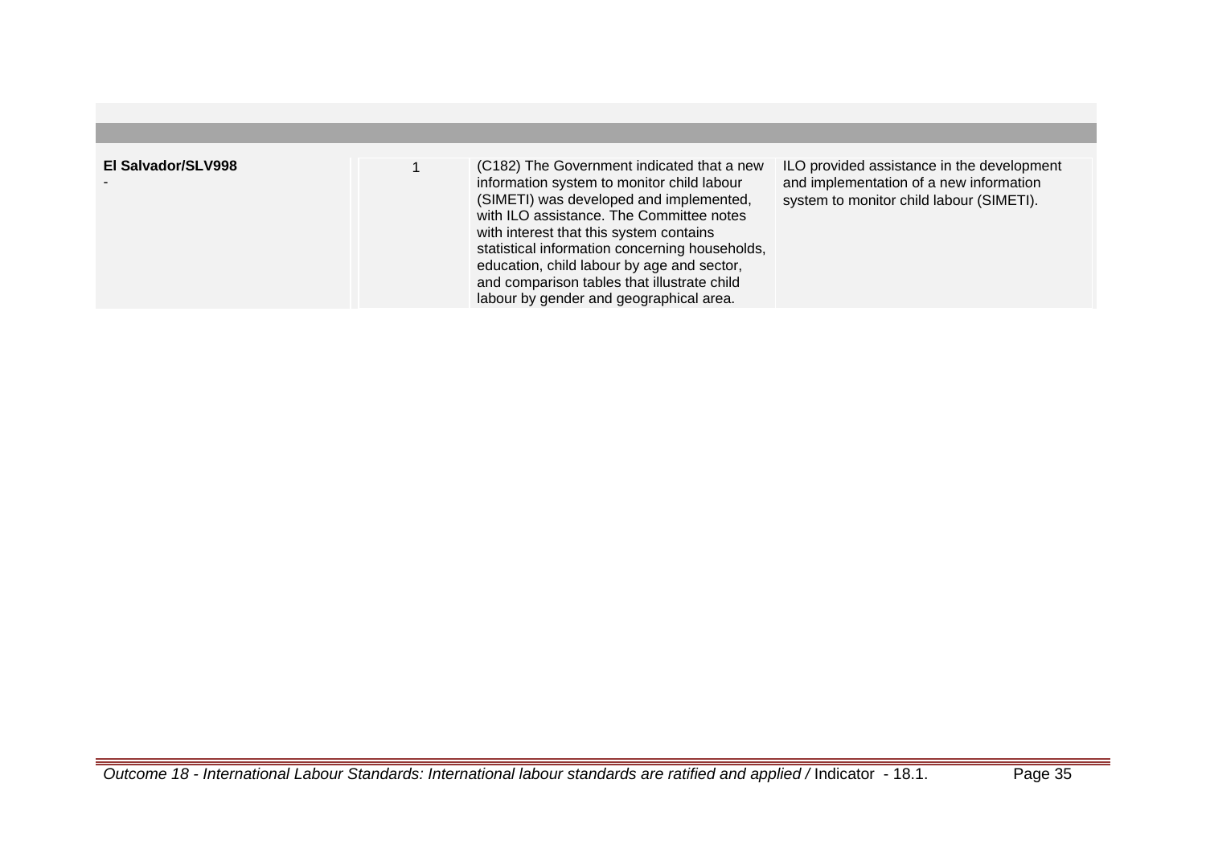| | | | |
|---|---|---|---|
| **El Salvador/SLV998**<br>- | 1 | (C182) The Government indicated that a new information system to monitor child labour (SIMETI) was developed and implemented, with ILO assistance. The Committee notes with interest that this system contains statistical information concerning households, education, child labour by age and sector, and comparison tables that illustrate child labour by gender and geographical area. | ILO provided assistance in the development and implementation of a new information system to monitor child labour (SIMETI). |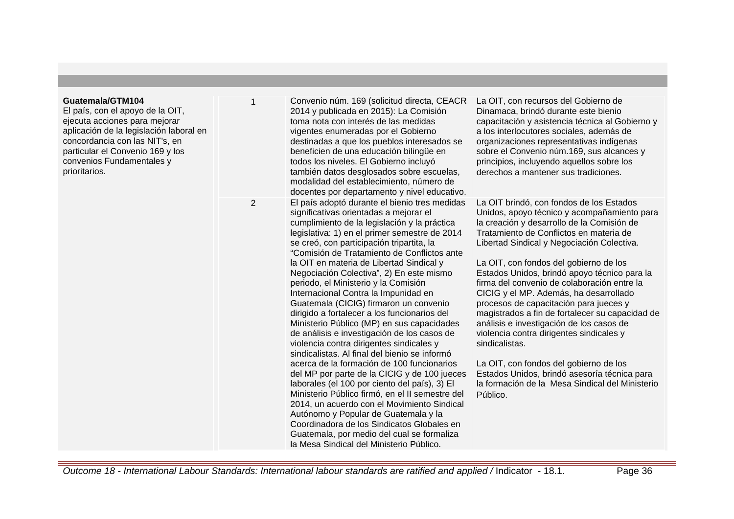| | | | |
|---|---|---|---|
| **Guatemala/GTM104**<br>El país, con el apoyo de la OIT, ejecuta acciones para mejorar aplicación de la legislación laboral en concordancia con las NIT's, en particular el Convenio 169 y los convenios Fundamentales y prioritarios. | 1 | Convenio núm. 169 (solicitud directa, CEACR 2014 y publicada en 2015): La Comisión toma nota con interés de las medidas vigentes enumeradas por el Gobierno destinadas a que los pueblos interesados se beneficien de una educación bilingüe en todos los niveles. El Gobierno incluyó también datos desglosados sobre escuelas, modalidad del establecimiento, número de docentes por departamento y nivel educativo. | La OIT, con recursos del Gobierno de Dinamaca, brindó durante este bienio capacitación y asistencia técnica al Gobierno y a los interlocutores sociales, además de organizaciones representativas indígenas sobre el Convenio núm.169, sus alcances y principios, incluyendo aquellos sobre los derechos a mantener sus tradiciones. |
| | 2 | El país adoptó durante el bienio tres medidas significativas orientadas a mejorar el cumplimiento de la legislación y la práctica legislativa: 1) en el primer semestre de 2014 se creó, con participación tripartita, la "Comisión de Tratamiento de Conflictos ante la OIT en materia de Libertad Sindical y Negociación Colectiva", 2) En este mismo periodo, el Ministerio y la Comisión Internacional Contra la Impunidad en Guatemala (CICIG) firmaron un convenio dirigido a fortalecer a los funcionarios del Ministerio Público (MP) en sus capacidades de análisis e investigación de los casos de violencia contra dirigentes sindicales y sindicalistas. Al final del bienio se informó acerca de la formación de 100 funcionarios del MP por parte de la CICIG y de 100 jueces laborales (el 100 por ciento del país), 3) El Ministerio Público firmó, en el II semestre del 2014, un acuerdo con el Movimiento Sindical Autónomo y Popular de Guatemala y la Coordinadora de los Sindicatos Globales en Guatemala, por medio del cual se formaliza la Mesa Sindical del Ministerio Público. | La OIT brindó, con fondos de los Estados Unidos, apoyo técnico y acompañamiento para la creación y desarrollo de la Comisión de Tratamiento de Conflictos en materia de Libertad Sindical y Negociación Colectiva.<br><br>La OIT, con fondos del gobierno de los Estados Unidos, brindó apoyo técnico para la firma del convenio de colaboración entre la CICIG y el MP. Además, ha desarrollado procesos de capacitación para jueces y magistrados a fin de fortalecer su capacidad de análisis e investigación de los casos de violencia contra dirigentes sindicales y sindicalistas.<br><br>La OIT, con fondos del gobierno de los Estados Unidos, brindó asesoría técnica para la formación de la Mesa Sindical del Ministerio Público. |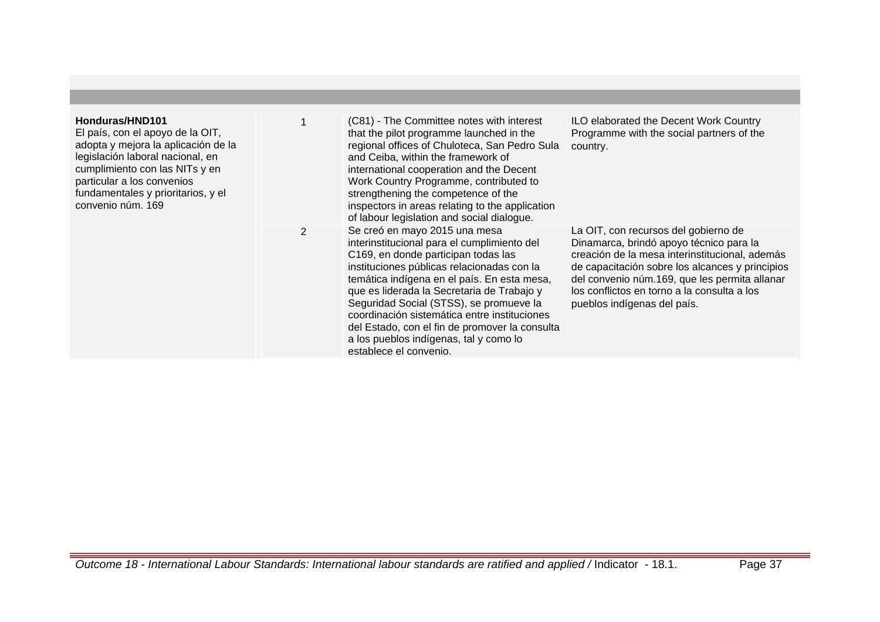| | | | |
|---|---|---|---|
| **Honduras/HND101**<br>El país, con el apoyo de la OIT, adopta y mejora la aplicación de la legislación laboral nacional, en cumplimiento con las NITs y en particular a los convenios fundamentales y prioritarios, y el convenio núm. 169 | 1 | (C81) - The Committee notes with interest that the pilot programme launched in the regional offices of Chuloteca, San Pedro Sula and Ceiba, within the framework of international cooperation and the Decent Work Country Programme, contributed to strengthening the competence of the inspectors in areas relating to the application of labour legislation and social dialogue. | ILO elaborated the Decent Work Country Programme with the social partners of the country. |
| | 2 | Se creó en mayo 2015 una mesa interinstitucional para el cumplimiento del C169, en donde participan todas las instituciones públicas relacionadas con la temática indígena en el país. En esta mesa, que es liderada la Secretaria de Trabajo y Seguridad Social (STSS), se promueve la coordinación sistemática entre instituciones del Estado, con el fin de promover la consulta a los pueblos indígenas, tal y como lo establece el convenio. | La OIT, con recursos del gobierno de Dinamarca, brindó apoyo técnico para la creación de la mesa interinstitucional, además de capacitación sobre los alcances y principios del convenio núm.169, que les permita allanar los conflictos en torno a la consulta a los pueblos indígenas del país. |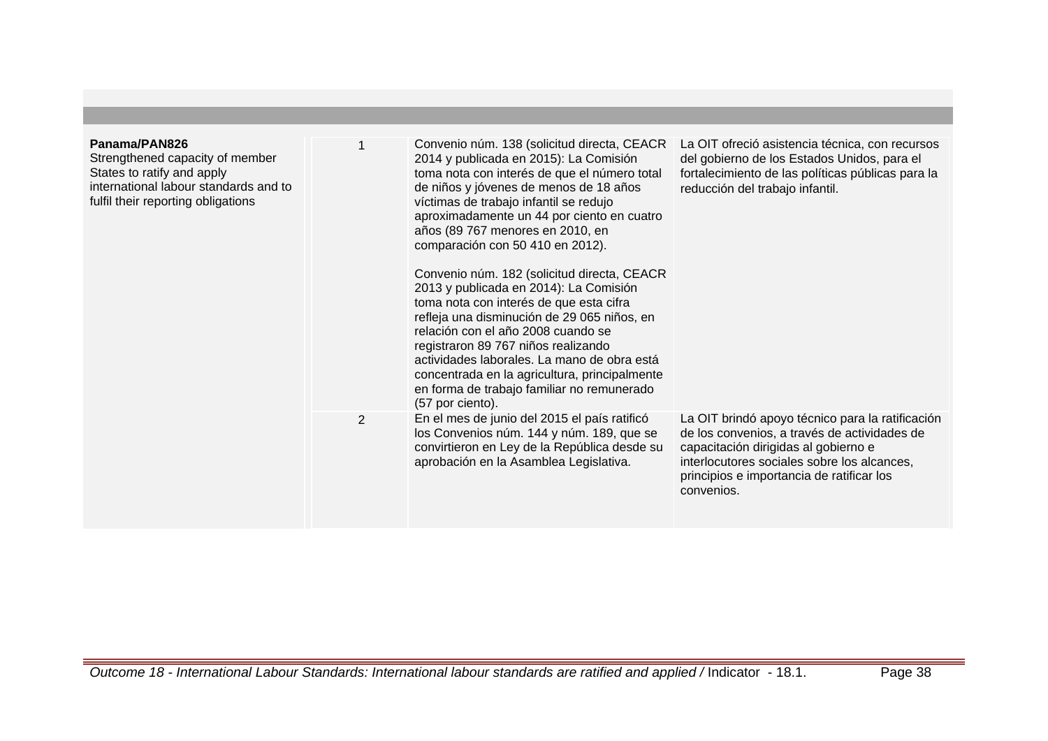| | | | |
|---|---|---|---|
| **Panama/PAN826**<br>Strengthened capacity of member States to ratify and apply international labour standards and to fulfil their reporting obligations | 1 | Convenio núm. 138 (solicitud directa, CEACR 2014 y publicada en 2015): La Comisión toma nota con interés de que el número total de niños y jóvenes de menos de 18 años víctimas de trabajo infantil se redujo aproximadamente un 44 por ciento en cuatro años (89 767 menores en 2010, en comparación con 50 410 en 2012).<br><br>Convenio núm. 182 (solicitud directa, CEACR 2013 y publicada en 2014): La Comisión toma nota con interés de que esta cifra refleja una disminución de 29 065 niños, en relación con el año 2008 cuando se registraron 89 767 niños realizando actividades laborales. La mano de obra está concentrada en la agricultura, principalmente en forma de trabajo familiar no remunerado (57 por ciento). | La OIT ofreció asistencia técnica, con recursos del gobierno de los Estados Unidos, para el fortalecimiento de las políticas públicas para la reducción del trabajo infantil. |
| | 2 | En el mes de junio del 2015 el país ratificó los Convenios núm. 144 y núm. 189, que se convirtieron en Ley de la República desde su aprobación en la Asamblea Legislativa. | La OIT brindó apoyo técnico para la ratificación de los convenios, a través de actividades de capacitación dirigidas al gobierno e interlocutores sociales sobre los alcances, principios e importancia de ratificar los convenios. |

*Outcome 18 - International Labour Standards: International labour standards are ratified and applied /* Indicator - 18.1.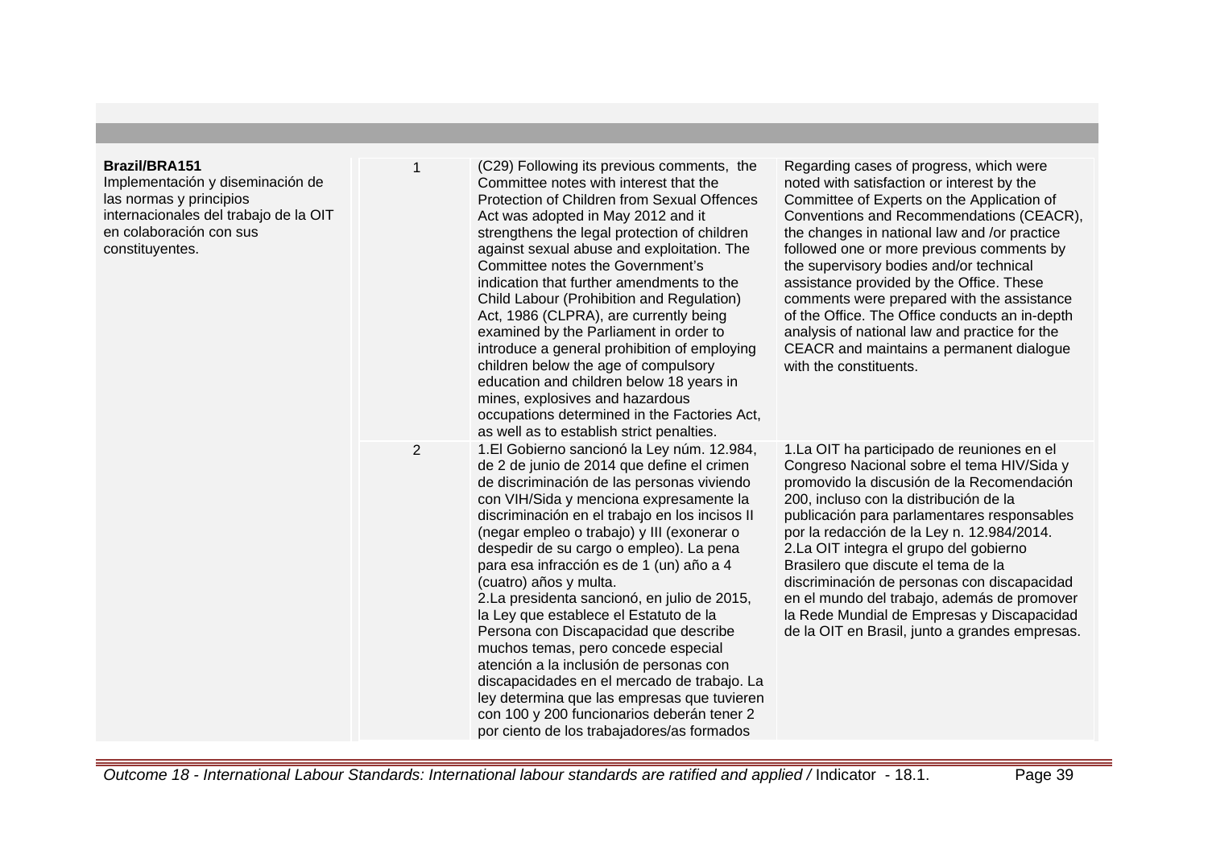| | | | |
|---|---|---|---|
| **Brazil/BRA151**<br>Implementación y diseminación de las normas y principios internacionales del trabajo de la OIT en colaboración con sus constituyentes. | 1 | (C29) Following its previous comments, the Committee notes with interest that the Protection of Children from Sexual Offences Act was adopted in May 2012 and it strengthens the legal protection of children against sexual abuse and exploitation. The Committee notes the Government's indication that further amendments to the Child Labour (Prohibition and Regulation) Act, 1986 (CLPRA), are currently being examined by the Parliament in order to introduce a general prohibition of employing children below the age of compulsory education and children below 18 years in mines, explosives and hazardous occupations determined in the Factories Act, as well as to establish strict penalties. | Regarding cases of progress, which were noted with satisfaction or interest by the Committee of Experts on the Application of Conventions and Recommendations (CEACR), the changes in national law and /or practice followed one or more previous comments by the supervisory bodies and/or technical assistance provided by the Office. These comments were prepared with the assistance of the Office. The Office conducts an in-depth analysis of national law and practice for the CEACR and maintains a permanent dialogue with the constituents. |
| | 2 | 1.El Gobierno sancionó la Ley núm. 12.984, de 2 de junio de 2014 que define el crimen de discriminación de las personas viviendo con VIH/Sida y menciona expresamente la discriminación en el trabajo en los incisos II (negar empleo o trabajo) y III (exonerar o despedir de su cargo o empleo). La pena para esa infracción es de 1 (un) año a 4 (cuatro) años y multa.<br>2.La presidenta sancionó, en julio de 2015, la Ley que establece el Estatuto de la Persona con Discapacidad que describe muchos temas, pero concede especial atención a la inclusión de personas con discapacidades en el mercado de trabajo. La ley determina que las empresas que tuvieren con 100 y 200 funcionarios deberán tener 2 por ciento de los trabajadores/as formados | 1.La OIT ha participado de reuniones en el Congreso Nacional sobre el tema HIV/Sida y promovido la discusión de la Recomendación 200, incluso con la distribución de la publicación para parlamentares responsables por la redacción de la Ley n. 12.984/2014.<br>2.La OIT integra el grupo del gobierno Brasilero que discute el tema de la discriminación de personas con discapacidad en el mundo del trabajo, además de promover la Rede Mundial de Empresas y Discapacidad de la OIT en Brasil, junto a grandes empresas. |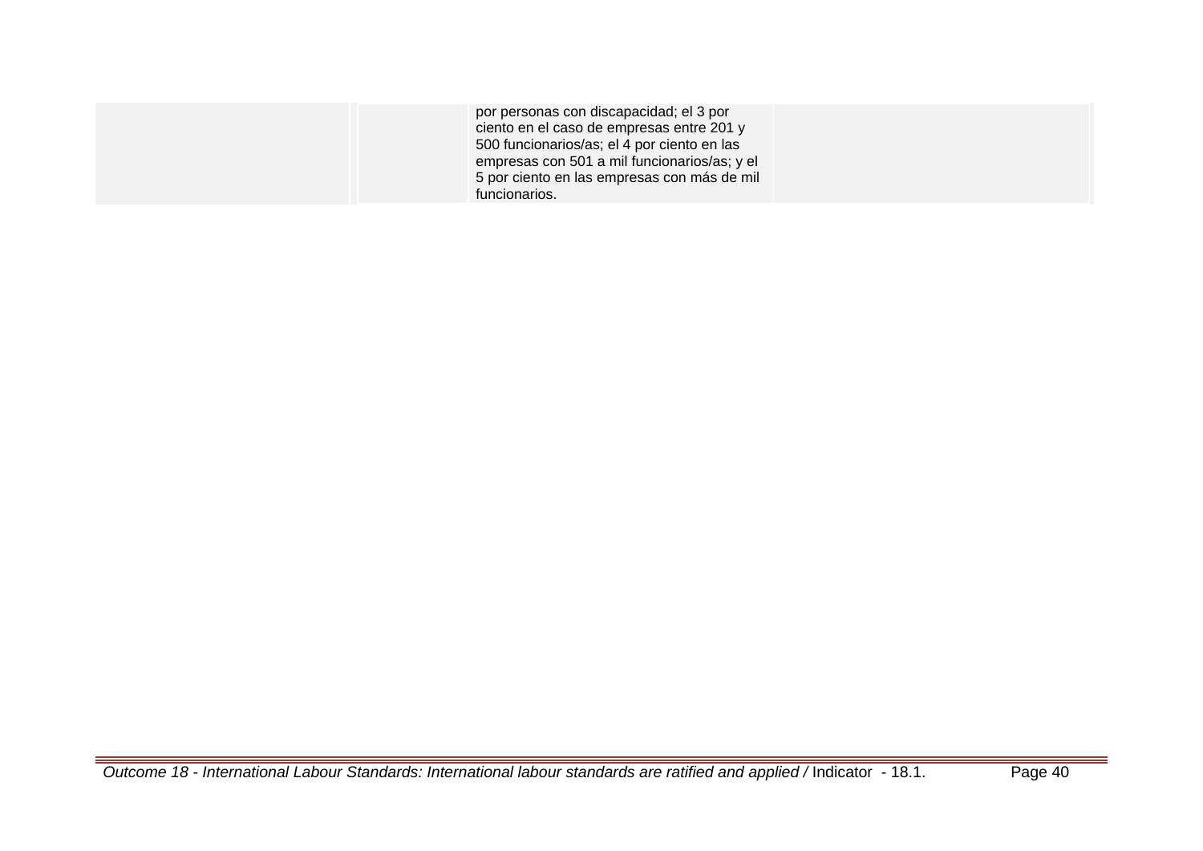|  |  |  |  |
| --- | --- | --- | --- |
|  |  | por personas con discapacidad; el 3 por ciento en el caso de empresas entre 201 y 500 funcionarios/as; el 4 por ciento en las empresas con 501 a mil funcionarios/as; y el 5 por ciento en las empresas con más de mil funcionarios. |  |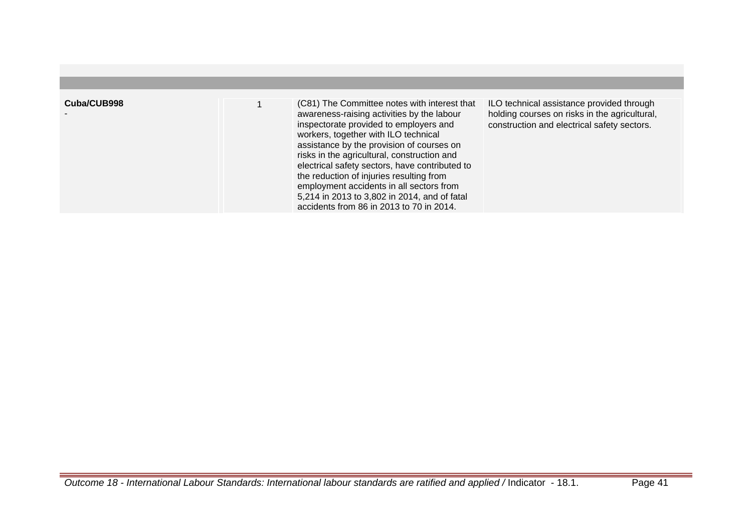| | | | | |
|---|---|---|---|---|
| **Cuba/CUB998**<br>- | | 1 | (C81) The Committee notes with interest that awareness-raising activities by the labour inspectorate provided to employers and workers, together with ILO technical assistance by the provision of courses on risks in the agricultural, construction and electrical safety sectors, have contributed to the reduction of injuries resulting from employment accidents in all sectors from 5,214 in 2013 to 3,802 in 2014, and of fatal accidents from 86 in 2013 to 70 in 2014. | ILO technical assistance provided through holding courses on risks in the agricultural, construction and electrical safety sectors. |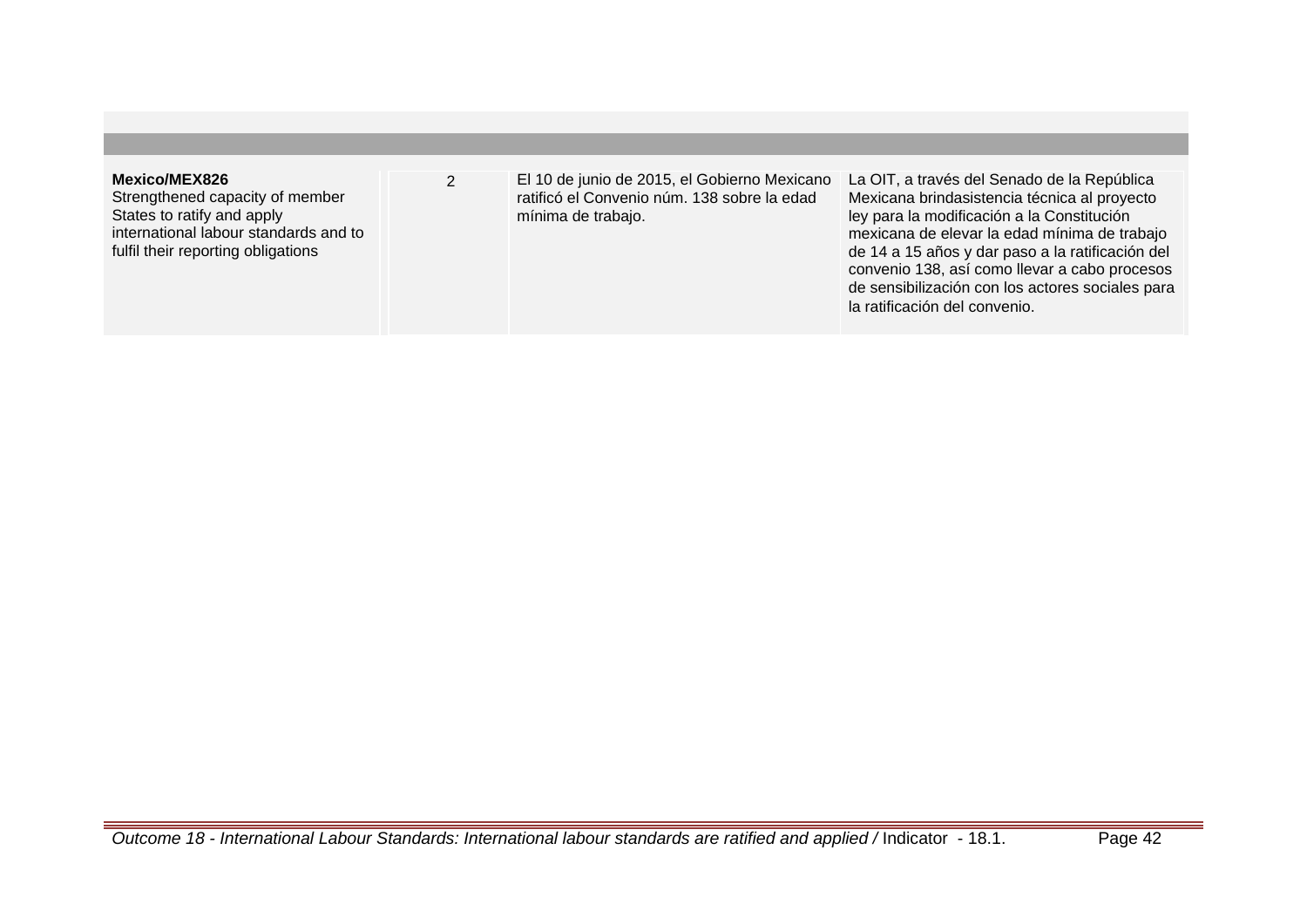| | | | |
|---|---|---|---|
| **Mexico/MEX826**<br>Strengthened capacity of member States to ratify and apply international labour standards and to fulfil their reporting obligations | 2 | El 10 de junio de 2015, el Gobierno Mexicano ratificó el Convenio núm. 138 sobre la edad mínima de trabajo. | La OIT, a través del Senado de la República Mexicana brindasistencia técnica al proyecto ley para la modificación a la Constitución mexicana de elevar la edad mínima de trabajo de 14 a 15 años y dar paso a la ratificación del convenio 138, así como llevar a cabo procesos de sensibilización con los actores sociales para la ratificación del convenio. |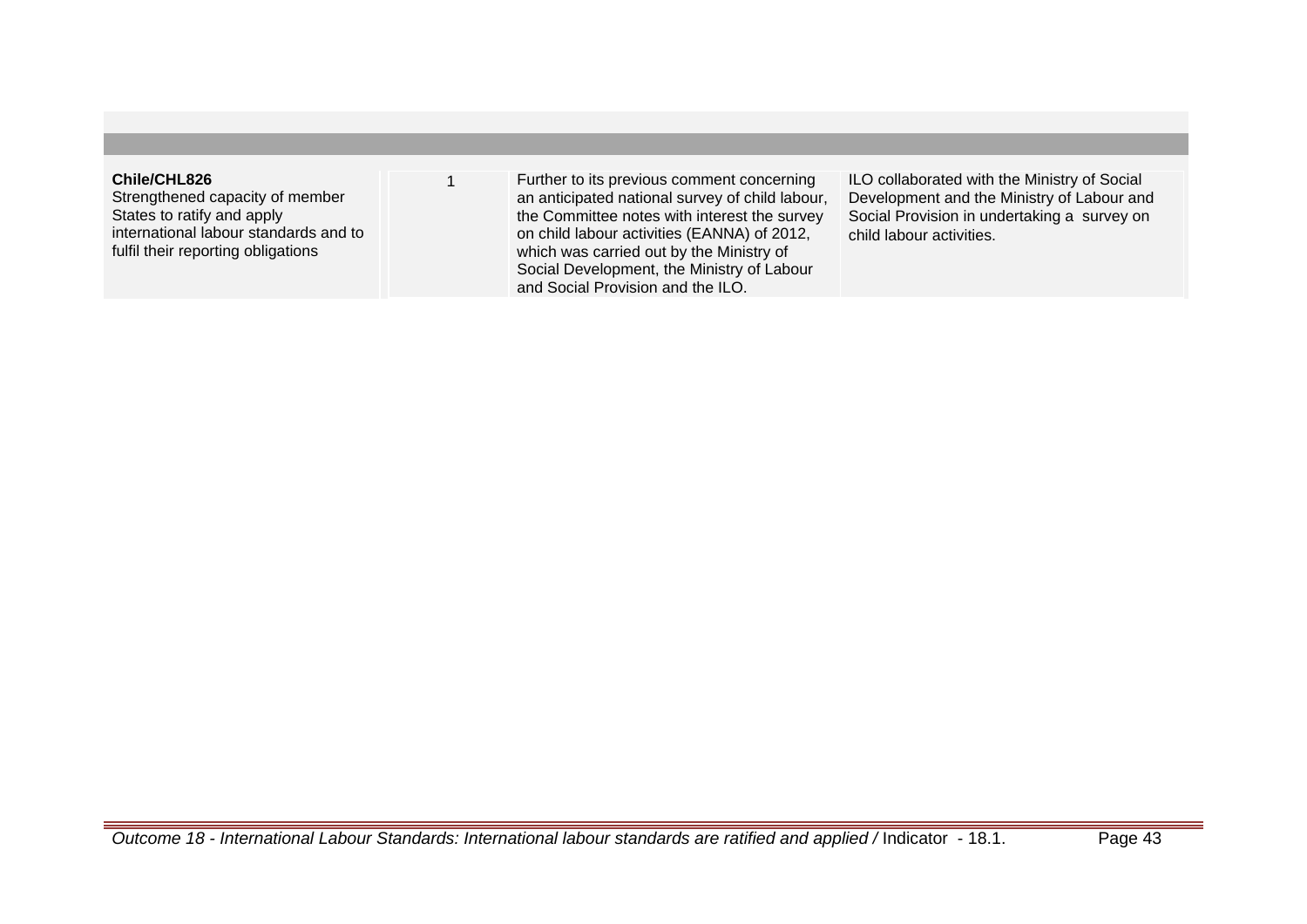| | | | |
|---|---|---|---|
| **Chile/CHL826**<br>Strengthened capacity of member States to ratify and apply international labour standards and to fulfil their reporting obligations | 1 | Further to its previous comment concerning an anticipated national survey of child labour, the Committee notes with interest the survey on child labour activities (EANNA) of 2012, which was carried out by the Ministry of Social Development, the Ministry of Labour and Social Provision and the ILO. | ILO collaborated with the Ministry of Social Development and the Ministry of Labour and Social Provision in undertaking a survey on child labour activities. |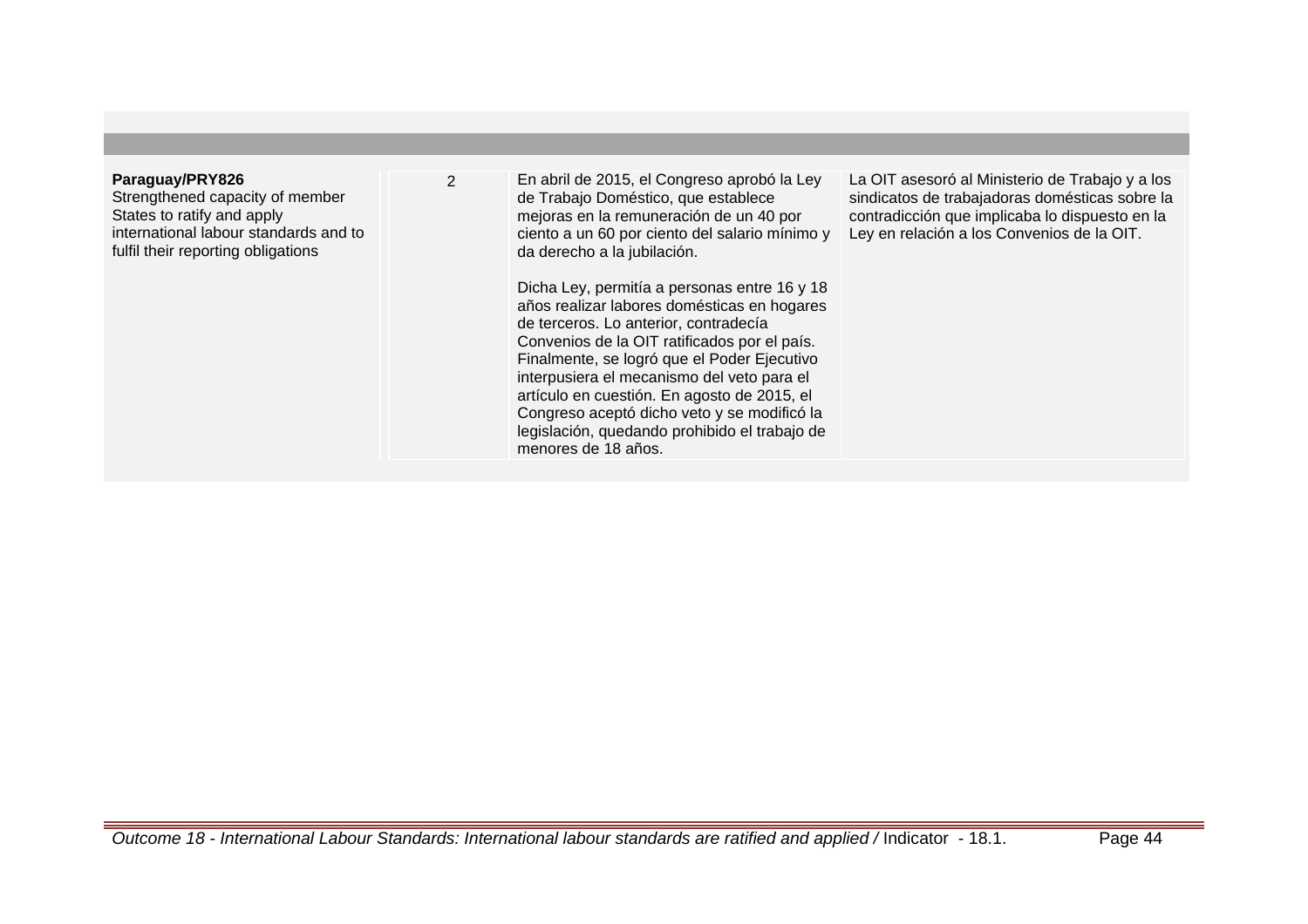| | | | |
|---|---|---|---|
| **Paraguay/PRY826**<br>Strengthened capacity of member States to ratify and apply international labour standards and to fulfil their reporting obligations | 2 | En abril de 2015, el Congreso aprobó la Ley de Trabajo Doméstico, que establece mejoras en la remuneración de un 40 por ciento a un 60 por ciento del salario mínimo y da derecho a la jubilación.<br><br>Dicha Ley, permitía a personas entre 16 y 18 años realizar labores domésticas en hogares de terceros. Lo anterior, contradecía Convenios de la OIT ratificados por el país. Finalmente, se logró que el Poder Ejecutivo interpusiera el mecanismo del veto para el artículo en cuestión. En agosto de 2015, el Congreso aceptó dicho veto y se modificó la legislación, quedando prohibido el trabajo de menores de 18 años. | La OIT asesoró al Ministerio de Trabajo y a los sindicatos de trabajadoras domésticas sobre la contradicción que implicaba lo dispuesto en la Ley en relación a los Convenios de la OIT. |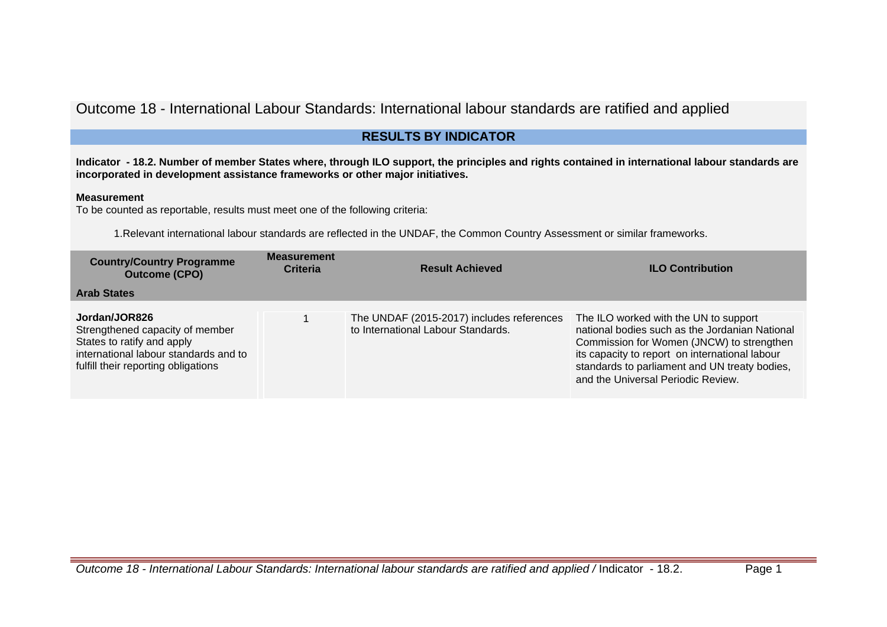# Outcome 18 - International Labour Standards: International labour standards are ratified and applied

## RESULTS BY INDICATOR

**Indicator - 18.2. Number of member States where, through ILO support, the principles and rights contained in international labour standards are incorporated in development assistance frameworks or other major initiatives.**

**Measurement**

To be counted as reportable, results must meet one of the following criteria:

1. Relevant international labour standards are reflected in the UNDAF, the Common Country Assessment or similar frameworks.

| Country/Country Programme Outcome (CPO) | Measurement Criteria | Result Achieved | ILO Contribution |
|---|---|---|---|
| **Arab States** | | | |
| **Jordan/JOR826** Strengthened capacity of member States to ratify and apply international labour standards and to fulfill their reporting obligations | 1 | The UNDAF (2015-2017) includes references to International Labour Standards. | The ILO worked with the UN to support national bodies such as the Jordanian National Commission for Women (JNCW) to strengthen its capacity to report on international labour standards to parliament and UN treaty bodies, and the Universal Periodic Review. |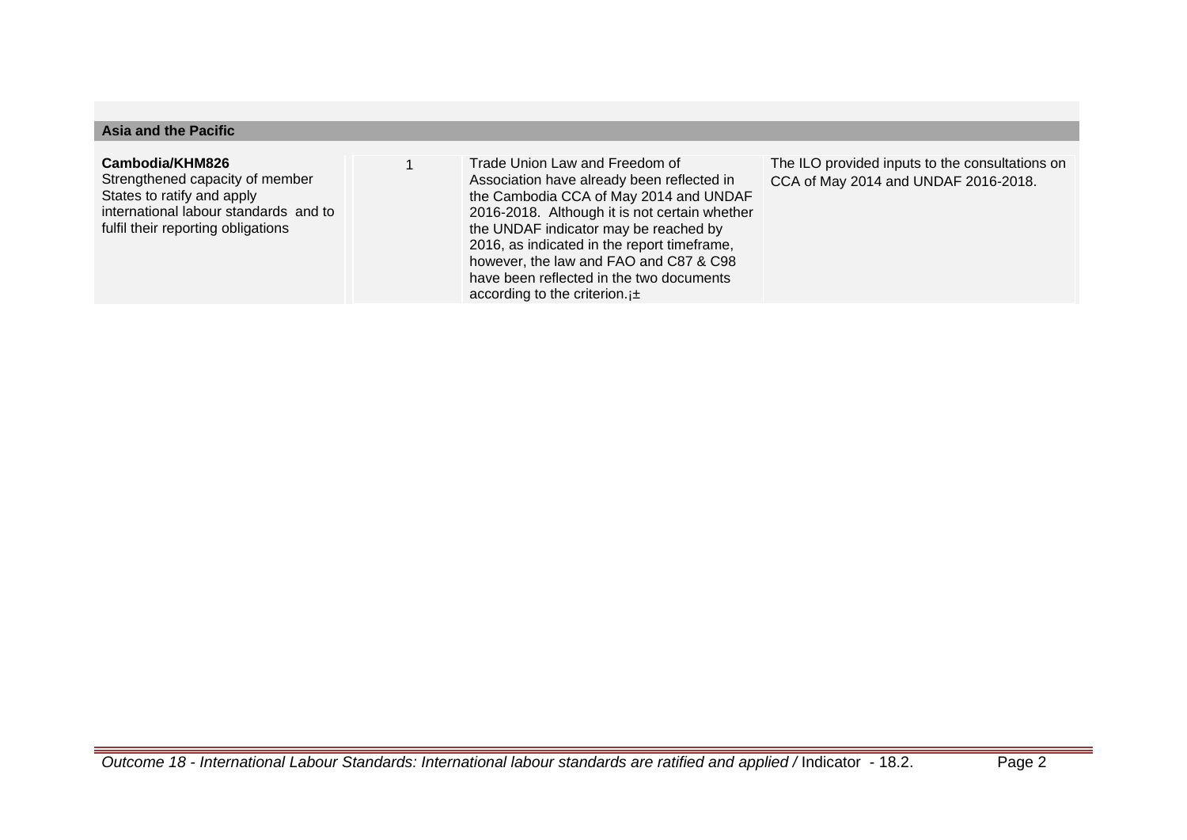| Asia and the Pacific | | | |
| --- | --- | --- | --- |
| **Cambodia/KHM826**<br>Strengthened capacity of member States to ratify and apply international labour standards and to fulfil their reporting obligations | 1 | Trade Union Law and Freedom of Association have already been reflected in the Cambodia CCA of May 2014 and UNDAF 2016-2018. Although it is not certain whether the UNDAF indicator may be reached by 2016, as indicated in the report timeframe, however, the law and FAO and C87 & C98 have been reflected in the two documents according to the criterion.¡± | The ILO provided inputs to the consultations on CCA of May 2014 and UNDAF 2016-2018. |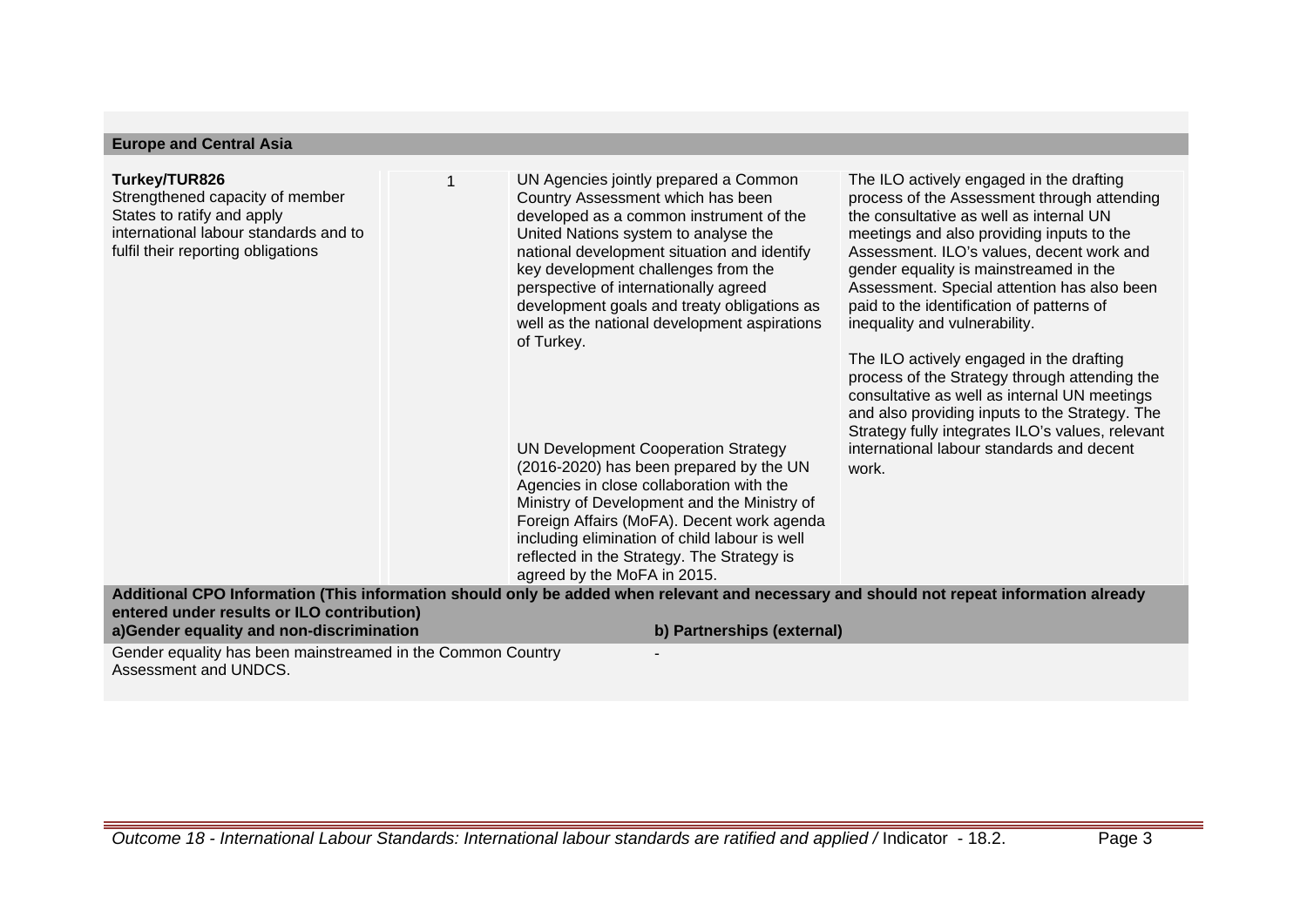## Europe and Central Asia

| | | | |
|---|---|---|---|
| **Turkey/TUR826**<br>Strengthened capacity of member States to ratify and apply international labour standards and to fulfil their reporting obligations | 1 | UN Agencies jointly prepared a Common Country Assessment which has been developed as a common instrument of the United Nations system to analyse the national development situation and identify key development challenges from the perspective of internationally agreed development goals and treaty obligations as well as the national development aspirations of Turkey.<br><br>UN Development Cooperation Strategy (2016-2020) has been prepared by the UN Agencies in close collaboration with the Ministry of Development and the Ministry of Foreign Affairs (MoFA). Decent work agenda including elimination of child labour is well reflected in the Strategy. The Strategy is agreed by the MoFA in 2015. | The ILO actively engaged in the drafting process of the Assessment through attending the consultative as well as internal UN meetings and also providing inputs to the Assessment. ILO's values, decent work and gender equality is mainstreamed in the Assessment. Special attention has also been paid to the identification of patterns of inequality and vulnerability.<br><br>The ILO actively engaged in the drafting process of the Strategy through attending the consultative as well as internal UN meetings and also providing inputs to the Strategy. The Strategy fully integrates ILO's values, relevant international labour standards and decent work. |

**Additional CPO Information (This information should only be added when relevant and necessary and should not repeat information already entered under results or ILO contribution)**

| a)Gender equality and non-discrimination | b) Partnerships (external) |
|---|---|
| Gender equality has been mainstreamed in the Common Country Assessment and UNDCS. | - |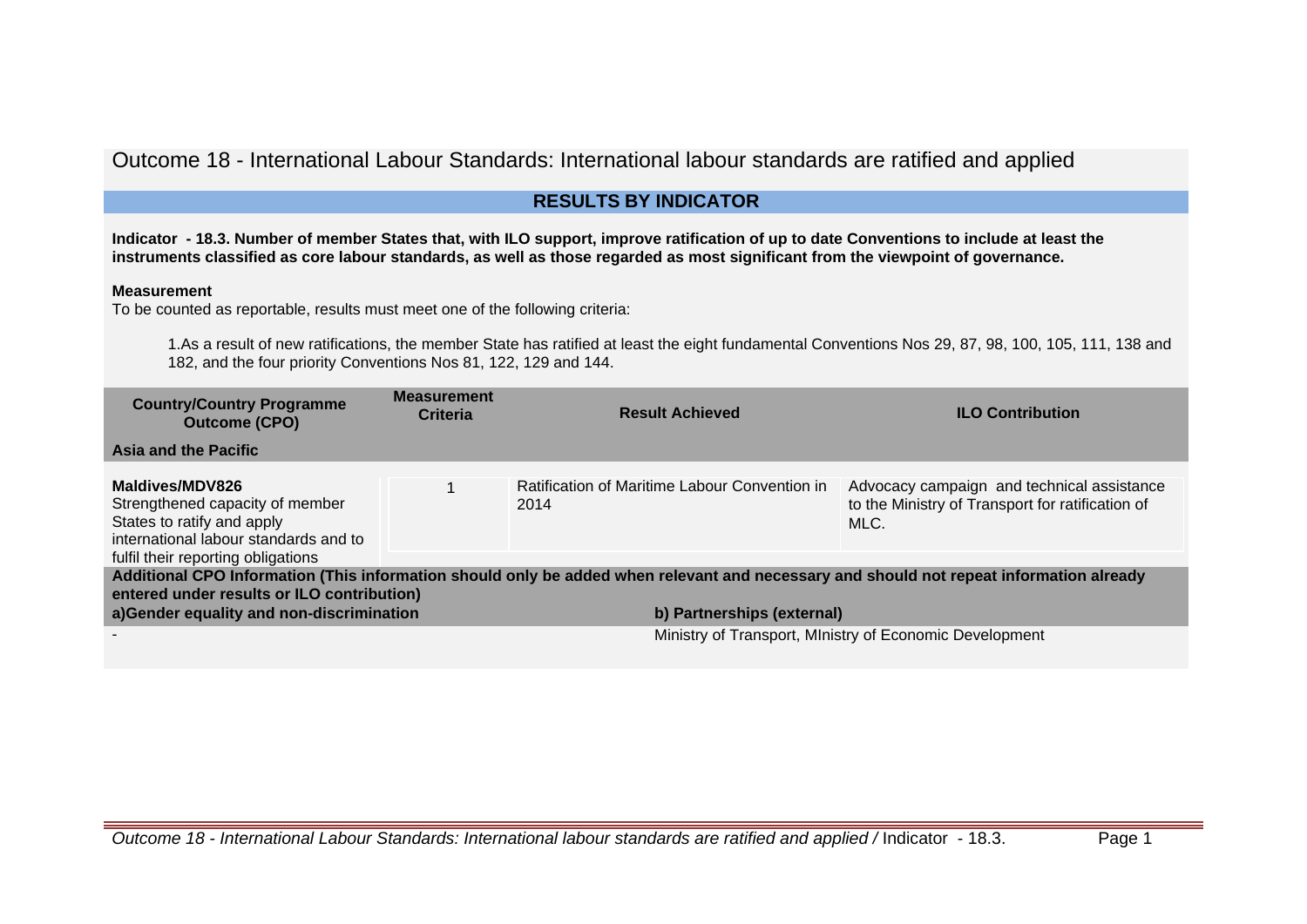# Outcome 18 - International Labour Standards: International labour standards are ratified and applied

## RESULTS BY INDICATOR

**Indicator - 18.3. Number of member States that, with ILO support, improve ratification of up to date Conventions to include at least the instruments classified as core labour standards, as well as those regarded as most significant from the viewpoint of governance.**

**Measurement**

To be counted as reportable, results must meet one of the following criteria:

1.As a result of new ratifications, the member State has ratified at least the eight fundamental Conventions Nos 29, 87, 98, 100, 105, 111, 138 and 182, and the four priority Conventions Nos 81, 122, 129 and 144.

| Country/Country Programme Outcome (CPO) | Measurement Criteria | Result Achieved | ILO Contribution |
|---|---|---|---|
| **Asia and the Pacific** | | | |
| **Maldives/MDV826**<br>Strengthened capacity of member States to ratify and apply international labour standards and to fulfil their reporting obligations | 1 | Ratification of Maritime Labour Convention in 2014 | Advocacy campaign and technical assistance to the Ministry of Transport for ratification of MLC. |

**Additional CPO Information (This information should only be added when relevant and necessary and should not repeat information already entered under results or ILO contribution)**

| a)Gender equality and non-discrimination | b) Partnerships (external) |
|---|---|
| - | Ministry of Transport, MInistry of Economic Development |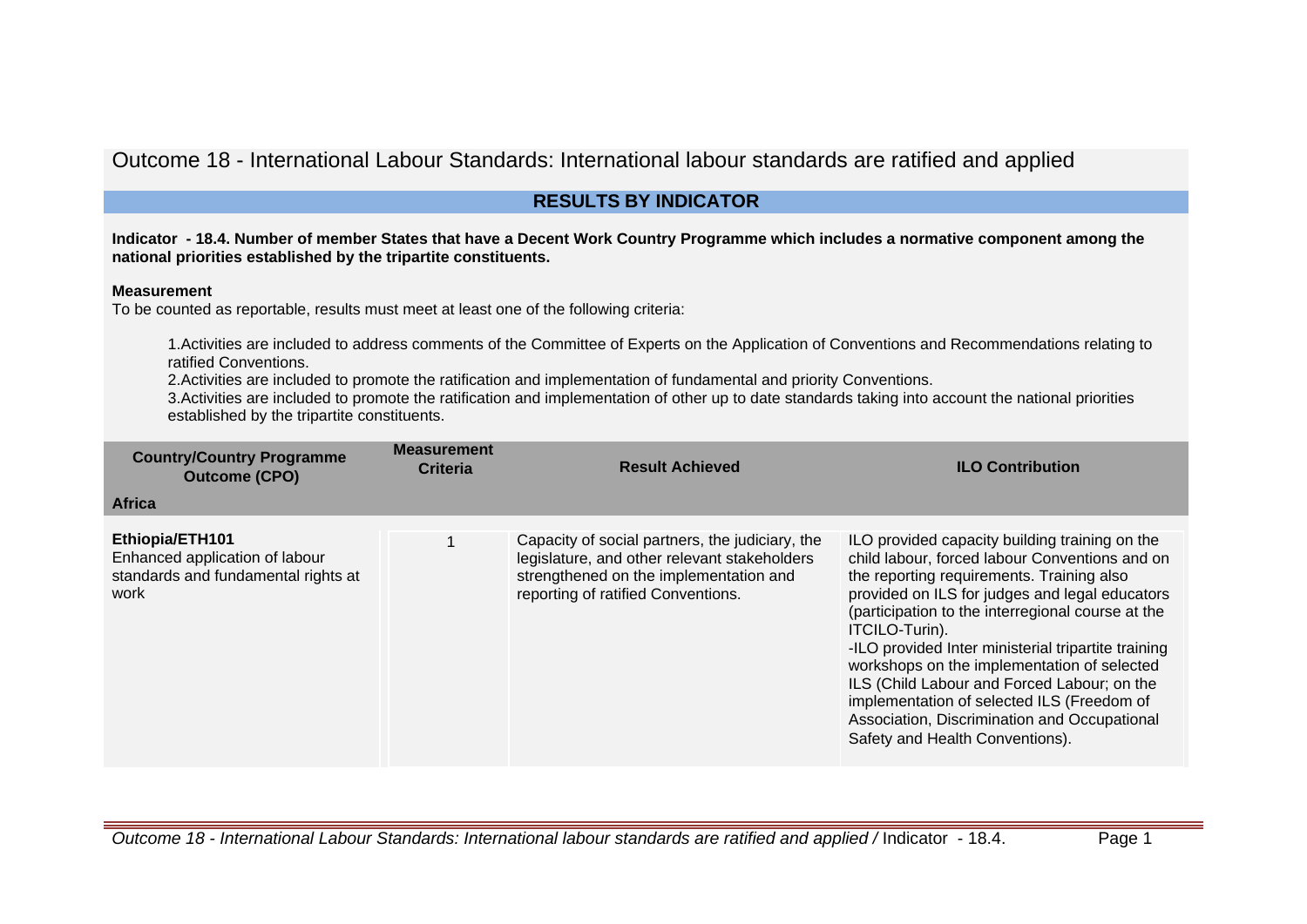# Outcome 18 - International Labour Standards: International labour standards are ratified and applied

## RESULTS BY INDICATOR

**Indicator - 18.4. Number of member States that have a Decent Work Country Programme which includes a normative component among the national priorities established by the tripartite constituents.**

**Measurement**

To be counted as reportable, results must meet at least one of the following criteria:

1. Activities are included to address comments of the Committee of Experts on the Application of Conventions and Recommendations relating to ratified Conventions.
2. Activities are included to promote the ratification and implementation of fundamental and priority Conventions.
3. Activities are included to promote the ratification and implementation of other up to date standards taking into account the national priorities established by the tripartite constituents.

| Country/Country Programme Outcome (CPO) | Measurement Criteria | Result Achieved | ILO Contribution |
|---|---|---|---|
| **Africa** | | | |
| **Ethiopia/ETH101**<br>Enhanced application of labour standards and fundamental rights at work | 1 | Capacity of social partners, the judiciary, the legislature, and other relevant stakeholders strengthened on the implementation and reporting of ratified Conventions. | ILO provided capacity building training on the child labour, forced labour Conventions and on the reporting requirements. Training also provided on ILS for judges and legal educators (participation to the interregional course at the ITCILO-Turin).<br>-ILO provided Inter ministerial tripartite training workshops on the implementation of selected ILS (Child Labour and Forced Labour; on the implementation of selected ILS (Freedom of Association, Discrimination and Occupational Safety and Health Conventions). |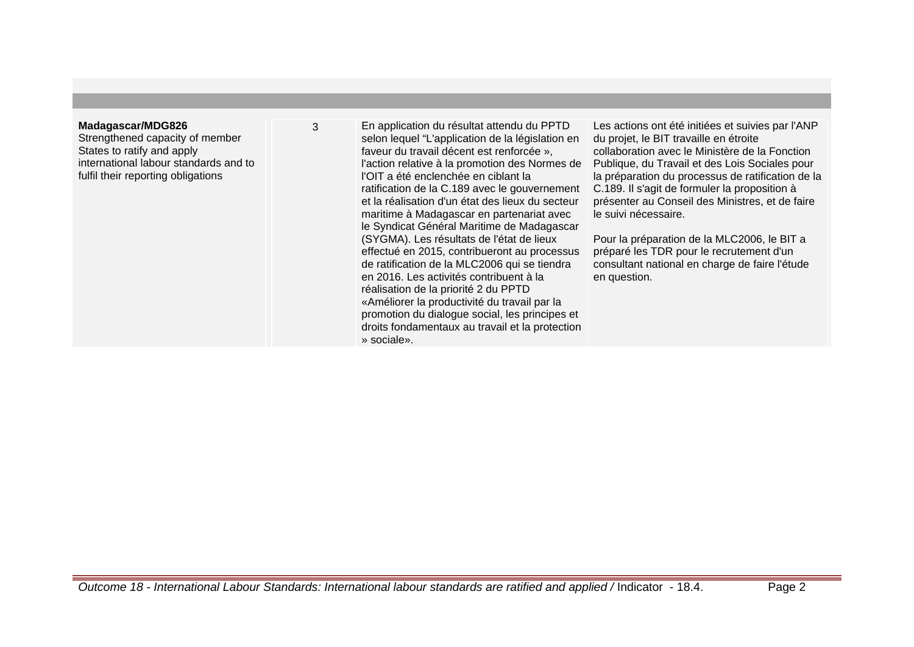| | | | |
|---|---|---|---|
| **Madagascar/MDG826**<br>Strengthened capacity of member States to ratify and apply international labour standards and to fulfil their reporting obligations | 3 | En application du résultat attendu du PPTD selon lequel "L'application de la législation en faveur du travail décent est renforcée », l'action relative à la promotion des Normes de l'OIT a été enclenchée en ciblant la ratification de la C.189 avec le gouvernement et la réalisation d'un état des lieux du secteur maritime à Madagascar en partenariat avec le Syndicat Général Maritime de Madagascar (SYGMA). Les résultats de l'état de lieux effectué en 2015, contribueront au processus de ratification de la MLC2006 qui se tiendra en 2016. Les activités contribuent à la réalisation de la priorité 2 du PPTD «Améliorer la productivité du travail par la promotion du dialogue social, les principes et droits fondamentaux au travail et la protection » sociale». | Les actions ont été initiées et suivies par l'ANP du projet, le BIT travaille en étroite collaboration avec le Ministère de la Fonction Publique, du Travail et des Lois Sociales pour la préparation du processus de ratification de la C.189. Il s'agit de formuler la proposition à présenter au Conseil des Ministres, et de faire le suivi nécessaire.<br><br>Pour la préparation de la MLC2006, le BIT a préparé les TDR pour le recrutement d'un consultant national en charge de faire l'étude en question. |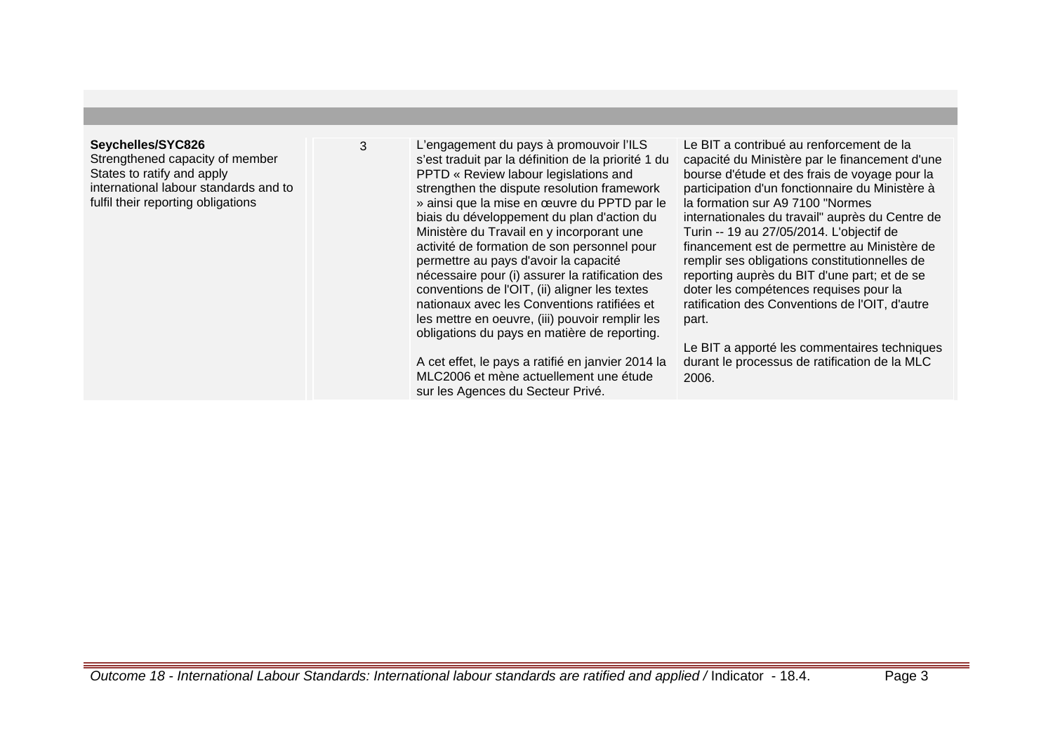| | | | |
|---|---|---|---|
| **Seychelles/SYC826**<br>Strengthened capacity of member States to ratify and apply international labour standards and to fulfil their reporting obligations | 3 | L'engagement du pays à promouvoir l'ILS s'est traduit par la définition de la priorité 1 du PPTD « Review labour legislations and strengthen the dispute resolution framework » ainsi que la mise en œuvre du PPTD par le biais du développement du plan d'action du Ministère du Travail en y incorporant une activité de formation de son personnel pour permettre au pays d'avoir la capacité nécessaire pour (i) assurer la ratification des conventions de l'OIT, (ii) aligner les textes nationaux avec les Conventions ratifiées et les mettre en oeuvre, (iii) pouvoir remplir les obligations du pays en matière de reporting.<br><br>A cet effet, le pays a ratifié en janvier 2014 la MLC2006 et mène actuellement une étude sur les Agences du Secteur Privé. | Le BIT a contribué au renforcement de la capacité du Ministère par le financement d'une bourse d'étude et des frais de voyage pour la participation d'un fonctionnaire du Ministère à la formation sur A9 7100 "Normes internationales du travail" auprès du Centre de Turin -- 19 au 27/05/2014. L'objectif de financement est de permettre au Ministère de remplir ses obligations constitutionnelles de reporting auprès du BIT d'une part; et de se doter les compétences requises pour la ratification des Conventions de l'OIT, d'autre part.<br><br>Le BIT a apporté les commentaires techniques durant le processus de ratification de la MLC 2006. |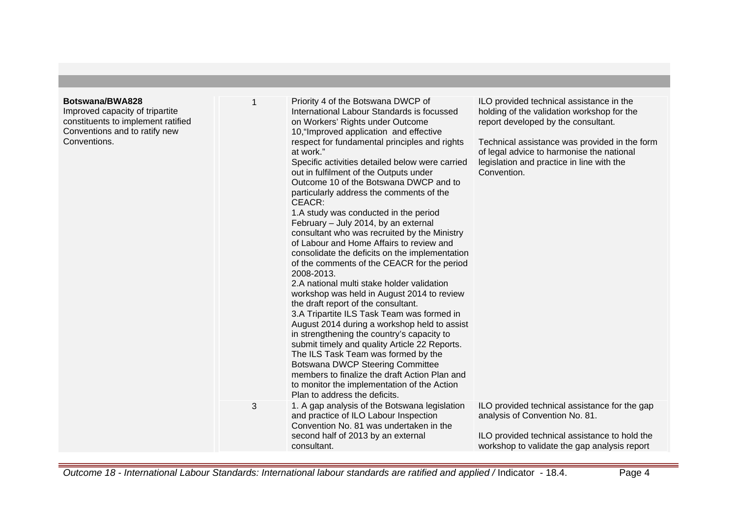| | | | |
|---|---|---|---|
| **Botswana/BWA828**<br>Improved capacity of tripartite constituents to implement ratified Conventions and to ratify new Conventions. | 1 | Priority 4 of the Botswana DWCP of International Labour Standards is focussed on Workers' Rights under Outcome 10,"Improved application and effective respect for fundamental principles and rights at work."<br>Specific activities detailed below were carried out in fulfilment of the Outputs under Outcome 10 of the Botswana DWCP and to particularly address the comments of the CEACR:<br>1.A study was conducted in the period February – July 2014, by an external consultant who was recruited by the Ministry of Labour and Home Affairs to review and consolidate the deficits on the implementation of the comments of the CEACR for the period 2008-2013.<br>2.A national multi stake holder validation workshop was held in August 2014 to review the draft report of the consultant.<br>3.A Tripartite ILS Task Team was formed in August 2014 during a workshop held to assist in strengthening the country's capacity to submit timely and quality Article 22 Reports. The ILS Task Team was formed by the Botswana DWCP Steering Committee members to finalize the draft Action Plan and to monitor the implementation of the Action Plan to address the deficits. | ILO provided technical assistance in the holding of the validation workshop for the report developed by the consultant.<br><br>Technical assistance was provided in the form of legal advice to harmonise the national legislation and practice in line with the Convention. |
| | 3 | 1. A gap analysis of the Botswana legislation and practice of ILO Labour Inspection Convention No. 81 was undertaken in the second half of 2013 by an external consultant. | ILO provided technical assistance for the gap analysis of Convention No. 81.<br><br>ILO provided technical assistance to hold the workshop to validate the gap analysis report |

*Outcome 18 - International Labour Standards: International labour standards are ratified and applied /* Indicator - 18.4.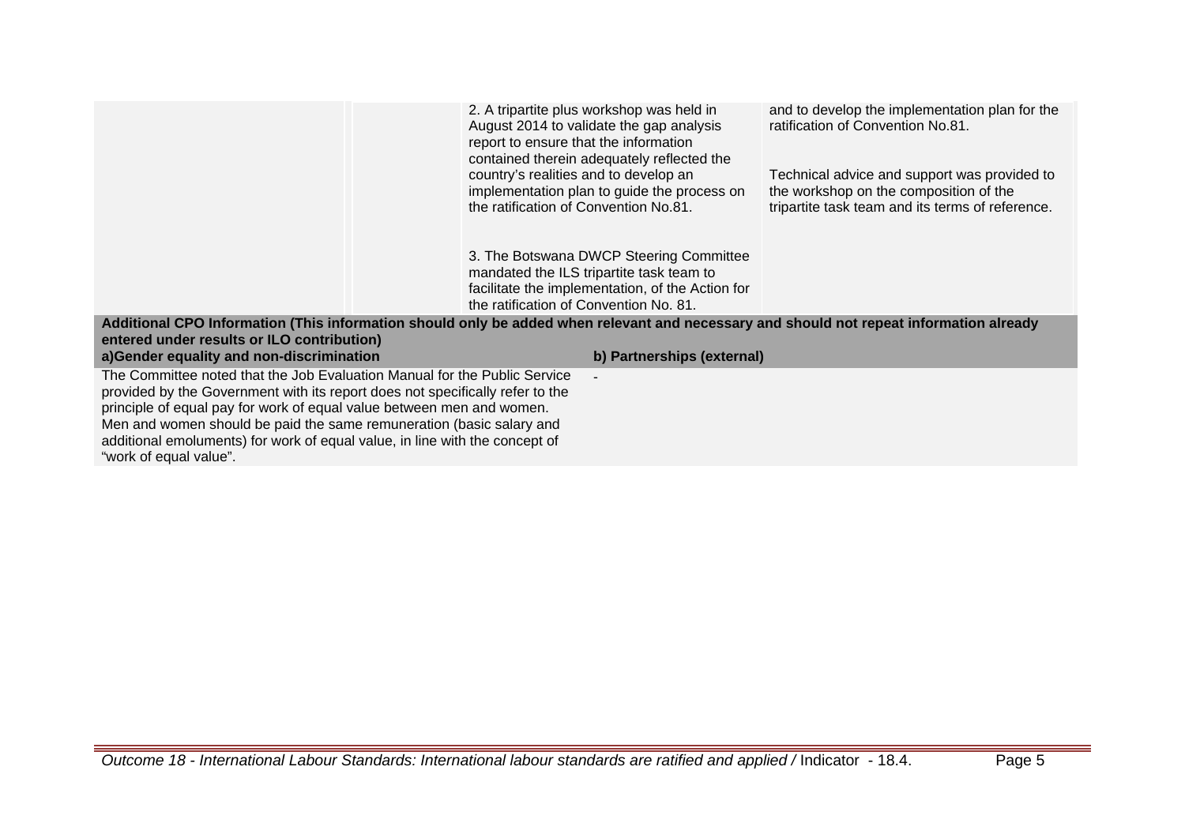| | | | |
|---|---|---|---|
| | | 2. A tripartite plus workshop was held in August 2014 to validate the gap analysis report to ensure that the information contained therein adequately reflected the country's realities and to develop an implementation plan to guide the process on the ratification of Convention No.81.<br><br>3. The Botswana DWCP Steering Committee mandated the ILS tripartite task team to facilitate the implementation, of the Action for the ratification of Convention No. 81. | and to develop the implementation plan for the ratification of Convention No.81.<br><br>Technical advice and support was provided to the workshop on the composition of the tripartite task team and its terms of reference. |

**Additional CPO Information (This information should only be added when relevant and necessary and should not repeat information already entered under results or ILO contribution)**

| a)Gender equality and non-discrimination | b) Partnerships (external) |
|---|---|
| The Committee noted that the Job Evaluation Manual for the Public Service provided by the Government with its report does not specifically refer to the principle of equal pay for work of equal value between men and women. Men and women should be paid the same remuneration (basic salary and additional emoluments) for work of equal value, in line with the concept of "work of equal value". | - |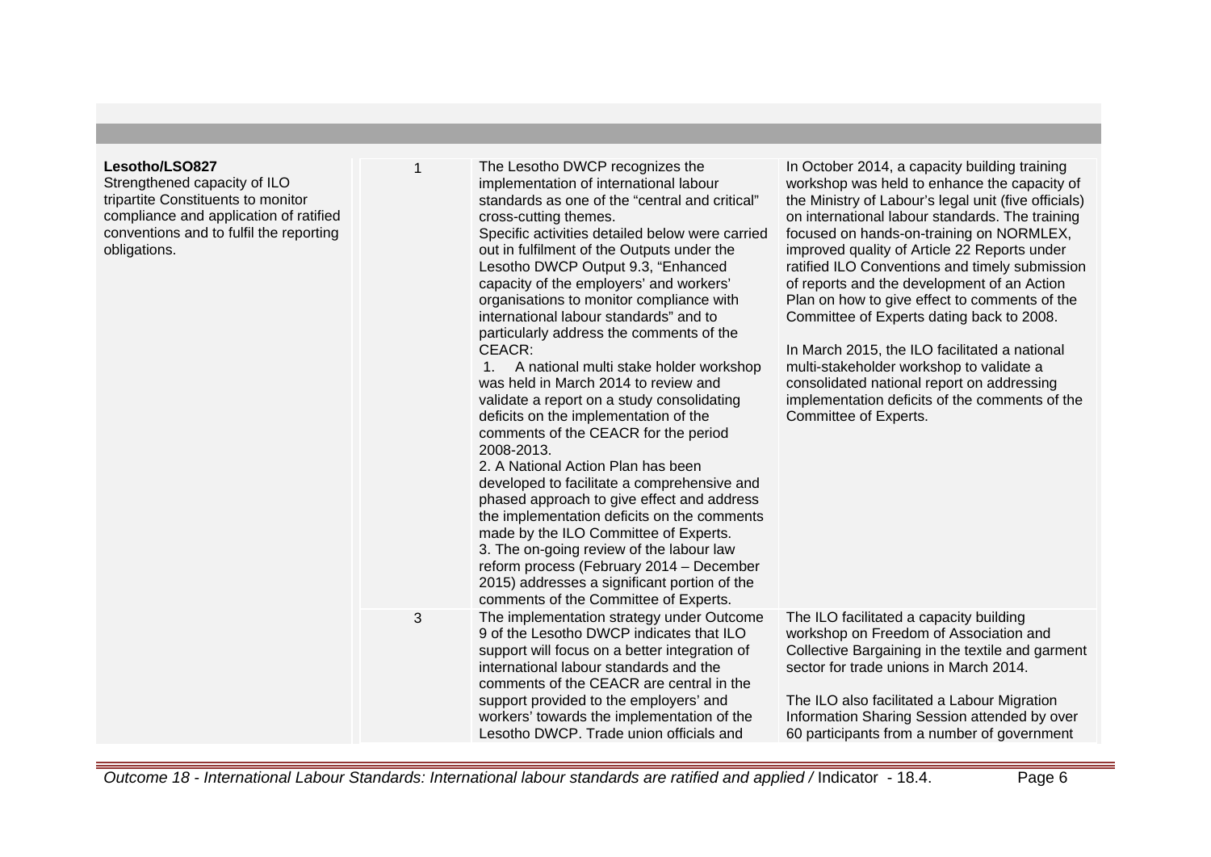| | | | |
|---|---|---|---|
| **Lesotho/LSO827**<br>Strengthened capacity of ILO tripartite Constituents to monitor compliance and application of ratified conventions and to fulfil the reporting obligations. | 1 | The Lesotho DWCP recognizes the implementation of international labour standards as one of the "central and critical" cross-cutting themes.<br>Specific activities detailed below were carried out in fulfilment of the Outputs under the Lesotho DWCP Output 9.3, "Enhanced capacity of the employers' and workers' organisations to monitor compliance with international labour standards" and to particularly address the comments of the CEACR:<br>1. A national multi stake holder workshop was held in March 2014 to review and validate a report on a study consolidating deficits on the implementation of the comments of the CEACR for the period 2008-2013.<br>2. A National Action Plan has been developed to facilitate a comprehensive and phased approach to give effect and address the implementation deficits on the comments made by the ILO Committee of Experts.<br>3. The on-going review of the labour law reform process (February 2014 – December 2015) addresses a significant portion of the comments of the Committee of Experts. | In October 2014, a capacity building training workshop was held to enhance the capacity of the Ministry of Labour's legal unit (five officials) on international labour standards. The training focused on hands-on-training on NORMLEX, improved quality of Article 22 Reports under ratified ILO Conventions and timely submission of reports and the development of an Action Plan on how to give effect to comments of the Committee of Experts dating back to 2008.<br><br>In March 2015, the ILO facilitated a national multi-stakeholder workshop to validate a consolidated national report on addressing implementation deficits of the comments of the Committee of Experts. |
| | 3 | The implementation strategy under Outcome 9 of the Lesotho DWCP indicates that ILO support will focus on a better integration of international labour standards and the comments of the CEACR are central in the support provided to the employers' and workers' towards the implementation of the Lesotho DWCP. Trade union officials and | The ILO facilitated a capacity building workshop on Freedom of Association and Collective Bargaining in the textile and garment sector for trade unions in March 2014.<br><br>The ILO also facilitated a Labour Migration Information Sharing Session attended by over 60 participants from a number of government |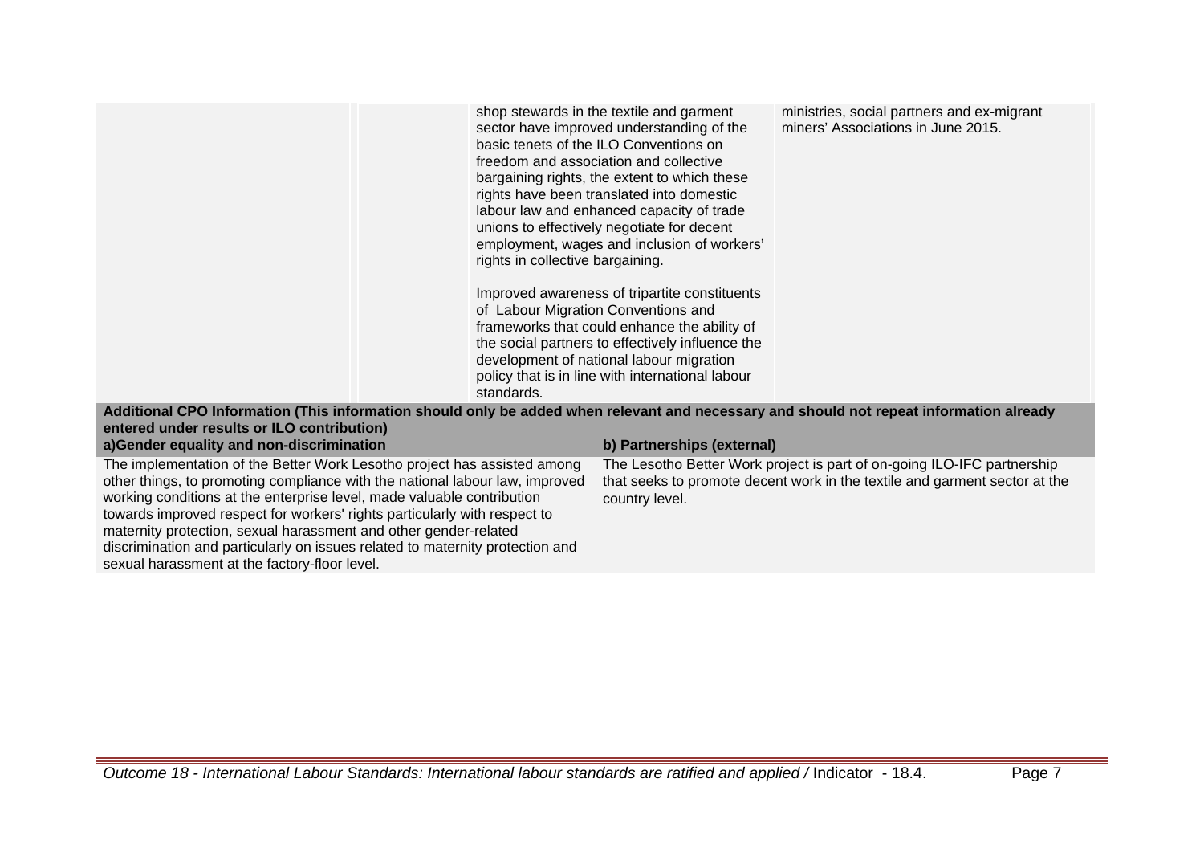| | | | |
|---|---|---|---|
| | | shop stewards in the textile and garment sector have improved understanding of the basic tenets of the ILO Conventions on freedom and association and collective bargaining rights, the extent to which these rights have been translated into domestic labour law and enhanced capacity of trade unions to effectively negotiate for decent employment, wages and inclusion of workers' rights in collective bargaining.<br><br>Improved awareness of tripartite constituents of Labour Migration Conventions and frameworks that could enhance the ability of the social partners to effectively influence the development of national labour migration policy that is in line with international labour standards. | ministries, social partners and ex-migrant miners' Associations in June 2015. |

**Additional CPO Information (This information should only be added when relevant and necessary and should not repeat information already entered under results or ILO contribution)**

| a)Gender equality and non-discrimination | b) Partnerships (external) |
|---|---|
| The implementation of the Better Work Lesotho project has assisted among other things, to promoting compliance with the national labour law, improved working conditions at the enterprise level, made valuable contribution towards improved respect for workers' rights particularly with respect to maternity protection, sexual harassment and other gender-related discrimination and particularly on issues related to maternity protection and sexual harassment at the factory-floor level. | The Lesotho Better Work project is part of on-going ILO-IFC partnership that seeks to promote decent work in the textile and garment sector at the country level. |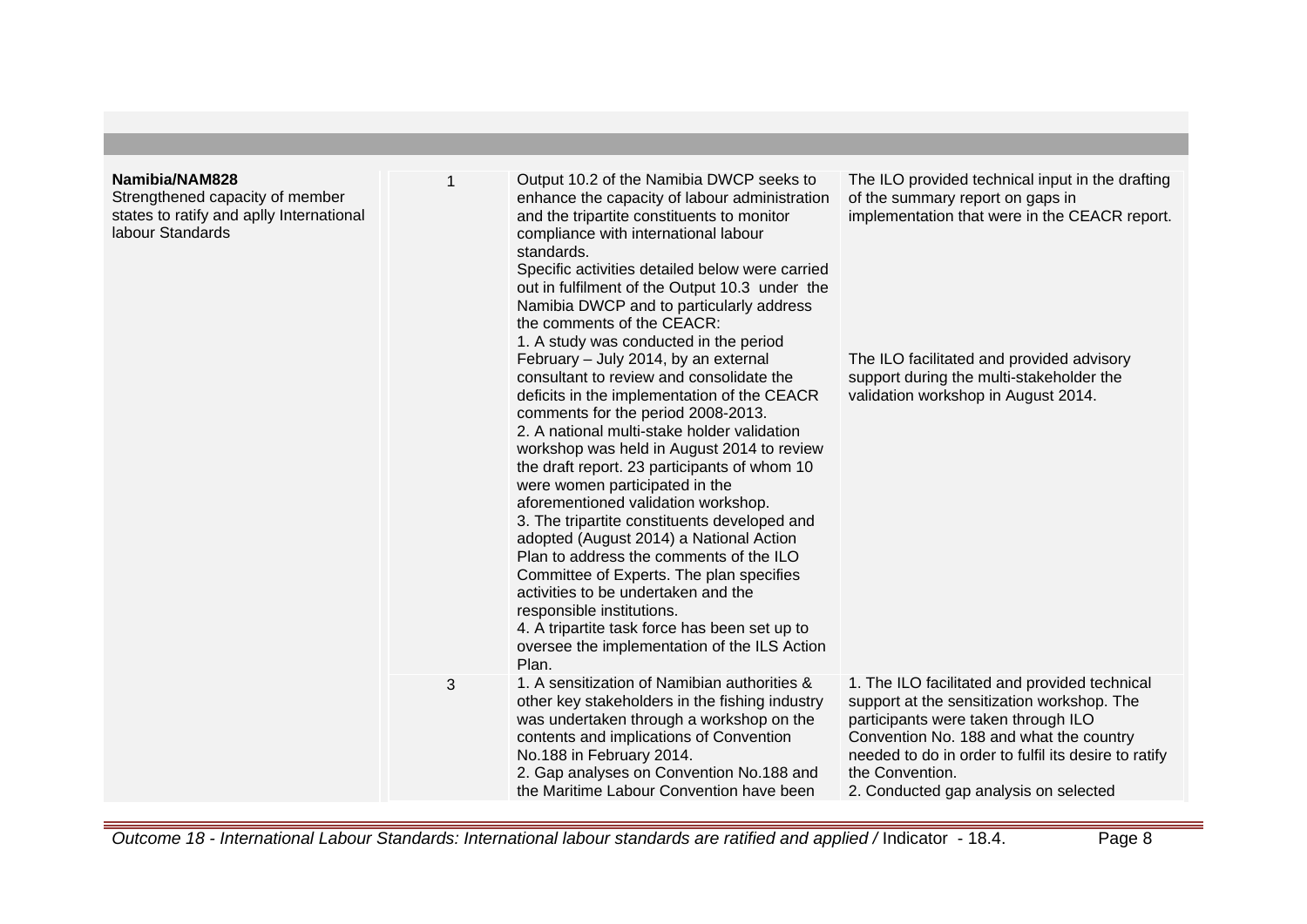| | | | |
|---|---|---|---|
| **Namibia/NAM828**<br>Strengthened capacity of member states to ratify and aplly International labour Standards | 1 | Output 10.2 of the Namibia DWCP seeks to enhance the capacity of labour administration and the tripartite constituents to monitor compliance with international labour standards.<br>Specific activities detailed below were carried out in fulfilment of the Output 10.3 under the Namibia DWCP and to particularly address the comments of the CEACR:<br>1. A study was conducted in the period February – July 2014, by an external consultant to review and consolidate the deficits in the implementation of the CEACR comments for the period 2008-2013.<br>2. A national multi-stake holder validation workshop was held in August 2014 to review the draft report. 23 participants of whom 10 were women participated in the aforementioned validation workshop.<br>3. The tripartite constituents developed and adopted (August 2014) a National Action Plan to address the comments of the ILO Committee of Experts. The plan specifies activities to be undertaken and the responsible institutions.<br>4. A tripartite task force has been set up to oversee the implementation of the ILS Action Plan. | The ILO provided technical input in the drafting of the summary report on gaps in implementation that were in the CEACR report.<br><br>The ILO facilitated and provided advisory support during the multi-stakeholder the validation workshop in August 2014. |
| | 3 | 1. A sensitization of Namibian authorities & other key stakeholders in the fishing industry was undertaken through a workshop on the contents and implications of Convention No.188 in February 2014.<br>2. Gap analyses on Convention No.188 and the Maritime Labour Convention have been | 1. The ILO facilitated and provided technical support at the sensitization workshop. The participants were taken through ILO Convention No. 188 and what the country needed to do in order to fulfil its desire to ratify the Convention.<br>2. Conducted gap analysis on selected |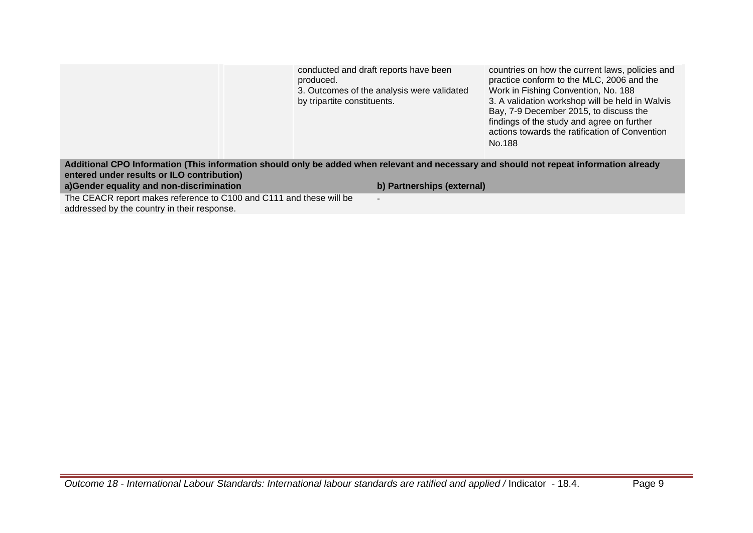|  |  | conducted and draft reports have been produced.<br>3. Outcomes of the analysis were validated by tripartite constituents. | countries on how the current laws, policies and practice conform to the MLC, 2006 and the Work in Fishing Convention, No. 188<br>3. A validation workshop will be held in Walvis Bay, 7-9 December 2015, to discuss the findings of the study and agree on further actions towards the ratification of Convention No.188 |
|---|---|---|---|

**Additional CPO Information (This information should only be added when relevant and necessary and should not repeat information already entered under results or ILO contribution)**

| a)Gender equality and non-discrimination | b) Partnerships (external) |
|---|---|
| The CEACR report makes reference to C100 and C111 and these will be addressed by the country in their response. | - |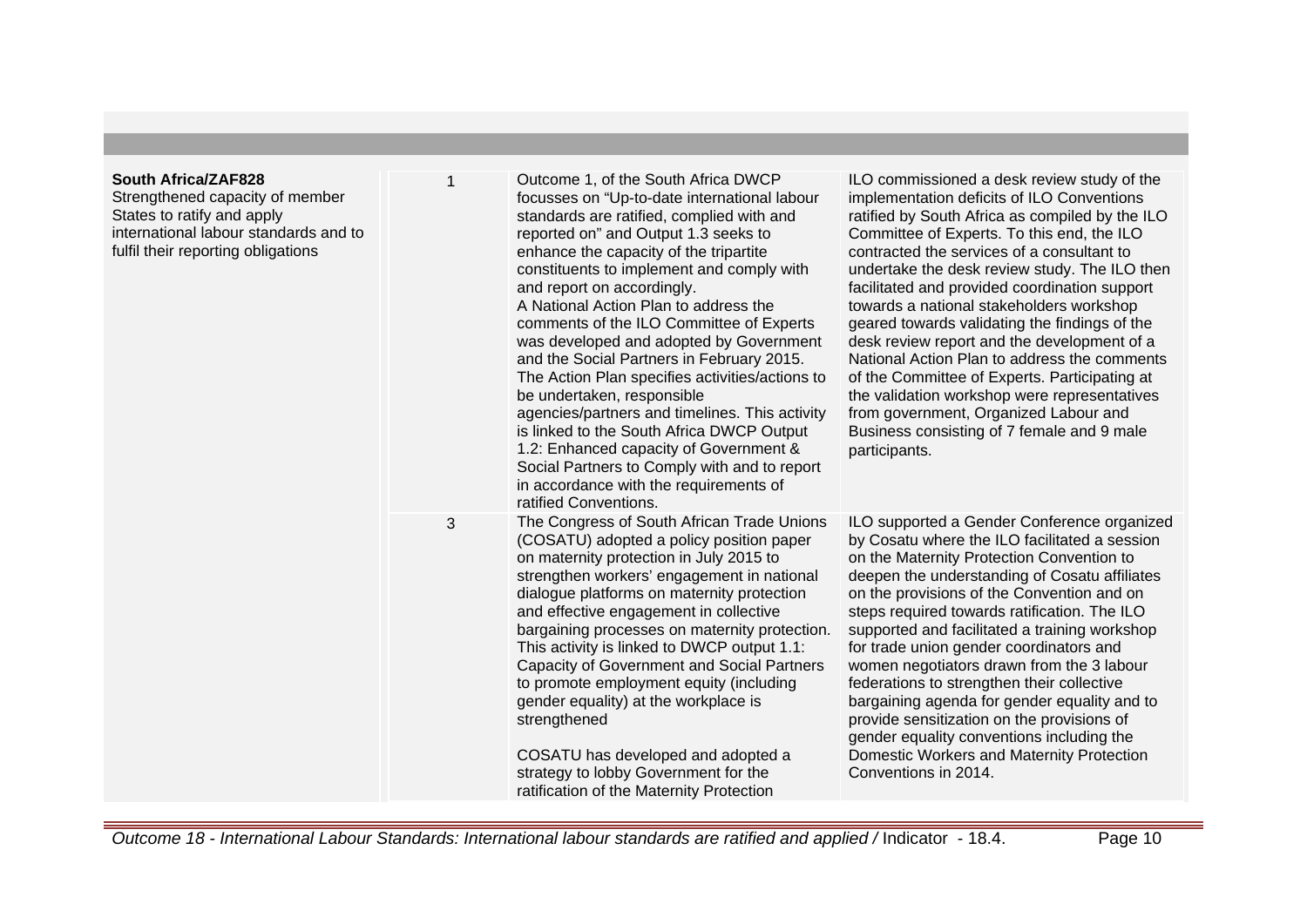| | | | |
|---|---|---|---|
| **South Africa/ZAF828**<br>Strengthened capacity of member States to ratify and apply international labour standards and to fulfil their reporting obligations | 1 | Outcome 1, of the South Africa DWCP focusses on "Up-to-date international labour standards are ratified, complied with and reported on" and Output 1.3 seeks to enhance the capacity of the tripartite constituents to implement and comply with and report on accordingly.<br>A National Action Plan to address the comments of the ILO Committee of Experts was developed and adopted by Government and the Social Partners in February 2015. The Action Plan specifies activities/actions to be undertaken, responsible agencies/partners and timelines. This activity is linked to the South Africa DWCP Output 1.2: Enhanced capacity of Government & Social Partners to Comply with and to report in accordance with the requirements of ratified Conventions. | ILO commissioned a desk review study of the implementation deficits of ILO Conventions ratified by South Africa as compiled by the ILO Committee of Experts. To this end, the ILO contracted the services of a consultant to undertake the desk review study. The ILO then facilitated and provided coordination support towards a national stakeholders workshop geared towards validating the findings of the desk review report and the development of a National Action Plan to address the comments of the Committee of Experts. Participating at the validation workshop were representatives from government, Organized Labour and Business consisting of 7 female and 9 male participants. |
| | 3 | The Congress of South African Trade Unions (COSATU) adopted a policy position paper on maternity protection in July 2015 to strengthen workers' engagement in national dialogue platforms on maternity protection and effective engagement in collective bargaining processes on maternity protection. This activity is linked to DWCP output 1.1: Capacity of Government and Social Partners to promote employment equity (including gender equality) at the workplace is strengthened<br><br>COSATU has developed and adopted a strategy to lobby Government for the ratification of the Maternity Protection | ILO supported a Gender Conference organized by Cosatu where the ILO facilitated a session on the Maternity Protection Convention to deepen the understanding of Cosatu affiliates on the provisions of the Convention and on steps required towards ratification. The ILO supported and facilitated a training workshop for trade union gender coordinators and women negotiators drawn from the 3 labour federations to strengthen their collective bargaining agenda for gender equality and to provide sensitization on the provisions of gender equality conventions including the Domestic Workers and Maternity Protection Conventions in 2014. |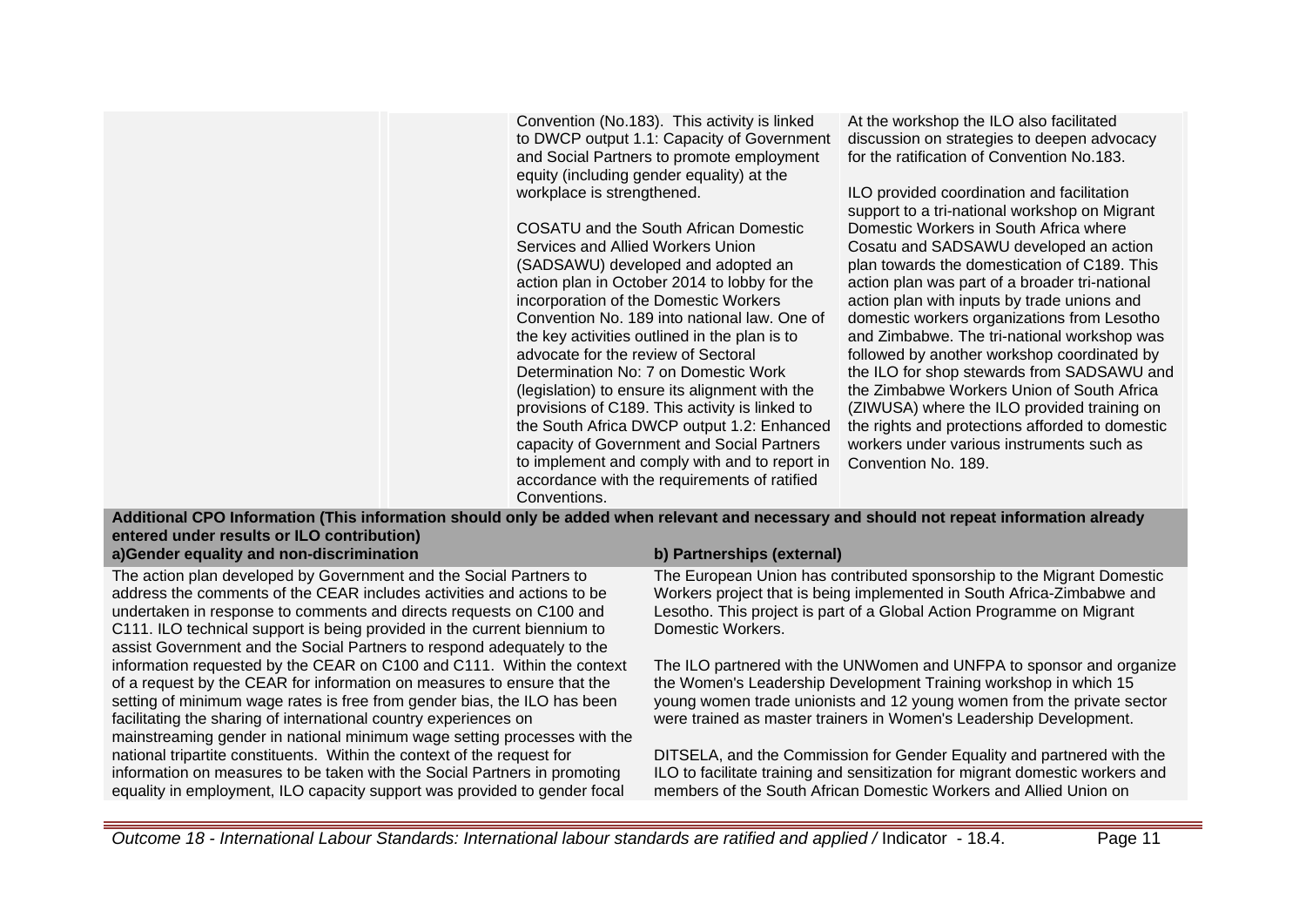| | | | |
|---|---|---|---|
| | | Convention (No.183). This activity is linked to DWCP output 1.1: Capacity of Government and Social Partners to promote employment equity (including gender equality) at the workplace is strengthened.<br><br>COSATU and the South African Domestic Services and Allied Workers Union (SADSAWU) developed and adopted an action plan in October 2014 to lobby for the incorporation of the Domestic Workers Convention No. 189 into national law. One of the key activities outlined in the plan is to advocate for the review of Sectoral Determination No: 7 on Domestic Work (legislation) to ensure its alignment with the provisions of C189. This activity is linked to the South Africa DWCP output 1.2: Enhanced capacity of Government and Social Partners to implement and comply with and to report in accordance with the requirements of ratified Conventions. | At the workshop the ILO also facilitated discussion on strategies to deepen advocacy for the ratification of Convention No.183.<br><br>ILO provided coordination and facilitation support to a tri-national workshop on Migrant Domestic Workers in South Africa where Cosatu and SADSAWU developed an action plan towards the domestication of C189. This action plan was part of a broader tri-national action plan with inputs by trade unions and domestic workers organizations from Lesotho and Zimbabwe. The tri-national workshop was followed by another workshop coordinated by the ILO for shop stewards from SADSAWU and the Zimbabwe Workers Union of South Africa (ZIWUSA) where the ILO provided training on the rights and protections afforded to domestic workers under various instruments such as Convention No. 189. |

**Additional CPO Information (This information should only be added when relevant and necessary and should not repeat information already entered under results or ILO contribution)**

| a)Gender equality and non-discrimination | b) Partnerships (external) |
|---|---|
| The action plan developed by Government and the Social Partners to address the comments of the CEAR includes activities and actions to be undertaken in response to comments and directs requests on C100 and C111. ILO technical support is being provided in the current biennium to assist Government and the Social Partners to respond adequately to the information requested by the CEAR on C100 and C111. Within the context of a request by the CEAR for information on measures to ensure that the setting of minimum wage rates is free from gender bias, the ILO has been facilitating the sharing of international country experiences on mainstreaming gender in national minimum wage setting processes with the national tripartite constituents. Within the context of the request for information on measures to be taken with the Social Partners in promoting equality in employment, ILO capacity support was provided to gender focal | The European Union has contributed sponsorship to the Migrant Domestic Workers project that is being implemented in South Africa-Zimbabwe and Lesotho. This project is part of a Global Action Programme on Migrant Domestic Workers.<br><br>The ILO partnered with the UNWomen and UNFPA to sponsor and organize the Women's Leadership Development Training workshop in which 15 young women trade unionists and 12 young women from the private sector were trained as master trainers in Women's Leadership Development.<br><br>DITSELA, and the Commission for Gender Equality and partnered with the ILO to facilitate training and sensitization for migrant domestic workers and members of the South African Domestic Workers and Allied Union on |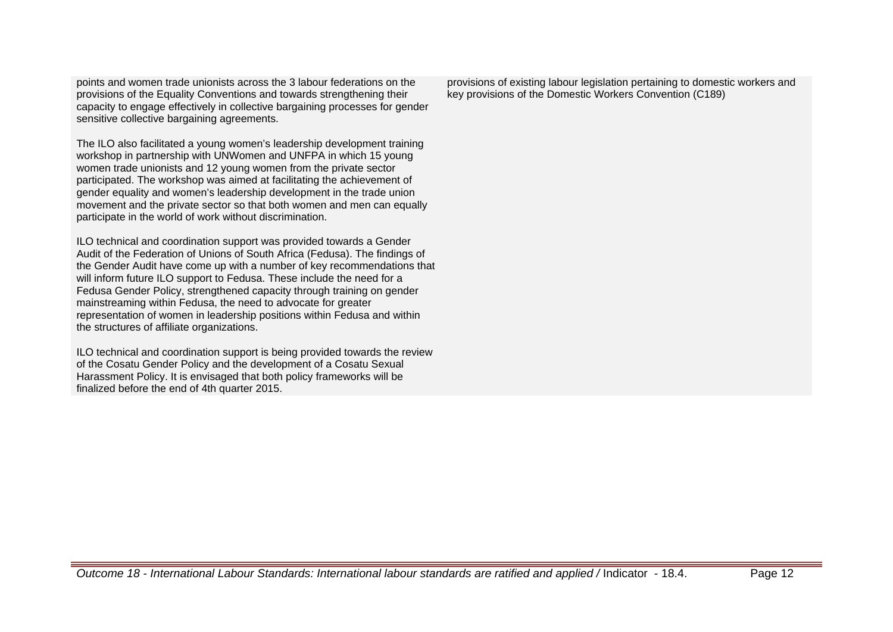points and women trade unionists across the 3 labour federations on the provisions of the Equality Conventions and towards strengthening their capacity to engage effectively in collective bargaining processes for gender sensitive collective bargaining agreements.

The ILO also facilitated a young women's leadership development training workshop in partnership with UNWomen and UNFPA in which 15 young women trade unionists and 12 young women from the private sector participated. The workshop was aimed at facilitating the achievement of gender equality and women's leadership development in the trade union movement and the private sector so that both women and men can equally participate in the world of work without discrimination.

ILO technical and coordination support was provided towards a Gender Audit of the Federation of Unions of South Africa (Fedusa). The findings of the Gender Audit have come up with a number of key recommendations that will inform future ILO support to Fedusa. These include the need for a Fedusa Gender Policy, strengthened capacity through training on gender mainstreaming within Fedusa, the need to advocate for greater representation of women in leadership positions within Fedusa and within the structures of affiliate organizations.

ILO technical and coordination support is being provided towards the review of the Cosatu Gender Policy and the development of a Cosatu Sexual Harassment Policy. It is envisaged that both policy frameworks will be finalized before the end of 4th quarter 2015.

provisions of existing labour legislation pertaining to domestic workers and key provisions of the Domestic Workers Convention (C189)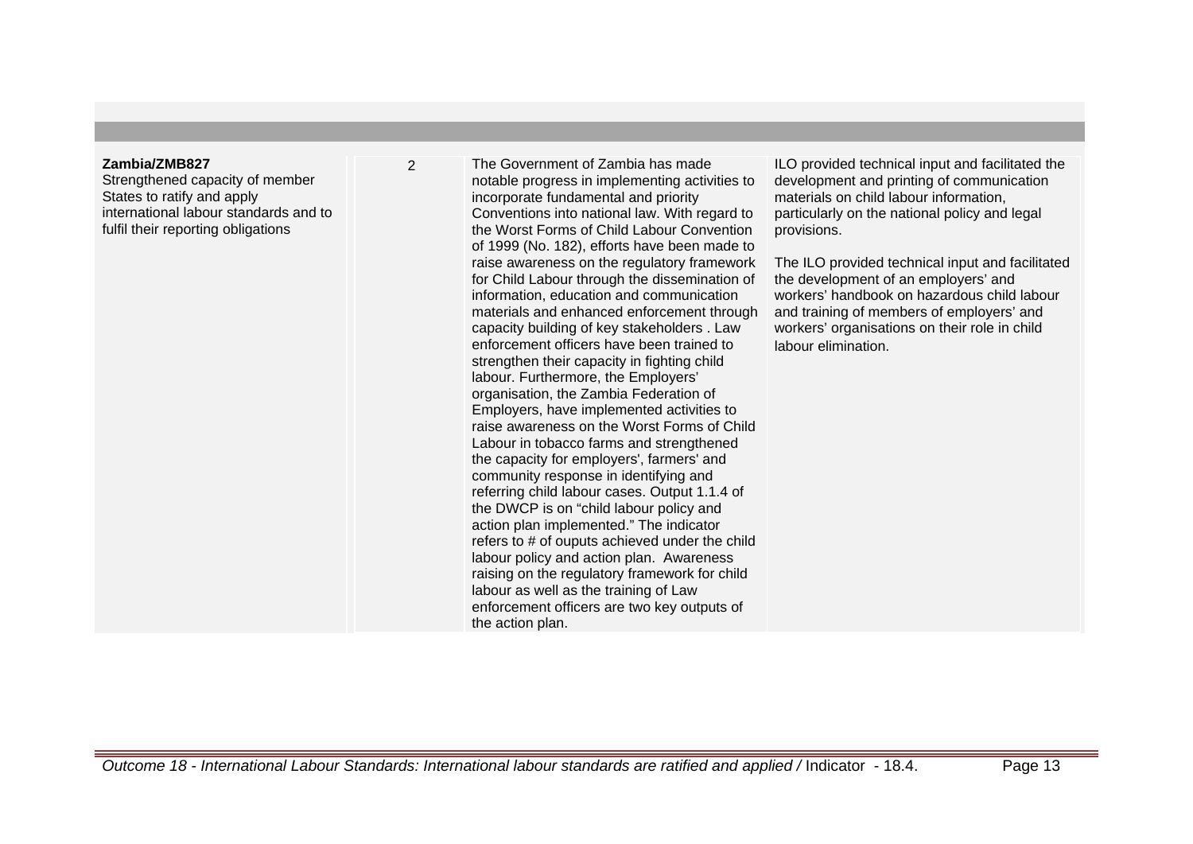| | | | |
|---|---|---|---|
| **Zambia/ZMB827**<br>Strengthened capacity of member States to ratify and apply international labour standards and to fulfil their reporting obligations | 2 | The Government of Zambia has made notable progress in implementing activities to incorporate fundamental and priority Conventions into national law. With regard to the Worst Forms of Child Labour Convention of 1999 (No. 182), efforts have been made to raise awareness on the regulatory framework for Child Labour through the dissemination of information, education and communication materials and enhanced enforcement through capacity building of key stakeholders . Law enforcement officers have been trained to strengthen their capacity in fighting child labour. Furthermore, the Employers' organisation, the Zambia Federation of Employers, have implemented activities to raise awareness on the Worst Forms of Child Labour in tobacco farms and strengthened the capacity for employers', farmers' and community response in identifying and referring child labour cases. Output 1.1.4 of the DWCP is on "child labour policy and action plan implemented." The indicator refers to # of ouputs achieved under the child labour policy and action plan. Awareness raising on the regulatory framework for child labour as well as the training of Law enforcement officers are two key outputs of the action plan. | ILO provided technical input and facilitated the development and printing of communication materials on child labour information, particularly on the national policy and legal provisions.<br><br>The ILO provided technical input and facilitated the development of an employers' and workers' handbook on hazardous child labour and training of members of employers' and workers' organisations on their role in child labour elimination. |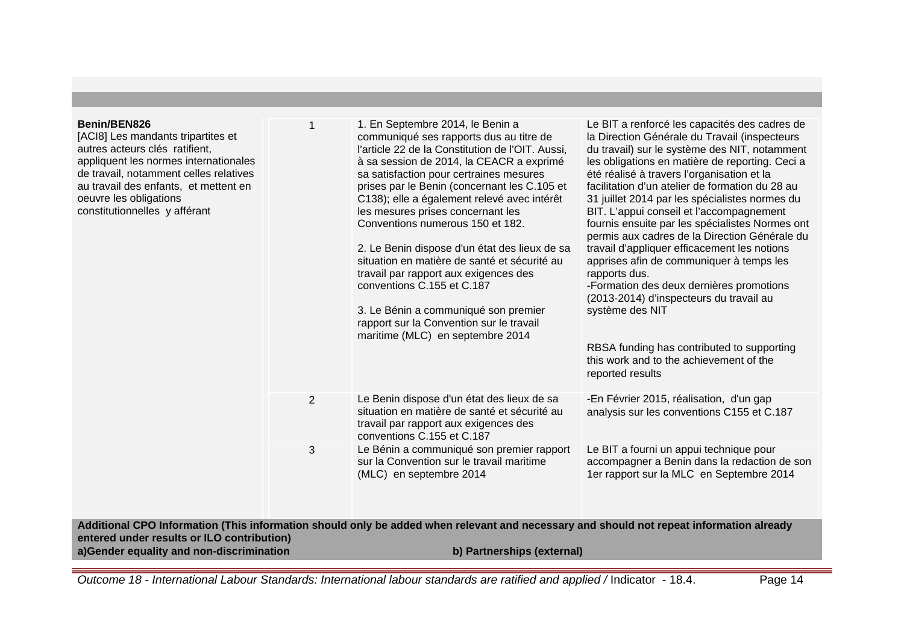| | | | |
|---|---|---|---|
| **Benin/BEN826**<br>[ACI8] Les mandants tripartites et autres acteurs clés ratifient, appliquent les normes internationales de travail, notamment celles relatives au travail des enfants, et mettent en oeuvre les obligations constitutionnelles y afférant | 1 | 1. En Septembre 2014, le Benin a communiqué ses rapports dus au titre de l'article 22 de la Constitution de l'OIT. Aussi, à sa session de 2014, la CEACR a exprimé sa satisfaction pour certaines mesures prises par le Benin (concernant les C.105 et C138); elle a également relevé avec intérêt les mesures prises concernant les Conventions numerous 150 et 182.<br><br>2. Le Benin dispose d'un état des lieux de sa situation en matière de santé et sécurité au travail par rapport aux exigences des conventions C.155 et C.187<br><br>3. Le Bénin a communiqué son premier rapport sur la Convention sur le travail maritime (MLC) en septembre 2014 | Le BIT a renforcé les capacités des cadres de la Direction Générale du Travail (inspecteurs du travail) sur le système des NIT, notamment les obligations en matière de reporting. Ceci a été réalisé à travers l'organisation et la facilitation d'un atelier de formation du 28 au 31 juillet 2014 par les spécialistes normes du BIT. L'appui conseil et l'accompagnement fournis ensuite par les spécialistes Normes ont permis aux cadres de la Direction Générale du travail d'appliquer efficacement les notions apprises afin de communiquer à temps les rapports dus.<br>-Formation des deux dernières promotions (2013-2014) d'inspecteurs du travail au système des NIT<br><br>RBSA funding has contributed to supporting this work and to the achievement of the reported results |
| | 2 | Le Benin dispose d'un état des lieux de sa situation en matière de santé et sécurité au travail par rapport aux exigences des conventions C.155 et C.187 | -En Février 2015, réalisation, d'un gap analysis sur les conventions C155 et C.187 |
| | 3 | Le Bénin a communiqué son premier rapport sur la Convention sur le travail maritime (MLC) en septembre 2014 | Le BIT a fourni un appui technique pour accompagner a Benin dans la redaction de son 1er rapport sur la MLC en Septembre 2014 |

**Additional CPO Information (This information should only be added when relevant and necessary and should not repeat information already entered under results or ILO contribution)**

**a)Gender equality and non-discrimination** | **b) Partnerships (external)**

*Outcome 18 - International Labour Standards: International labour standards are ratified and applied /* Indicator - 18.4.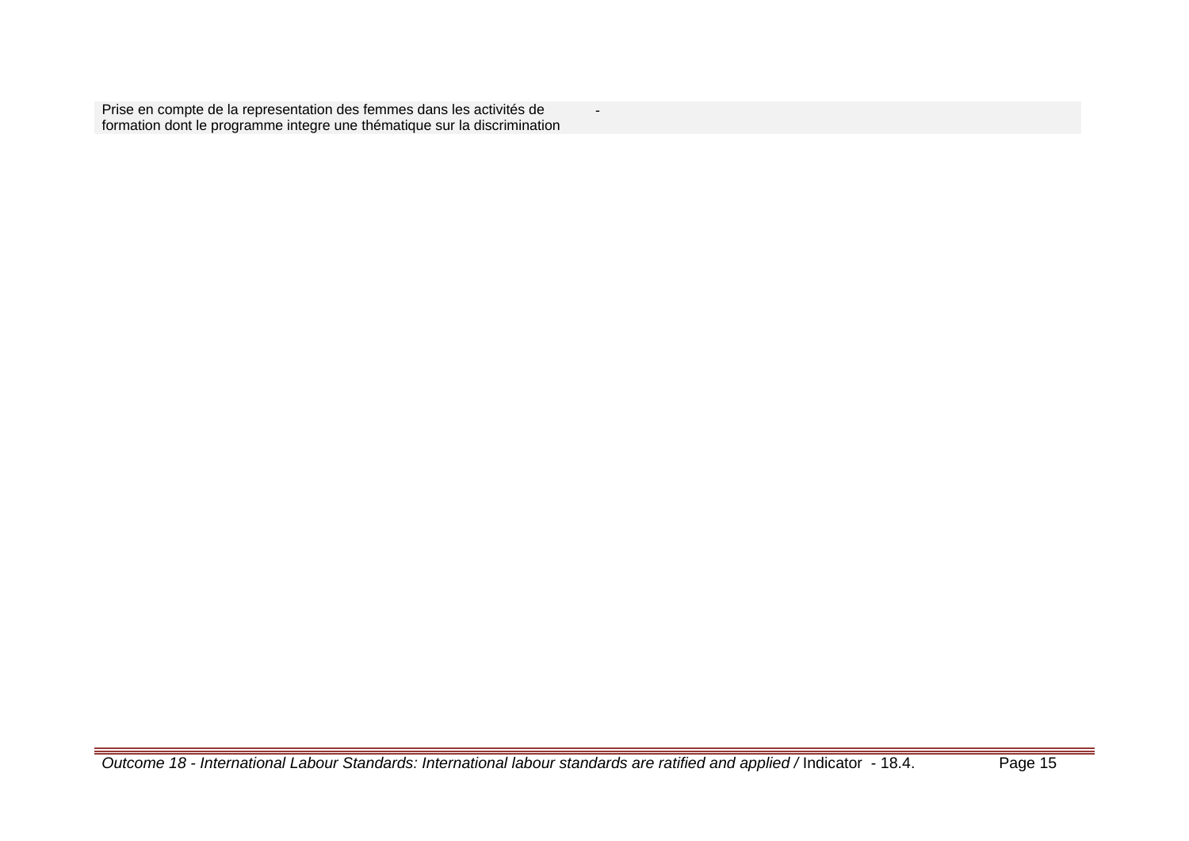| | |
|---|---|
| Prise en compte de la representation des femmes dans les activités de formation dont le programme integre une thématique sur la discrimination | - |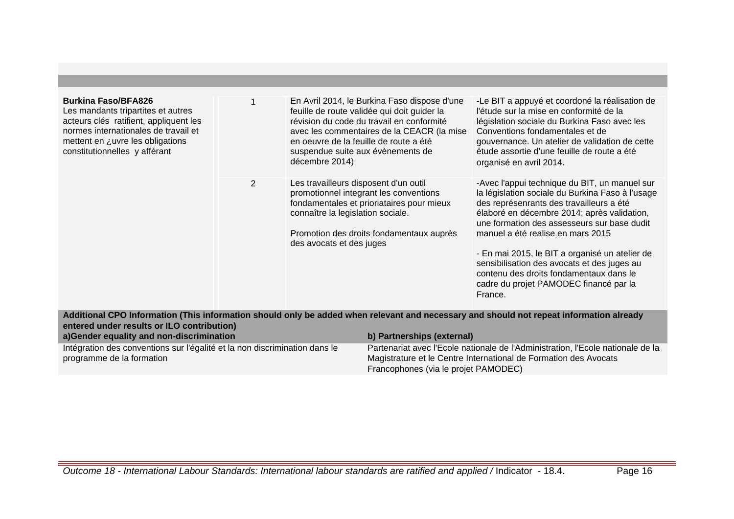| | | | |
|---|---|---|---|
| **Burkina Faso/BFA826**<br>Les mandants tripartites et autres acteurs clés ratifient, appliquent les normes internationales de travail et mettent en ¿uvre les obligations constitutionnelles y afférant | 1 | En Avril 2014, le Burkina Faso dispose d'une feuille de route validée qui doit guider la révision du code du travail en conformité avec les commentaires de la CEACR (la mise en oeuvre de la feuille de route a été suspendue suite aux évènements de décembre 2014) | -Le BIT a appuyé et coordoné la réalisation de l'étude sur la mise en conformité de la législation sociale du Burkina Faso avec les Conventions fondamentales et de gouvernance. Un atelier de validation de cette étude assortie d'une feuille de route a été organisé en avril 2014. |
| | 2 | Les travailleurs disposent d'un outil promotionnel integrant les conventions fondamentales et prioriataires pour mieux connaître la legislation sociale.<br><br>Promotion des droits fondamentaux auprès des avocats et des juges | -Avec l'appui technique du BIT, un manuel sur la législation sociale du Burkina Faso à l'usage des représenrants des travailleurs a été élaboré en décembre 2014; après validation, une formation des assesseurs sur base dudit manuel a été realise en mars 2015<br><br>- En mai 2015, le BIT a organisé un atelier de sensibilisation des avocats et des juges au contenu des droits fondamentaux dans le cadre du projet PAMODEC financé par la France. |

**Additional CPO Information (This information should only be added when relevant and necessary and should not repeat information already entered under results or ILO contribution)**

| a)Gender equality and non-discrimination | b) Partnerships (external) |
|---|---|
| Intégration des conventions sur l'égalité et la non discrimination dans le programme de la formation | Partenariat avec l'Ecole nationale de l'Administration, l'Ecole nationale de la Magistrature et le Centre International de Formation des Avocats Francophones (via le projet PAMODEC) |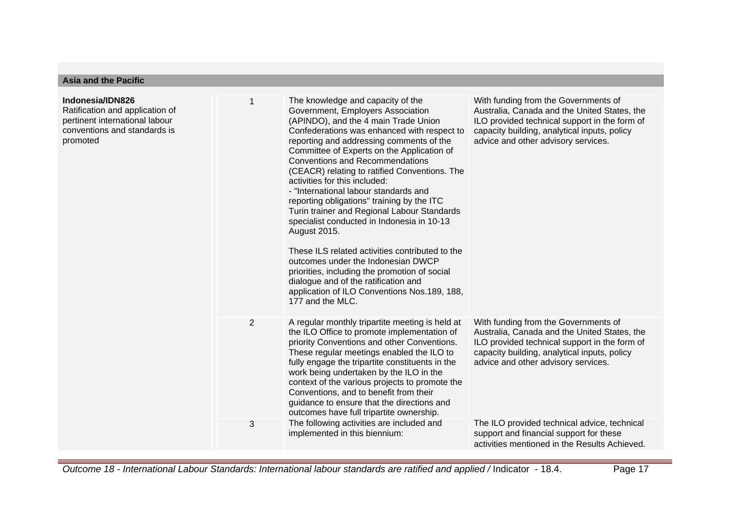## Asia and the Pacific

| | | | |
|---|---|---|---|
| **Indonesia/IDN826**<br>Ratification and application of pertinent international labour conventions and standards is promoted | 1 | The knowledge and capacity of the Government, Employers Association (APINDO), and the 4 main Trade Union Confederations was enhanced with respect to reporting and addressing comments of the Committee of Experts on the Application of Conventions and Recommendations (CEACR) relating to ratified Conventions. The activities for this included:<br>- "International labour standards and reporting obligations" training by the ITC Turin trainer and Regional Labour Standards specialist conducted in Indonesia in 10-13 August 2015.<br><br>These ILS related activities contributed to the outcomes under the Indonesian DWCP priorities, including the promotion of social dialogue and of the ratification and application of ILO Conventions Nos.189, 188, 177 and the MLC. | With funding from the Governments of Australia, Canada and the United States, the ILO provided technical support in the form of capacity building, analytical inputs, policy advice and other advisory services. |
| | 2 | A regular monthly tripartite meeting is held at the ILO Office to promote implementation of priority Conventions and other Conventions. These regular meetings enabled the ILO to fully engage the tripartite constituents in the work being undertaken by the ILO in the context of the various projects to promote the Conventions, and to benefit from their guidance to ensure that the directions and outcomes have full tripartite ownership. | With funding from the Governments of Australia, Canada and the United States, the ILO provided technical support in the form of capacity building, analytical inputs, policy advice and other advisory services. |
| | 3 | The following activities are included and implemented in this biennium: | The ILO provided technical advice, technical support and financial support for these activities mentioned in the Results Achieved. |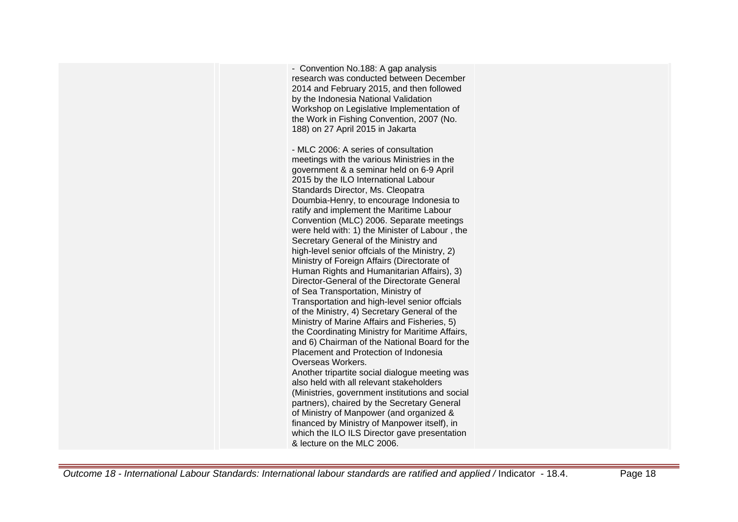|  |  | - Convention No.188: A gap analysis research was conducted between December 2014 and February 2015, and then followed by the Indonesia National Validation Workshop on Legislative Implementation of the Work in Fishing Convention, 2007 (No. 188) on 27 April 2015 in Jakarta<br><br>- MLC 2006: A series of consultation meetings with the various Ministries in the government & a seminar held on 6-9 April 2015 by the ILO International Labour Standards Director, Ms. Cleopatra Doumbia-Henry, to encourage Indonesia to ratify and implement the Maritime Labour Convention (MLC) 2006. Separate meetings were held with: 1) the Minister of Labour , the Secretary General of the Ministry and high-level senior offcials of the Ministry, 2) Ministry of Foreign Affairs (Directorate of Human Rights and Humanitarian Affairs), 3) Director-General of the Directorate General of Sea Transportation, Ministry of Transportation and high-level senior offcials of the Ministry, 4) Secretary General of the Ministry of Marine Affairs and Fisheries, 5) the Coordinating Ministry for Maritime Affairs, and 6) Chairman of the National Board for the Placement and Protection of Indonesia Overseas Workers.<br>Another tripartite social dialogue meeting was also held with all relevant stakeholders (Ministries, government institutions and social partners), chaired by the Secretary General of Ministry of Manpower (and organized & financed by Ministry of Manpower itself), in which the ILO ILS Director gave presentation & lecture on the MLC 2006. |  |
|---|---|---|---|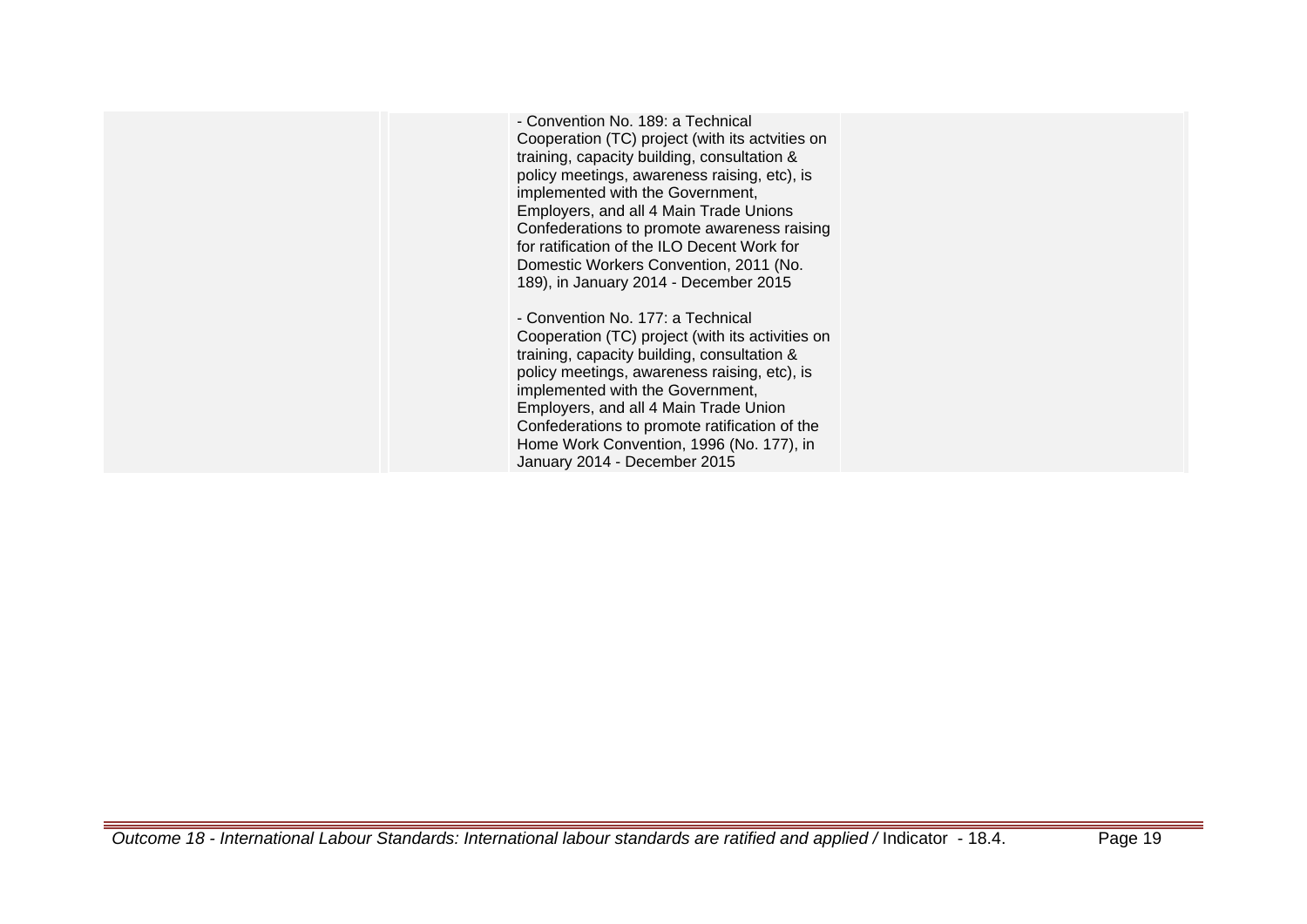| | | | |
|---|---|---|---|
| | | - Convention No. 189: a Technical Cooperation (TC) project (with its actvities on training, capacity building, consultation & policy meetings, awareness raising, etc), is implemented with the Government, Employers, and all 4 Main Trade Unions Confederations to promote awareness raising for ratification of the ILO Decent Work for Domestic Workers Convention, 2011 (No. 189), in January 2014 - December 2015<br><br>- Convention No. 177: a Technical Cooperation (TC) project (with its activities on training, capacity building, consultation & policy meetings, awareness raising, etc), is implemented with the Government, Employers, and all 4 Main Trade Union Confederations to promote ratification of the Home Work Convention, 1996 (No. 177), in January 2014 - December 2015 | |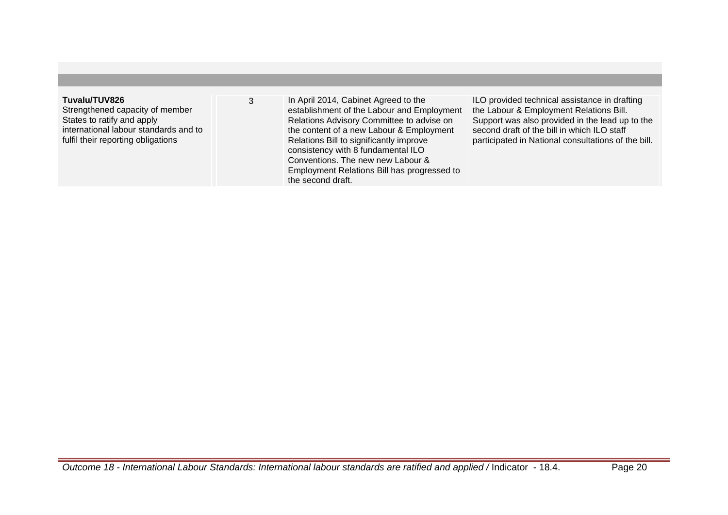| | | | |
|---|---|---|---|
| **Tuvalu/TUV826**<br>Strengthened capacity of member States to ratify and apply international labour standards and to fulfil their reporting obligations | 3 | In April 2014, Cabinet Agreed to the establishment of the Labour and Employment Relations Advisory Committee to advise on the content of a new Labour & Employment Relations Bill to significantly improve consistency with 8 fundamental ILO Conventions. The new new Labour & Employment Relations Bill has progressed to the second draft. | ILO provided technical assistance in drafting the Labour & Employment Relations Bill. Support was also provided in the lead up to the second draft of the bill in which ILO staff participated in National consultations of the bill. |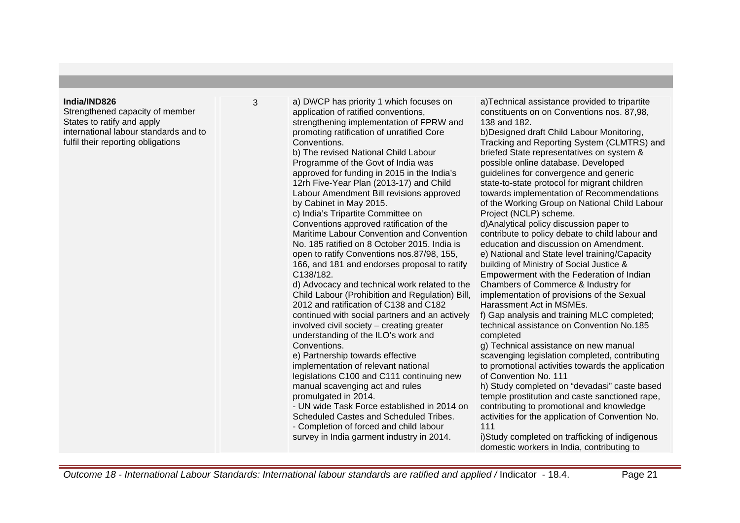| | | | |
|---|---|---|---|
| **India/IND826**<br>Strengthened capacity of member States to ratify and apply international labour standards and to fulfil their reporting obligations | 3 | a) DWCP has priority 1 which focuses on application of ratified conventions, strengthening implementation of FPRW and promoting ratification of unratified Core Conventions.<br>b) The revised National Child Labour Programme of the Govt of India was approved for funding in 2015 in the India's 12rh Five-Year Plan (2013-17) and Child Labour Amendment Bill revisions approved by Cabinet in May 2015.<br>c) India's Tripartite Committee on Conventions approved ratification of the Maritime Labour Convention and Convention No. 185 ratified on 8 October 2015. India is open to ratify Conventions nos.87/98, 155, 166, and 181 and endorses proposal to ratify C138/182.<br>d) Advocacy and technical work related to the Child Labour (Prohibition and Regulation) Bill, 2012 and ratification of C138 and C182 continued with social partners and an actively involved civil society – creating greater understanding of the ILO's work and Conventions.<br>e) Partnership towards effective implementation of relevant national legislations C100 and C111 continuing new manual scavenging act and rules promulgated in 2014.<br>- UN wide Task Force established in 2014 on Scheduled Castes and Scheduled Tribes.<br>- Completion of forced and child labour survey in India garment industry in 2014. | a)Technical assistance provided to tripartite constituents on on Conventions nos. 87,98, 138 and 182.<br>b)Designed draft Child Labour Monitoring, Tracking and Reporting System (CLMTRS) and briefed State representatives on system & possible online database. Developed guidelines for convergence and generic state-to-state protocol for migrant children towards implementation of Recommendations of the Working Group on National Child Labour Project (NCLP) scheme.<br>d)Analytical policy discussion paper to contribute to policy debate to child labour and education and discussion on Amendment.<br>e) National and State level training/Capacity building of Ministry of Social Justice & Empowerment with the Federation of Indian Chambers of Commerce & Industry for implementation of provisions of the Sexual Harassment Act in MSMEs.<br>f) Gap analysis and training MLC completed; technical assistance on Convention No.185 completed<br>g) Technical assistance on new manual scavenging legislation completed, contributing to promotional activities towards the application of Convention No. 111<br>h) Study completed on "devadasi" caste based temple prostitution and caste sanctioned rape, contributing to promotional and knowledge activities for the application of Convention No. 111<br>i)Study completed on trafficking of indigenous domestic workers in India, contributing to |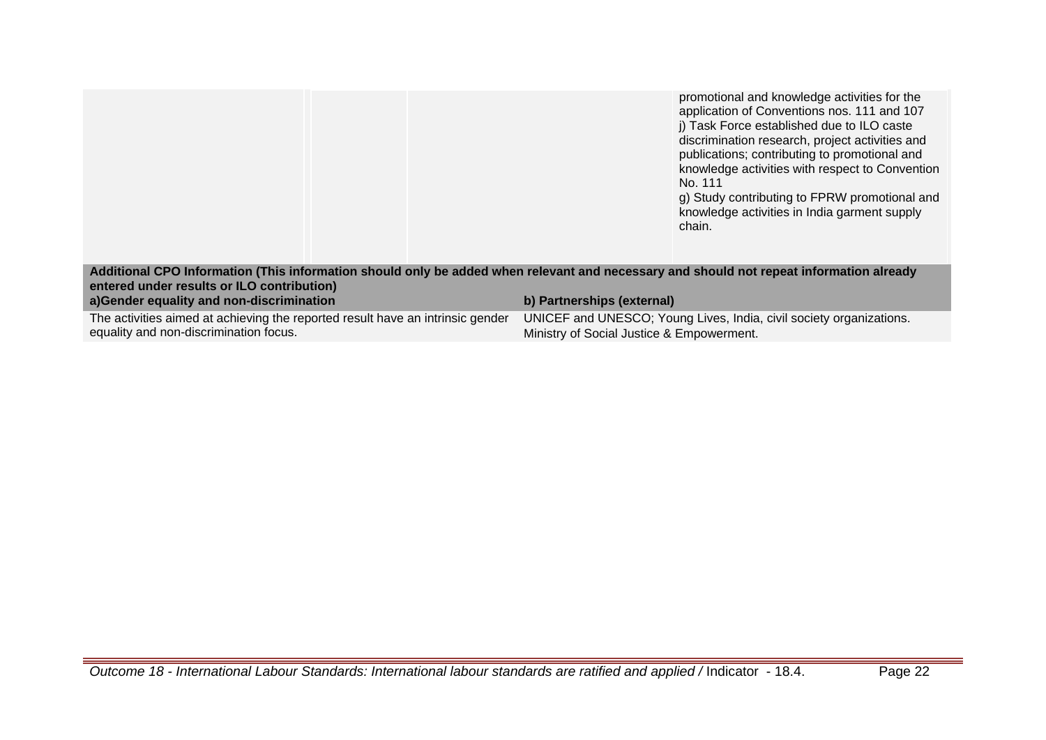| | | | |
|---|---|---|---|
| | | | promotional and knowledge activities for the application of Conventions nos. 111 and 107<br>j) Task Force established due to ILO caste discrimination research, project activities and publications; contributing to promotional and knowledge activities with respect to Convention No. 111<br>g) Study contributing to FPRW promotional and knowledge activities in India garment supply chain. |

**Additional CPO Information (This information should only be added when relevant and necessary and should not repeat information already entered under results or ILO contribution)**

| a)Gender equality and non-discrimination | b) Partnerships (external) |
|---|---|
| The activities aimed at achieving the reported result have an intrinsic gender equality and non-discrimination focus. | UNICEF and UNESCO; Young Lives, India, civil society organizations. Ministry of Social Justice & Empowerment. |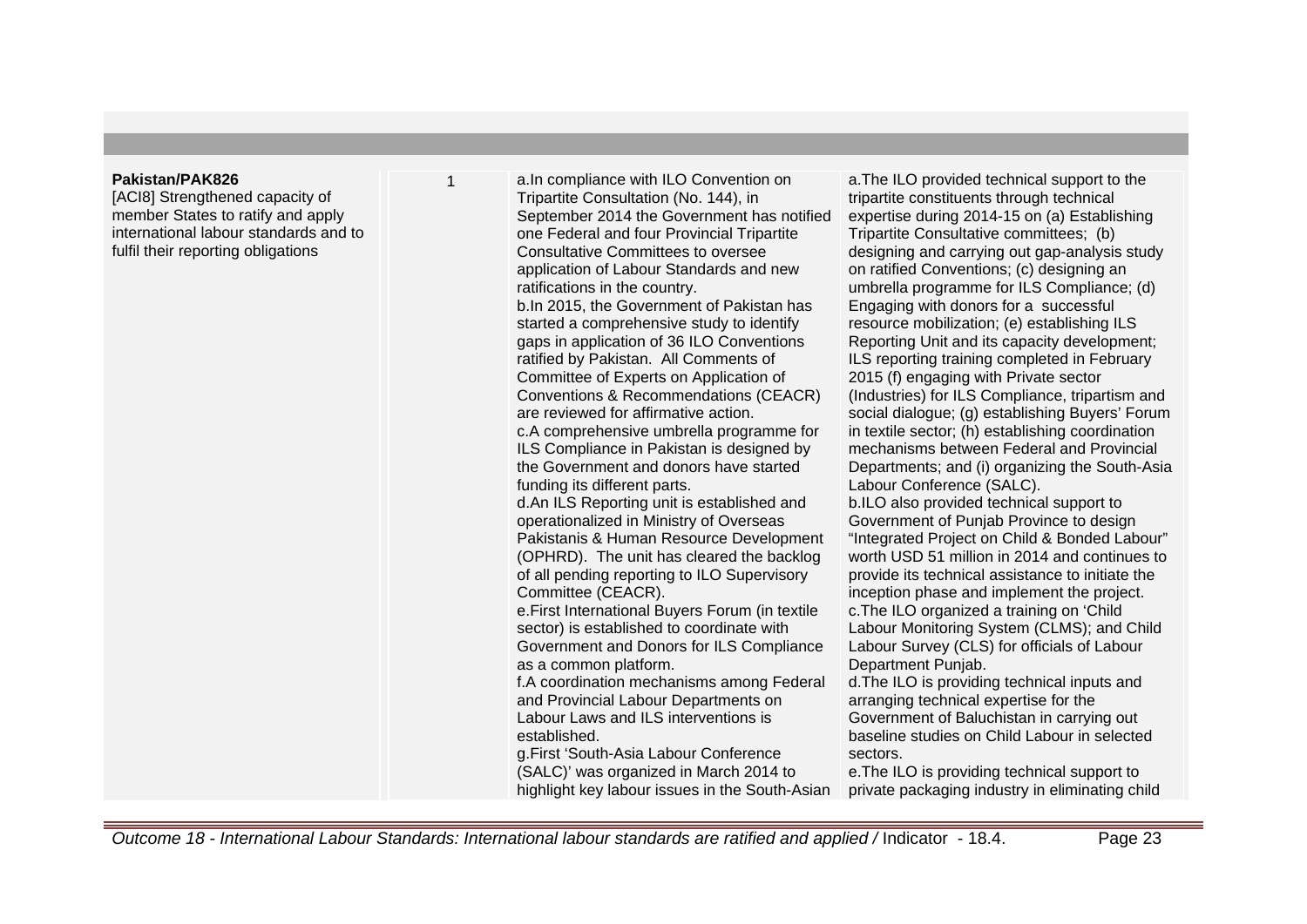| | | | |
|---|---|---|---|
| **Pakistan/PAK826**<br>[ACI8] Strengthened capacity of member States to ratify and apply international labour standards and to fulfil their reporting obligations | 1 | a.In compliance with ILO Convention on Tripartite Consultation (No. 144), in September 2014 the Government has notified one Federal and four Provincial Tripartite Consultative Committees to oversee application of Labour Standards and new ratifications in the country.<br>b.In 2015, the Government of Pakistan has started a comprehensive study to identify gaps in application of 36 ILO Conventions ratified by Pakistan. All Comments of Committee of Experts on Application of Conventions & Recommendations (CEACR) are reviewed for affirmative action.<br>c.A comprehensive umbrella programme for ILS Compliance in Pakistan is designed by the Government and donors have started funding its different parts.<br>d.An ILS Reporting unit is established and operationalized in Ministry of Overseas Pakistanis & Human Resource Development (OPHRD). The unit has cleared the backlog of all pending reporting to ILO Supervisory Committee (CEACR).<br>e.First International Buyers Forum (in textile sector) is established to coordinate with Government and Donors for ILS Compliance as a common platform.<br>f.A coordination mechanisms among Federal and Provincial Labour Departments on Labour Laws and ILS interventions is established.<br>g.First 'South-Asia Labour Conference (SALC)' was organized in March 2014 to highlight key labour issues in the South-Asian | a.The ILO provided technical support to the tripartite constituents through technical expertise during 2014-15 on (a) Establishing Tripartite Consultative committees; (b) designing and carrying out gap-analysis study on ratified Conventions; (c) designing an umbrella programme for ILS Compliance; (d) Engaging with donors for a successful resource mobilization; (e) establishing ILS Reporting Unit and its capacity development; ILS reporting training completed in February 2015 (f) engaging with Private sector (Industries) for ILS Compliance, tripartism and social dialogue; (g) establishing Buyers' Forum in textile sector; (h) establishing coordination mechanisms between Federal and Provincial Departments; and (i) organizing the South-Asia Labour Conference (SALC).<br>b.ILO also provided technical support to Government of Punjab Province to design "Integrated Project on Child & Bonded Labour" worth USD 51 million in 2014 and continues to provide its technical assistance to initiate the inception phase and implement the project.<br>c.The ILO organized a training on 'Child Labour Monitoring System (CLMS); and Child Labour Survey (CLS) for officials of Labour Department Punjab.<br>d.The ILO is providing technical inputs and arranging technical expertise for the Government of Baluchistan in carrying out baseline studies on Child Labour in selected sectors.<br>e.The ILO is providing technical support to private packaging industry in eliminating child |

*Outcome 18 - International Labour Standards: International labour standards are ratified and applied /* Indicator - 18.4.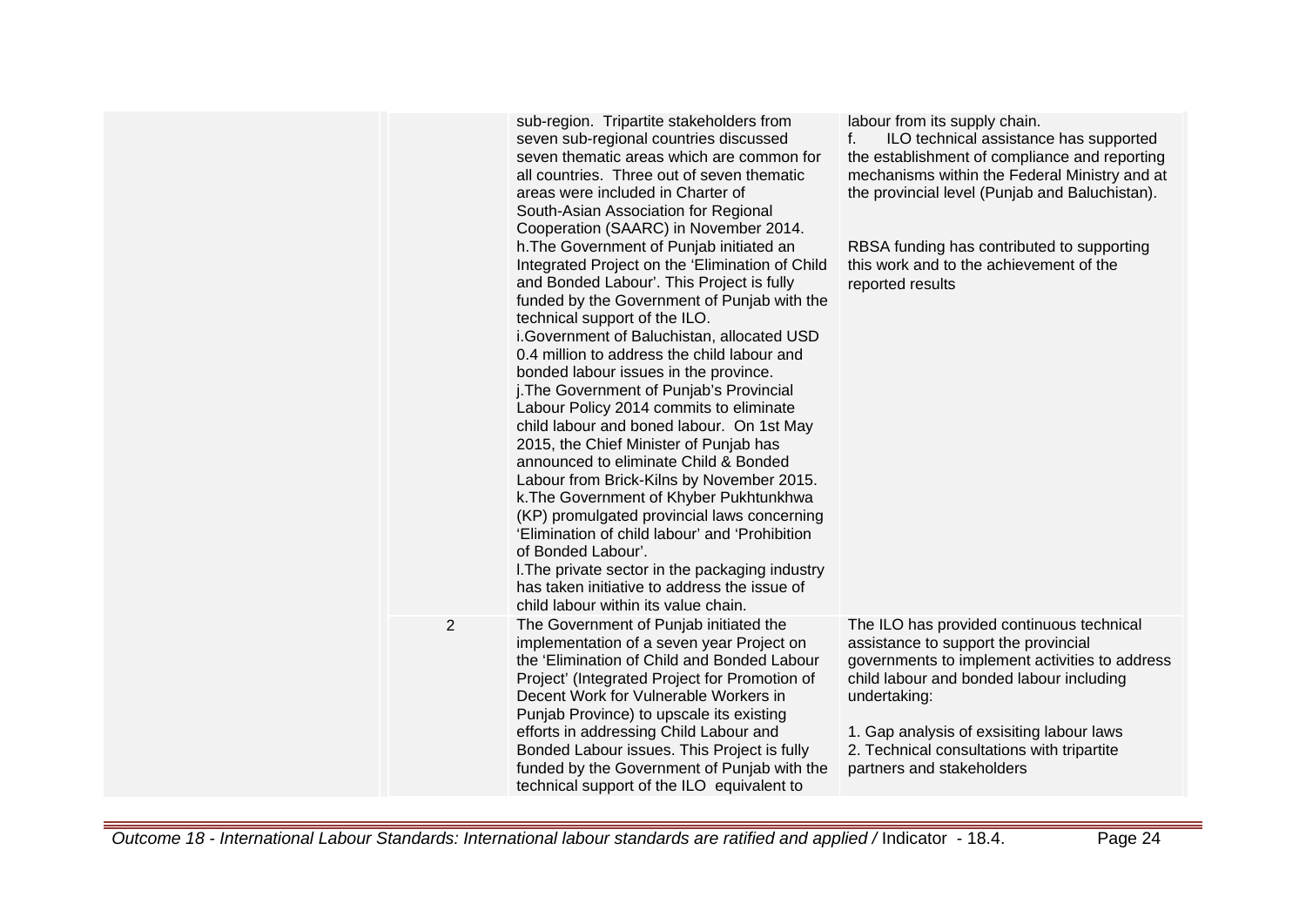| | | | |
|---|---|---|---|
| | | sub-region. Tripartite stakeholders from seven sub-regional countries discussed seven thematic areas which are common for all countries. Three out of seven thematic areas were included in Charter of South-Asian Association for Regional Cooperation (SAARC) in November 2014.<br>h.The Government of Punjab initiated an Integrated Project on the 'Elimination of Child and Bonded Labour'. This Project is fully funded by the Government of Punjab with the technical support of the ILO.<br>i.Government of Baluchistan, allocated USD 0.4 million to address the child labour and bonded labour issues in the province.<br>j.The Government of Punjab's Provincial Labour Policy 2014 commits to eliminate child labour and boned labour. On 1st May 2015, the Chief Minister of Punjab has announced to eliminate Child & Bonded Labour from Brick-Kilns by November 2015.<br>k.The Government of Khyber Pukhtunkhwa (KP) promulgated provincial laws concerning 'Elimination of child labour' and 'Prohibition of Bonded Labour'.<br>l.The private sector in the packaging industry has taken initiative to address the issue of child labour within its value chain. | labour from its supply chain.<br>f. ILO technical assistance has supported the establishment of compliance and reporting mechanisms within the Federal Ministry and at the provincial level (Punjab and Baluchistan).<br><br>RBSA funding has contributed to supporting this work and to the achievement of the reported results |
| | 2 | The Government of Punjab initiated the implementation of a seven year Project on the 'Elimination of Child and Bonded Labour Project' (Integrated Project for Promotion of Decent Work for Vulnerable Workers in Punjab Province) to upscale its existing efforts in addressing Child Labour and Bonded Labour issues. This Project is fully funded by the Government of Punjab with the technical support of the ILO equivalent to | The ILO has provided continuous technical assistance to support the provincial governments to implement activities to address child labour and bonded labour including undertaking:<br><br>1. Gap analysis of exsisiting labour laws<br>2. Technical consultations with tripartite partners and stakeholders |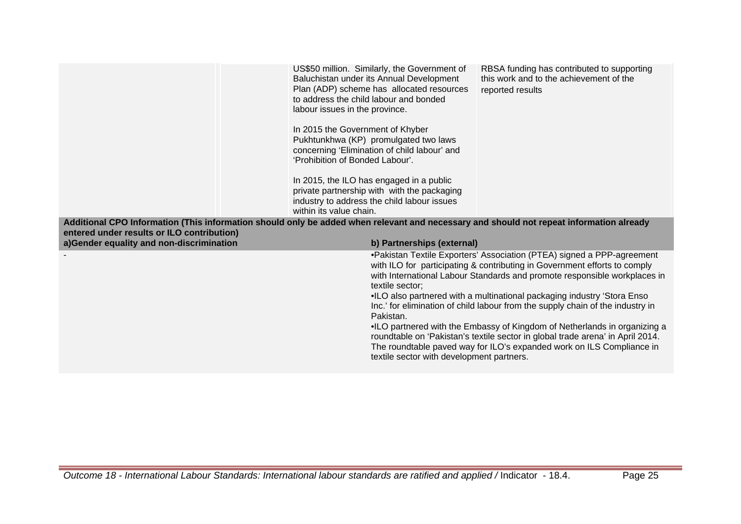| | | | |
|---|---|---|---|
| | | US$50 million. Similarly, the Government of Baluchistan under its Annual Development Plan (ADP) scheme has allocated resources to address the child labour and bonded labour issues in the province.<br><br>In 2015 the Government of Khyber Pukhtunkhwa (KP) promulgated two laws concerning 'Elimination of child labour' and 'Prohibition of Bonded Labour'.<br><br>In 2015, the ILO has engaged in a public private partnership with with the packaging industry to address the child labour issues within its value chain. | RBSA funding has contributed to supporting this work and to the achievement of the reported results |

**Additional CPO Information (This information should only be added when relevant and necessary and should not repeat information already entered under results or ILO contribution)**

| a)Gender equality and non-discrimination | b) Partnerships (external) |
|---|---|
| - | •Pakistan Textile Exporters' Association (PTEA) signed a PPP-agreement with ILO for participating & contributing in Government efforts to comply with International Labour Standards and promote responsible workplaces in textile sector;<br>•ILO also partnered with a multinational packaging industry 'Stora Enso Inc.' for elimination of child labour from the supply chain of the industry in Pakistan.<br>•ILO partnered with the Embassy of Kingdom of Netherlands in organizing a roundtable on 'Pakistan's textile sector in global trade arena' in April 2014. The roundtable paved way for ILO's expanded work on ILS Compliance in textile sector with development partners. |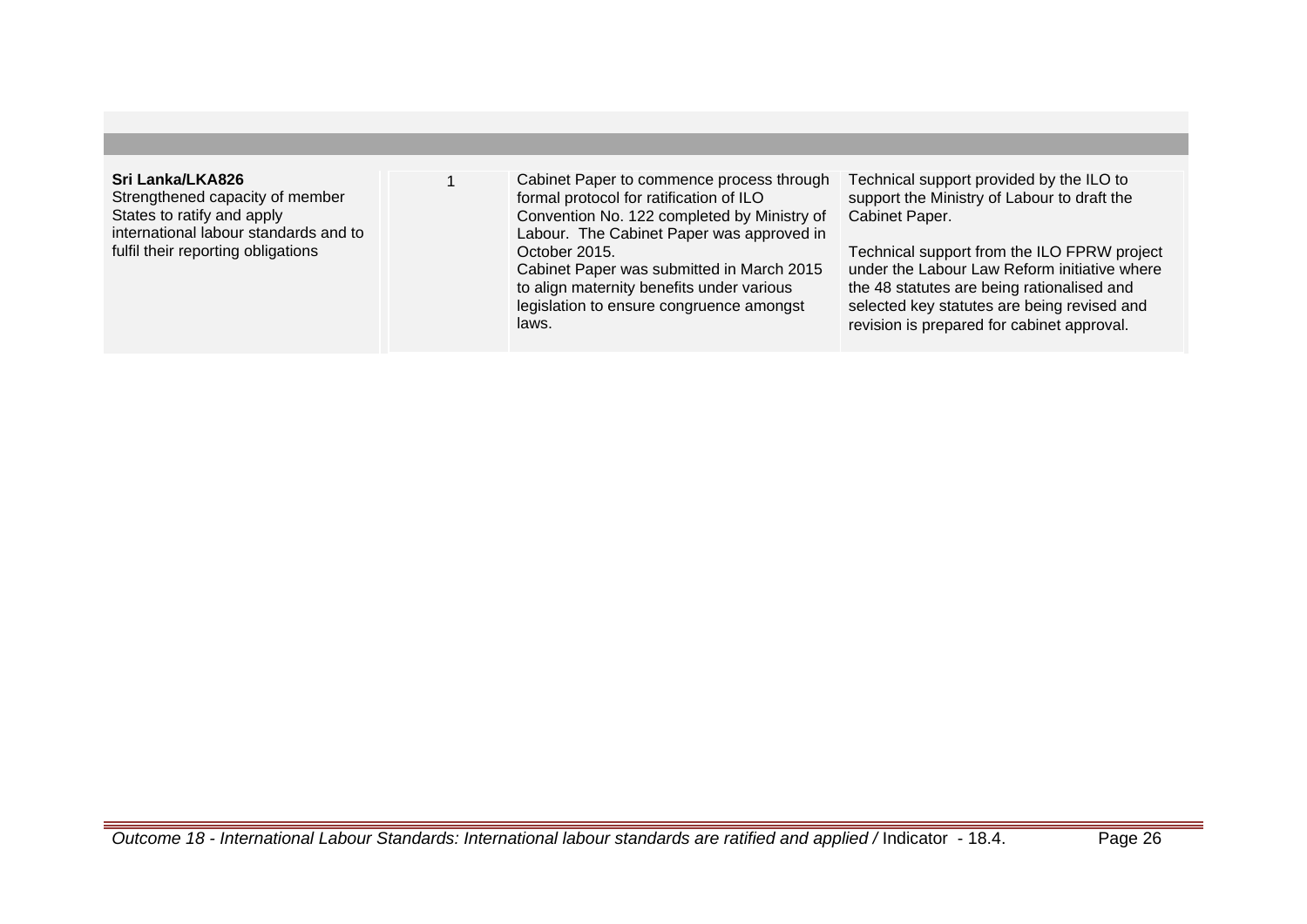| | | | |
|---|---|---|---|
| **Sri Lanka/LKA826**<br>Strengthened capacity of member States to ratify and apply international labour standards and to fulfil their reporting obligations | 1 | Cabinet Paper to commence process through formal protocol for ratification of ILO Convention No. 122 completed by Ministry of Labour. The Cabinet Paper was approved in October 2015.<br>Cabinet Paper was submitted in March 2015 to align maternity benefits under various legislation to ensure congruence amongst laws. | Technical support provided by the ILO to support the Ministry of Labour to draft the Cabinet Paper.<br><br>Technical support from the ILO FPRW project under the Labour Law Reform initiative where the 48 statutes are being rationalised and selected key statutes are being revised and revision is prepared for cabinet approval. |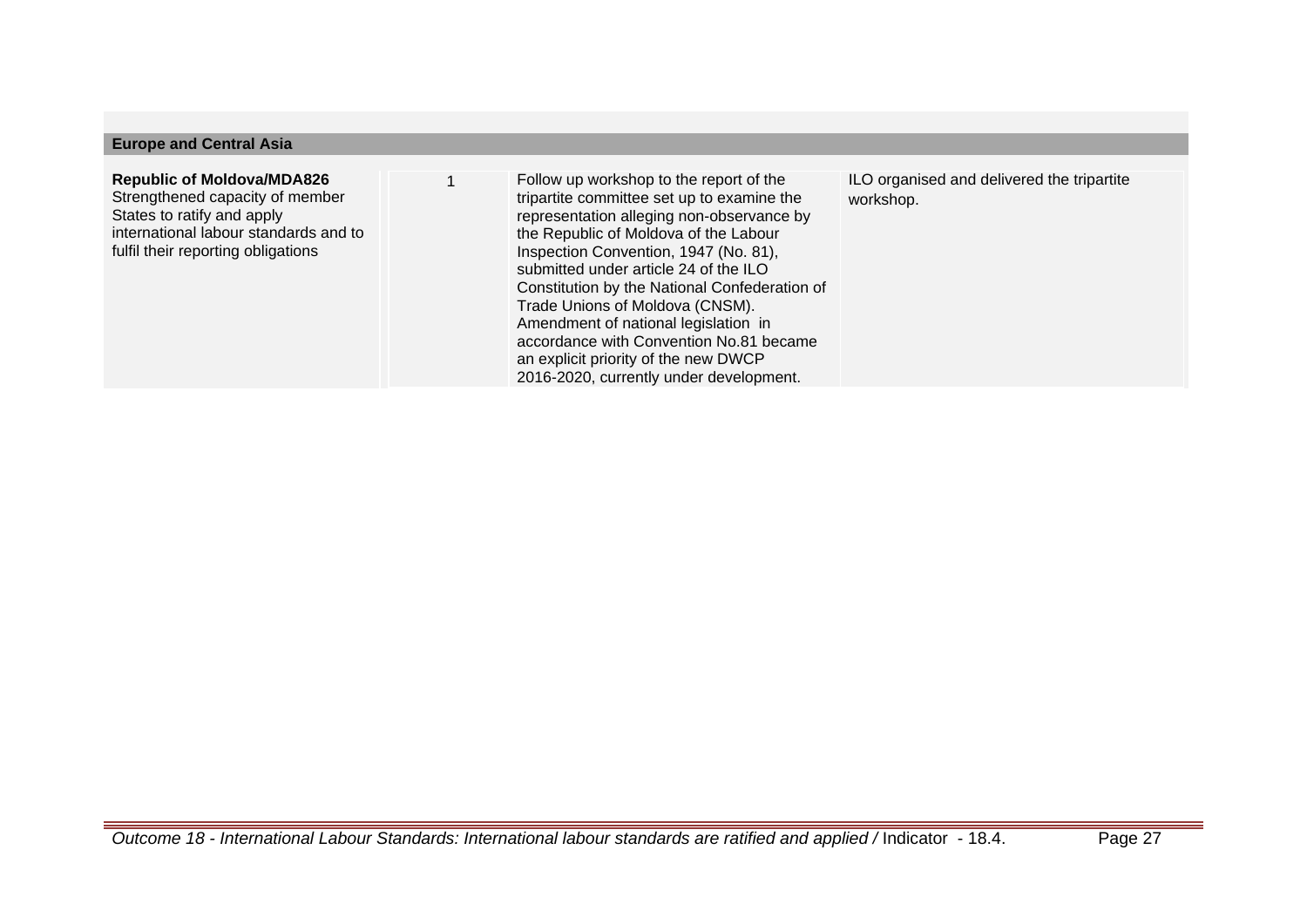| Europe and Central Asia | | | |
|---|---|---|---|
| **Republic of Moldova/MDA826**<br>Strengthened capacity of member States to ratify and apply international labour standards and to fulfil their reporting obligations | 1 | Follow up workshop to the report of the tripartite committee set up to examine the representation alleging non-observance by the Republic of Moldova of the Labour Inspection Convention, 1947 (No. 81), submitted under article 24 of the ILO Constitution by the National Confederation of Trade Unions of Moldova (CNSM). Amendment of national legislation in accordance with Convention No.81 became an explicit priority of the new DWCP 2016-2020, currently under development. | ILO organised and delivered the tripartite workshop. |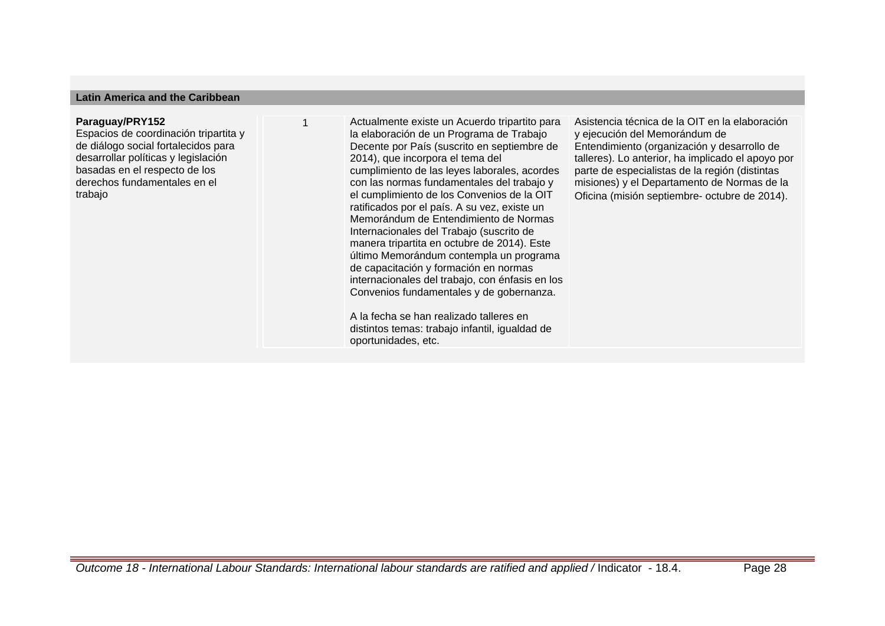## Latin America and the Caribbean

| | | | |
|---|---|---|---|
| **Paraguay/PRY152**<br>Espacios de coordinación tripartita y de diálogo social fortalecidos para desarrollar políticas y legislación basadas en el respecto de los derechos fundamentales en el trabajo | 1 | Actualmente existe un Acuerdo tripartito para la elaboración de un Programa de Trabajo Decente por País (suscrito en septiembre de 2014), que incorpora el tema del cumplimiento de las leyes laborales, acordes con las normas fundamentales del trabajo y el cumplimiento de los Convenios de la OIT ratificados por el país. A su vez, existe un Memorándum de Entendimiento de Normas Internacionales del Trabajo (suscrito de manera tripartita en octubre de 2014). Este último Memorándum contempla un programa de capacitación y formación en normas internacionales del trabajo, con énfasis en los Convenios fundamentales y de gobernanza.<br><br>A la fecha se han realizado talleres en distintos temas: trabajo infantil, igualdad de oportunidades, etc. | Asistencia técnica de la OIT en la elaboración y ejecución del Memorándum de Entendimiento (organización y desarrollo de talleres). Lo anterior, ha implicado el apoyo por parte de especialistas de la región (distintas misiones) y el Departamento de Normas de la Oficina (misión septiembre- octubre de 2014). |